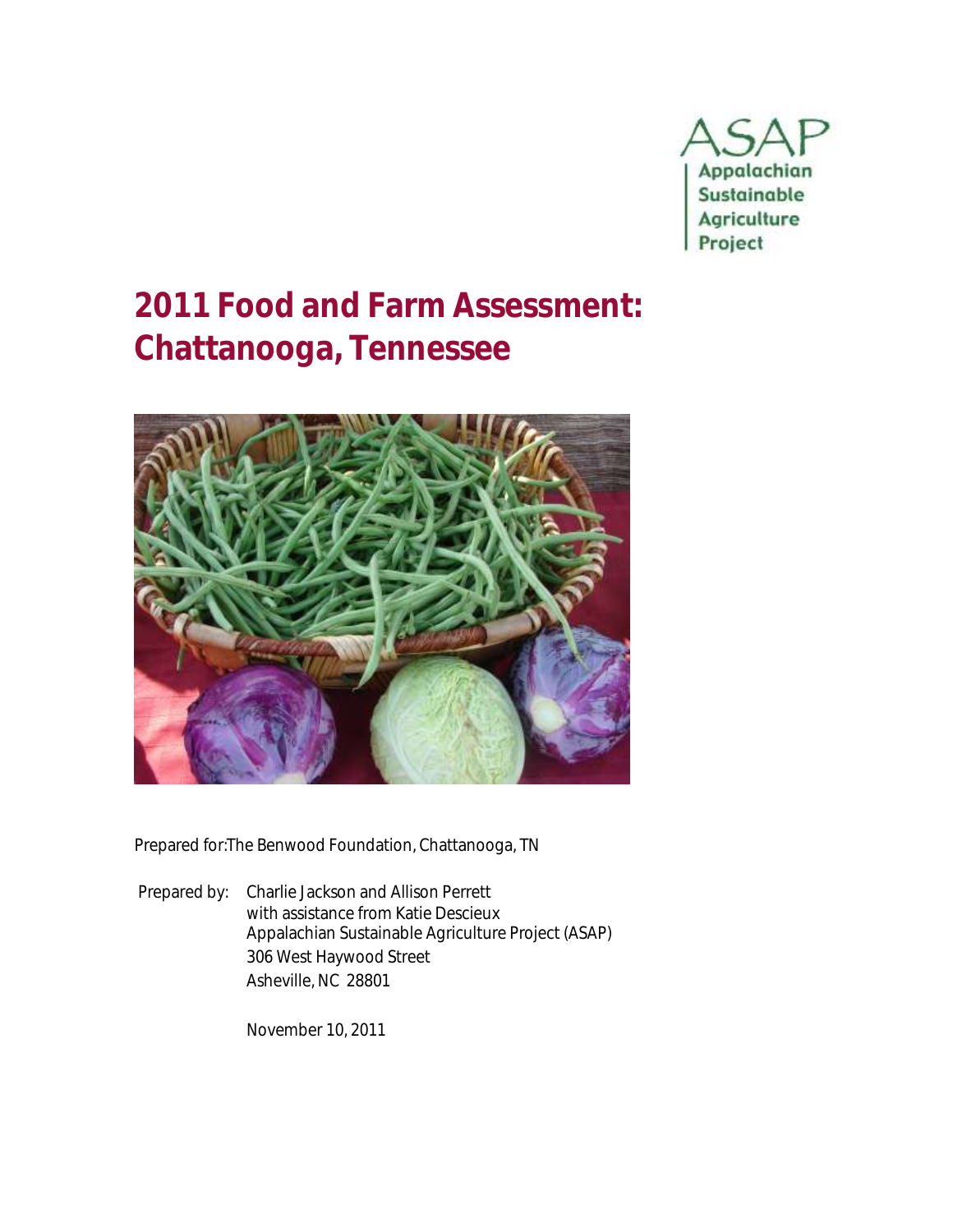ASAP
Appalachian
Sustainable
Agriculture
Project

# 2011 Food and Farm Assessment: Chattanooga, Tennessee

Prepared for:The Benwood Foundation, Chattanooga, TN

Prepared by: Charlie Jackson and Allison Perrett
with assistance from Katie Descieux
Appalachian Sustainable Agriculture Project (ASAP)
306 West Haywood Street
Asheville, NC 28801

November 10, 2011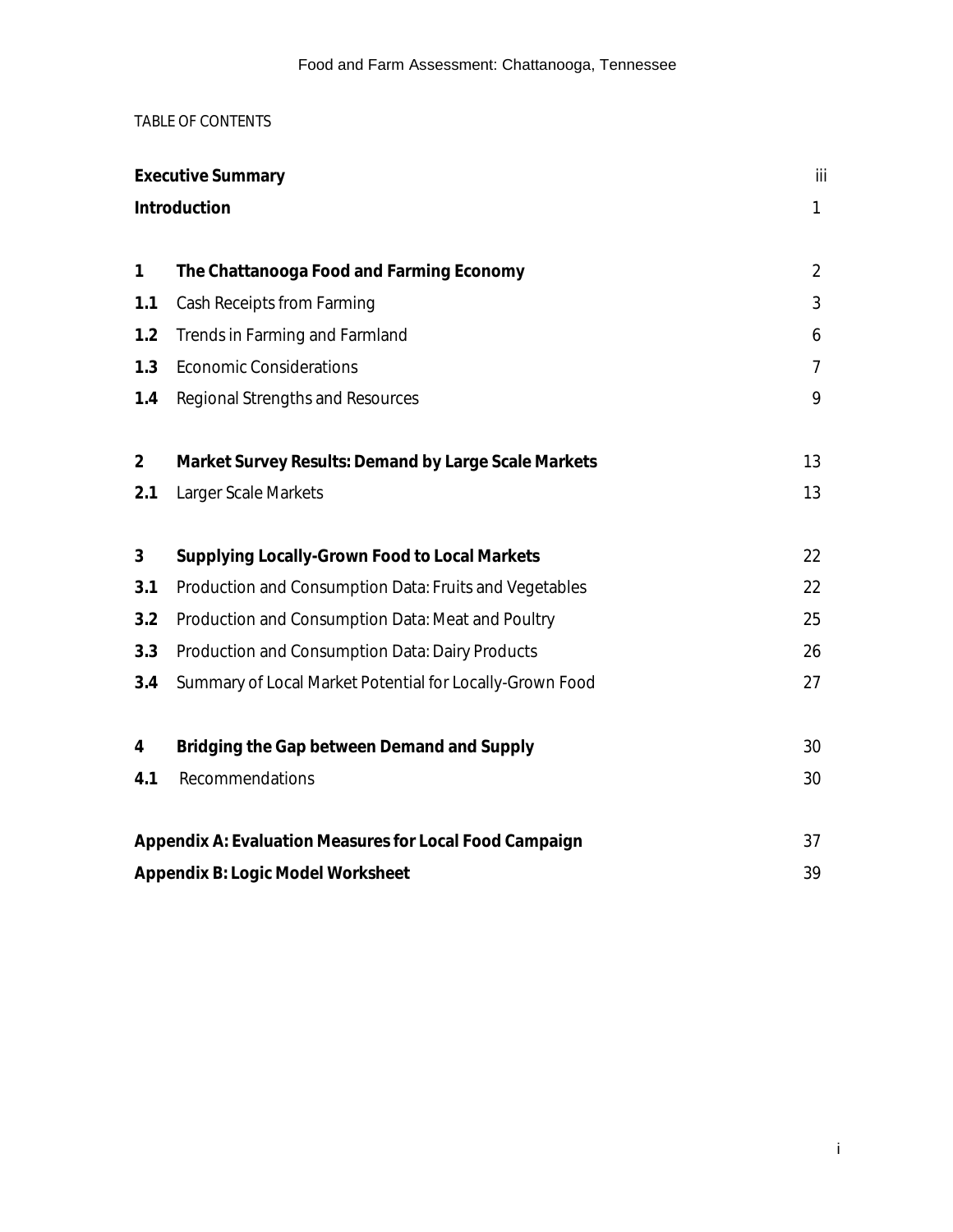TABLE OF CONTENTS

| | | |
|---|---|---|
| **Executive Summary** | | iii |
| **Introduction** | | 1 |
| **1** | **The Chattanooga Food and Farming Economy** | 2 |
| **1.1** | Cash Receipts from Farming | 3 |
| **1.2** | Trends in Farming and Farmland | 6 |
| **1.3** | Economic Considerations | 7 |
| **1.4** | Regional Strengths and Resources | 9 |
| **2** | **Market Survey Results: Demand by Large Scale Markets** | 13 |
| **2.1** | Larger Scale Markets | 13 |
| **3** | **Supplying Locally-Grown Food to Local Markets** | 22 |
| **3.1** | Production and Consumption Data: Fruits and Vegetables | 22 |
| **3.2** | Production and Consumption Data: Meat and Poultry | 25 |
| **3.3** | Production and Consumption Data: Dairy Products | 26 |
| **3.4** | Summary of Local Market Potential for Locally-Grown Food | 27 |
| **4** | **Bridging the Gap between Demand and Supply** | 30 |
| **4.1** | Recommendations | 30 |
| **Appendix A: Evaluation Measures for Local Food Campaign** | | 37 |
| **Appendix B: Logic Model Worksheet** | | 39 |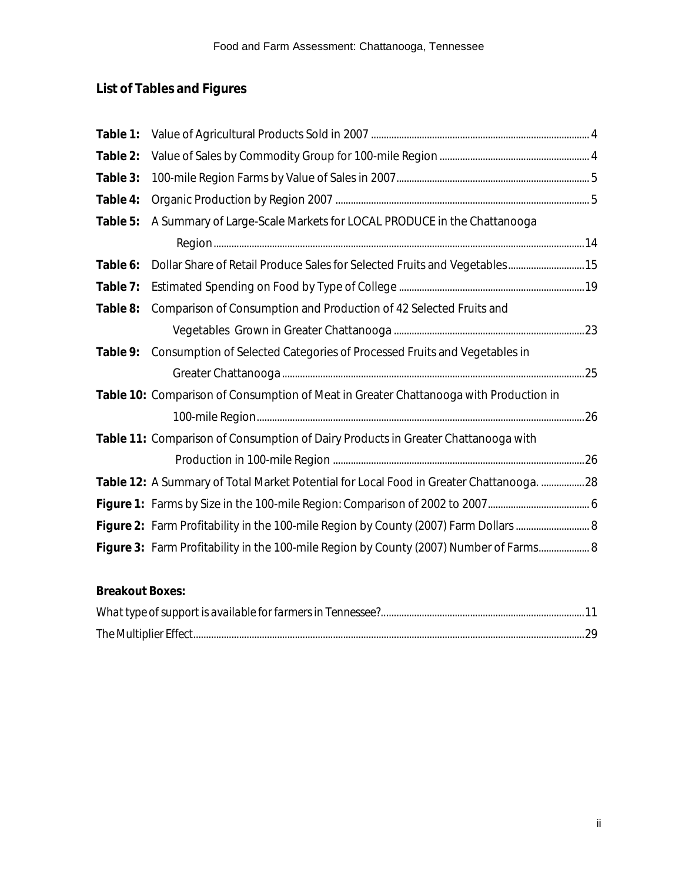## List of Tables and Figures

**Table 1:** Value of Agricultural Products Sold in 2007 ..... 4

**Table 2:** Value of Sales by Commodity Group for 100-mile Region ..... 4

**Table 3:** 100-mile Region Farms by Value of Sales in 2007 ..... 5

**Table 4:** Organic Production by Region 2007 ..... 5

**Table 5:** A Summary of Large-Scale Markets for LOCAL PRODUCE in the Chattanooga Region ..... 14

**Table 6:** Dollar Share of Retail Produce Sales for Selected Fruits and Vegetables ..... 15

**Table 7:** Estimated Spending on Food by Type of College ..... 19

**Table 8:** Comparison of Consumption and Production of 42 Selected Fruits and Vegetables Grown in Greater Chattanooga ..... 23

**Table 9:** Consumption of Selected Categories of Processed Fruits and Vegetables in Greater Chattanooga ..... 25

**Table 10:** Comparison of Consumption of Meat in Greater Chattanooga with Production in 100-mile Region ..... 26

**Table 11:** Comparison of Consumption of Dairy Products in Greater Chattanooga with Production in 100-mile Region ..... 26

**Table 12:** A Summary of Total Market Potential for Local Food in Greater Chattanooga. ..... 28

**Figure 1:** Farms by Size in the 100-mile Region: Comparison of 2002 to 2007 ..... 6

**Figure 2:** Farm Profitability in the 100-mile Region by County (2007) Farm Dollars ..... 8

**Figure 3:** Farm Profitability in the 100-mile Region by County (2007) Number of Farms ..... 8

**Breakout Boxes:**

*What type of support is available for farmers in Tennessee?* ..... 11

The Multiplier Effect ..... 29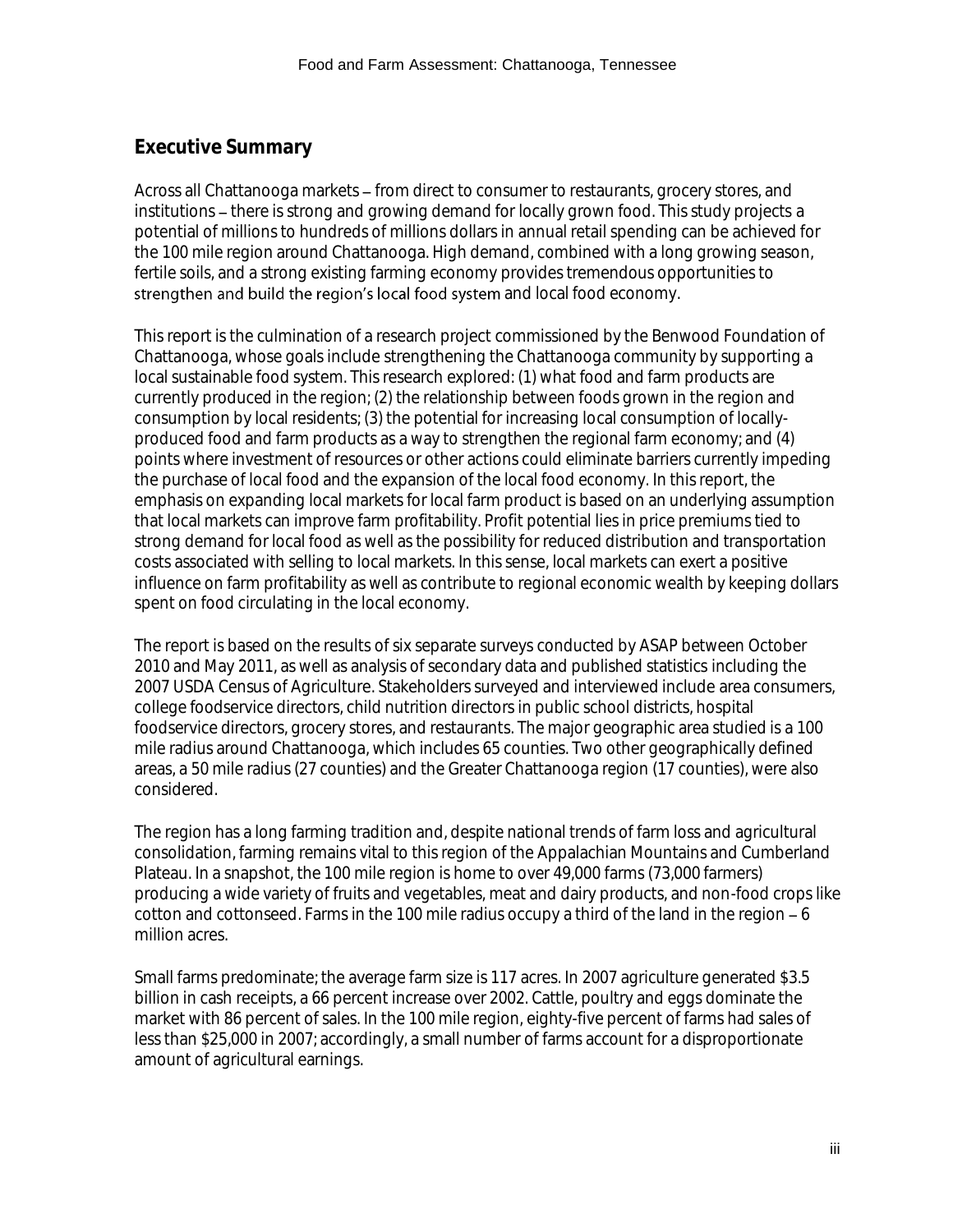## Executive Summary

Across all Chattanooga markets – from direct to consumer to restaurants, grocery stores, and institutions – there is strong and growing demand for locally grown food. This study projects a potential of millions to hundreds of millions dollars in annual retail spending can be achieved for the 100 mile region around Chattanooga. High demand, combined with a long growing season, fertile soils, and a strong existing farming economy provides tremendous opportunities to strengthen and build the region's local food system and local food economy.

This report is the culmination of a research project commissioned by the Benwood Foundation of Chattanooga, whose goals include strengthening the Chattanooga community by supporting a local sustainable food system. This research explored: (1) what food and farm products are currently produced in the region; (2) the relationship between foods grown in the region and consumption by local residents; (3) the potential for increasing local consumption of locally-produced food and farm products as a way to strengthen the regional farm economy; and (4) points where investment of resources or other actions could eliminate barriers currently impeding the purchase of local food and the expansion of the local food economy. In this report, the emphasis on expanding local markets for local farm product is based on an underlying assumption that local markets can improve farm profitability. Profit potential lies in price premiums tied to strong demand for local food as well as the possibility for reduced distribution and transportation costs associated with selling to local markets. In this sense, local markets can exert a positive influence on farm profitability as well as contribute to regional economic wealth by keeping dollars spent on food circulating in the local economy.

The report is based on the results of six separate surveys conducted by ASAP between October 2010 and May 2011, as well as analysis of secondary data and published statistics including the 2007 USDA Census of Agriculture. Stakeholders surveyed and interviewed include area consumers, college foodservice directors, child nutrition directors in public school districts, hospital foodservice directors, grocery stores, and restaurants. The major geographic area studied is a 100 mile radius around Chattanooga, which includes 65 counties. Two other geographically defined areas, a 50 mile radius (27 counties) and the Greater Chattanooga region (17 counties), were also considered.

The region has a long farming tradition and, despite national trends of farm loss and agricultural consolidation, farming remains vital to this region of the Appalachian Mountains and Cumberland Plateau. In a snapshot, the 100 mile region is home to over 49,000 farms (73,000 farmers) producing a wide variety of fruits and vegetables, meat and dairy products, and non-food crops like cotton and cottonseed. Farms in the 100 mile radius occupy a third of the land in the region – 6 million acres.

Small farms predominate; the average farm size is 117 acres. In 2007 agriculture generated $3.5 billion in cash receipts, a 66 percent increase over 2002. Cattle, poultry and eggs dominate the market with 86 percent of sales. In the 100 mile region, eighty-five percent of farms had sales of less than $25,000 in 2007; accordingly, a small number of farms account for a disproportionate amount of agricultural earnings.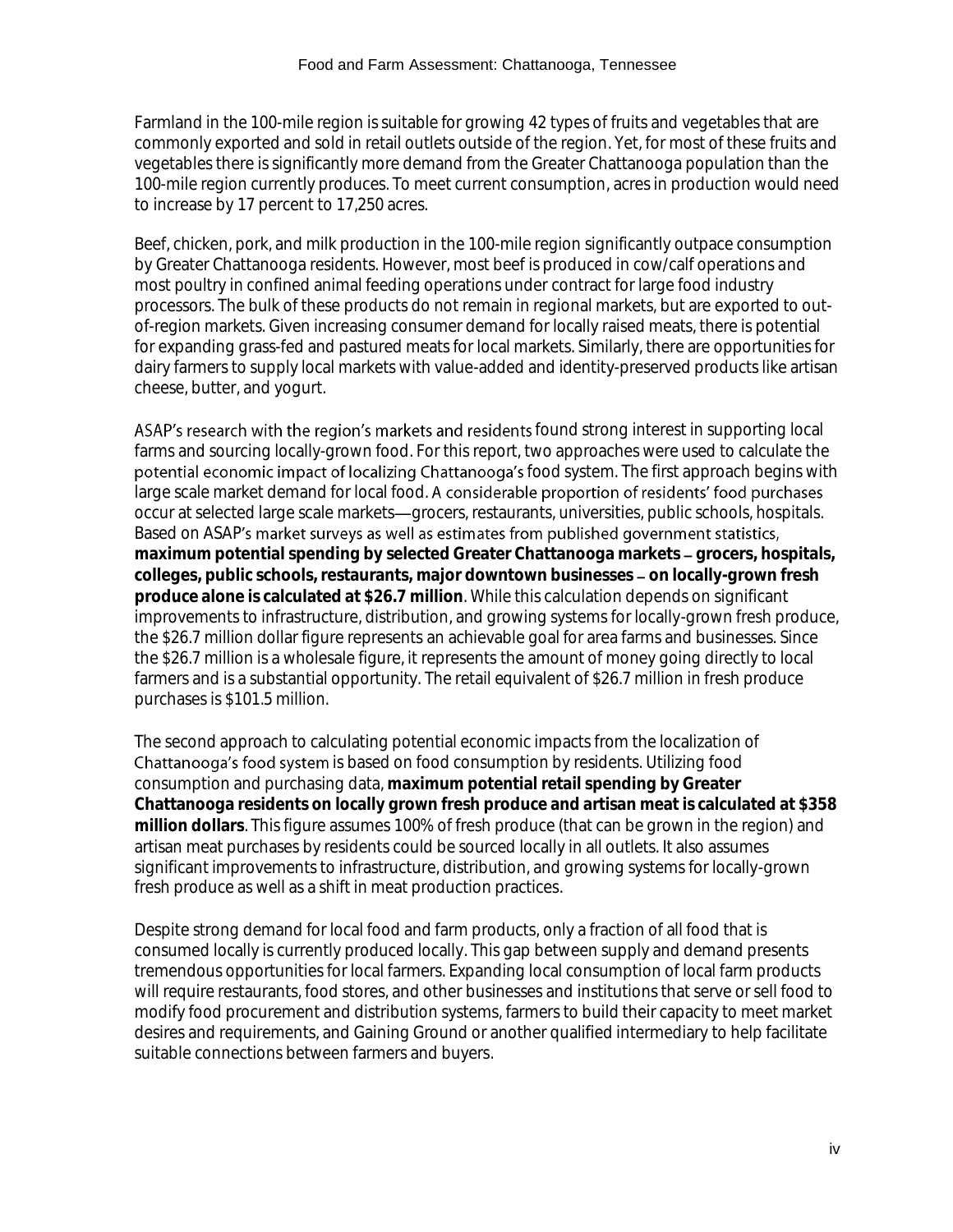Farmland in the 100-mile region is suitable for growing 42 types of fruits and vegetables that are commonly exported and sold in retail outlets outside of the region. Yet, for most of these fruits and vegetables there is significantly more demand from the Greater Chattanooga population than the 100-mile region currently produces. To meet current consumption, acres in production would need to increase by 17 percent to 17,250 acres.

Beef, chicken, pork, and milk production in the 100-mile region significantly outpace consumption by Greater Chattanooga residents. However, most beef is produced in cow/calf operations and most poultry in confined animal feeding operations under contract for large food industry processors. The bulk of these products do not remain in regional markets, but are exported to out-of-region markets. Given increasing consumer demand for locally raised meats, there is potential for expanding grass-fed and pastured meats for local markets. Similarly, there are opportunities for dairy farmers to supply local markets with value-added and identity-preserved products like artisan cheese, butter, and yogurt.

ASAP's research with the region's markets and residents found strong interest in supporting local farms and sourcing locally-grown food. For this report, two approaches were used to calculate the potential economic impact of localizing Chattanooga's food system. The first approach begins with large scale market demand for local food. A considerable proportion of residents' food purchases occur at selected large scale markets—grocers, restaurants, universities, public schools, hospitals. Based on ASAP's market surveys as well as estimates from published government statistics, **maximum potential spending by selected Greater Chattanooga markets – grocers, hospitals, colleges, public schools, restaurants, major downtown businesses – on locally-grown fresh produce alone is calculated at $26.7 million**. While this calculation depends on significant improvements to infrastructure, distribution, and growing systems for locally-grown fresh produce, the $26.7 million dollar figure represents an achievable goal for area farms and businesses. Since the $26.7 million is a wholesale figure, it represents the amount of money going directly to local farmers and is a substantial opportunity. The retail equivalent of $26.7 million in fresh produce purchases is $101.5 million.

The second approach to calculating potential economic impacts from the localization of Chattanooga's food system is based on food consumption by residents. Utilizing food consumption and purchasing data, **maximum potential retail spending by Greater Chattanooga residents on locally grown fresh produce and artisan meat is calculated at $358 million dollars**. This figure assumes 100% of fresh produce (that can be grown in the region) and artisan meat purchases by residents could be sourced locally in all outlets. It also assumes significant improvements to infrastructure, distribution, and growing systems for locally-grown fresh produce as well as a shift in meat production practices.

Despite strong demand for local food and farm products, only a fraction of all food that is consumed locally is currently produced locally. This gap between supply and demand presents tremendous opportunities for local farmers. Expanding local consumption of local farm products will require restaurants, food stores, and other businesses and institutions that serve or sell food to modify food procurement and distribution systems, farmers to build their capacity to meet market desires and requirements, and Gaining Ground or another qualified intermediary to help facilitate suitable connections between farmers and buyers.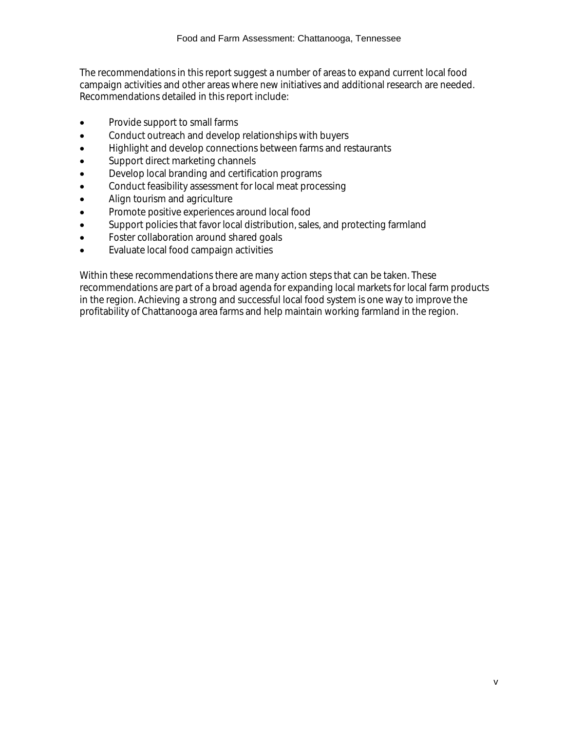The recommendations in this report suggest a number of areas to expand current local food campaign activities and other areas where new initiatives and additional research are needed. Recommendations detailed in this report include:

- Provide support to small farms
- Conduct outreach and develop relationships with buyers
- Highlight and develop connections between farms and restaurants
- Support direct marketing channels
- Develop local branding and certification programs
- Conduct feasibility assessment for local meat processing
- Align tourism and agriculture
- Promote positive experiences around local food
- Support policies that favor local distribution, sales, and protecting farmland
- Foster collaboration around shared goals
- Evaluate local food campaign activities

Within these recommendations there are many action steps that can be taken. These recommendations are part of a broad agenda for expanding local markets for local farm products in the region. Achieving a strong and successful local food system is one way to improve the profitability of Chattanooga area farms and help maintain working farmland in the region.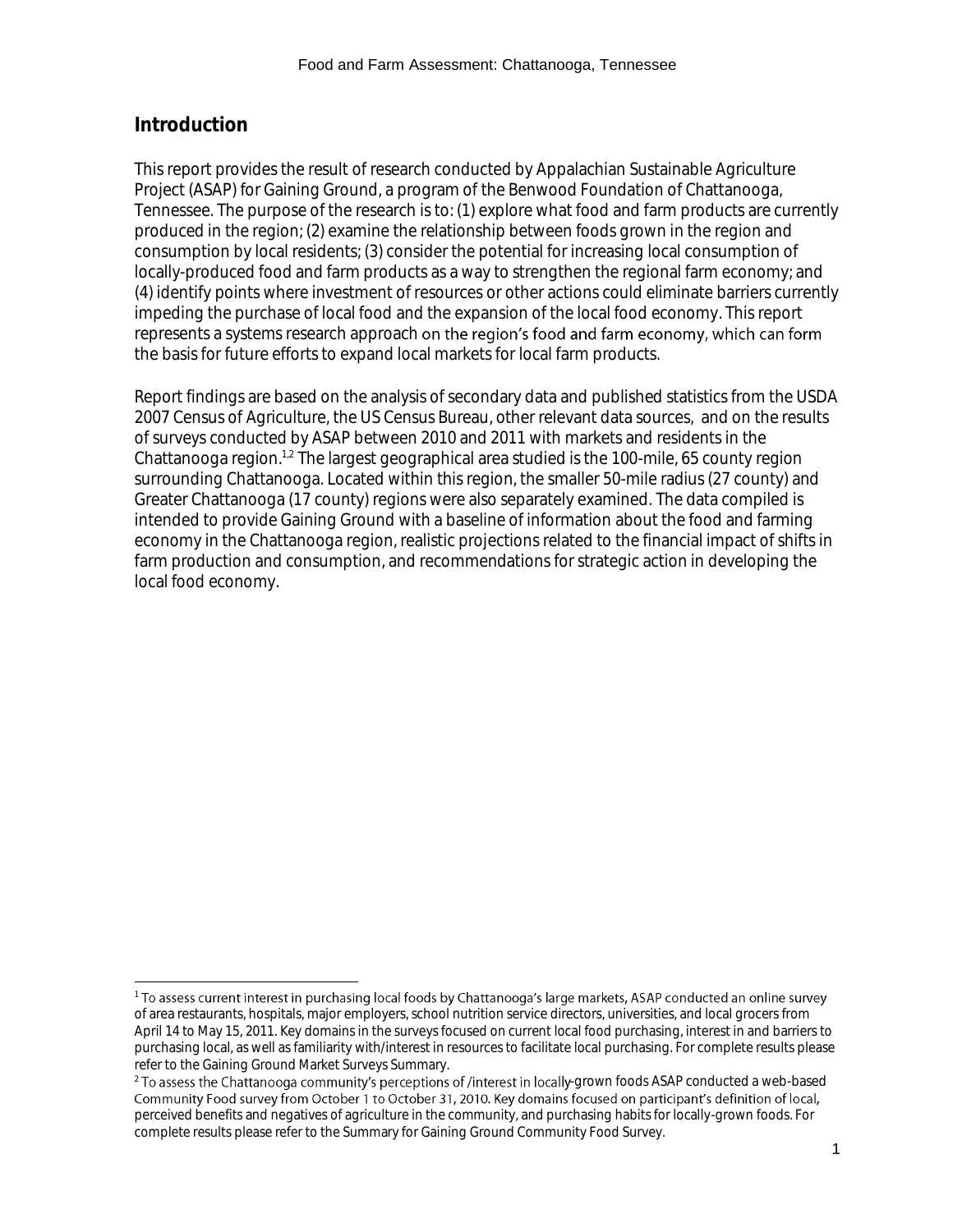## Introduction

This report provides the result of research conducted by Appalachian Sustainable Agriculture Project (ASAP) for Gaining Ground, a program of the Benwood Foundation of Chattanooga, Tennessee. The purpose of the research is to: (1) explore what food and farm products are currently produced in the region; (2) examine the relationship between foods grown in the region and consumption by local residents; (3) consider the potential for increasing local consumption of locally-produced food and farm products as a way to strengthen the regional farm economy; and (4) identify points where investment of resources or other actions could eliminate barriers currently impeding the purchase of local food and the expansion of the local food economy. This report represents a systems research approach on the region's food and farm economy, which can form the basis for future efforts to expand local markets for local farm products.

Report findings are based on the analysis of secondary data and published statistics from the USDA 2007 Census of Agriculture, the US Census Bureau, other relevant data sources, and on the results of surveys conducted by ASAP between 2010 and 2011 with markets and residents in the Chattanooga region.[1,2] The largest geographical area studied is the 100-mile, 65 county region surrounding Chattanooga. Located within this region, the smaller 50-mile radius (27 county) and Greater Chattanooga (17 county) regions were also separately examined. The data compiled is intended to provide Gaining Ground with a baseline of information about the food and farming economy in the Chattanooga region, realistic projections related to the financial impact of shifts in farm production and consumption, and recommendations for strategic action in developing the local food economy.

---

[1] To assess current interest in purchasing local foods by Chattanooga's large markets, ASAP conducted an online survey of area restaurants, hospitals, major employers, school nutrition service directors, universities, and local grocers from April 14 to May 15, 2011. Key domains in the surveys focused on current local food purchasing, interest in and barriers to purchasing local, as well as familiarity with/interest in resources to facilitate local purchasing. For complete results please refer to the Gaining Ground Market Surveys Summary.

[2] To assess the Chattanooga community's perceptions of /interest in locally-grown foods ASAP conducted a web-based Community Food survey from October 1 to October 31, 2010. Key domains focused on participant's definition of local, perceived benefits and negatives of agriculture in the community, and purchasing habits for locally-grown foods. For complete results please refer to the Summary for Gaining Ground Community Food Survey.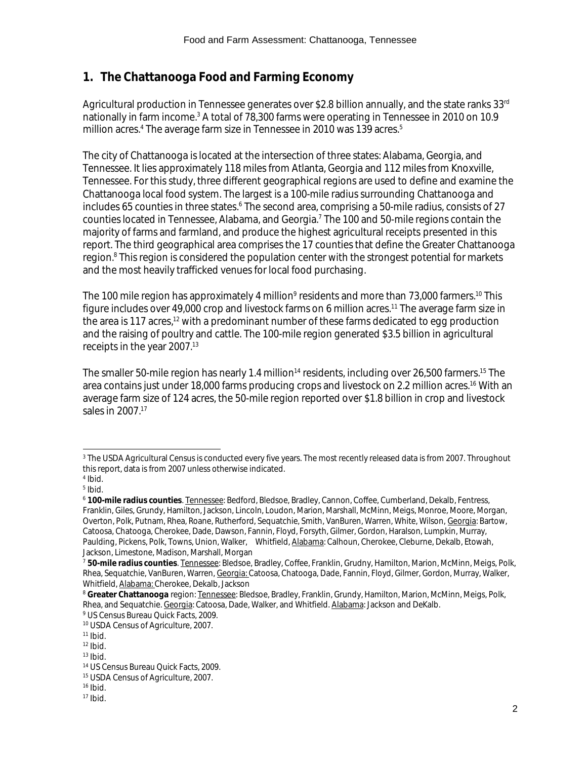## 1. The Chattanooga Food and Farming Economy

Agricultural production in Tennessee generates over $2.8 billion annually, and the state ranks 33rd nationally in farm income.[3] A total of 78,300 farms were operating in Tennessee in 2010 on 10.9 million acres.[4] The average farm size in Tennessee in 2010 was 139 acres.[5]

The city of Chattanooga is located at the intersection of three states: Alabama, Georgia, and Tennessee. It lies approximately 118 miles from Atlanta, Georgia and 112 miles from Knoxville, Tennessee. For this study, three different geographical regions are used to define and examine the Chattanooga local food system. The largest is a 100-mile radius surrounding Chattanooga and includes 65 counties in three states.[6] The second area, comprising a 50-mile radius, consists of 27 counties located in Tennessee, Alabama, and Georgia.[7] The 100 and 50-mile regions contain the majority of farms and farmland, and produce the highest agricultural receipts presented in this report. The third geographical area comprises the 17 counties that define the Greater Chattanooga region.[8] This region is considered the population center with the strongest potential for markets and the most heavily trafficked venues for local food purchasing.

The 100 mile region has approximately 4 million[9] residents and more than 73,000 farmers.[10] This figure includes over 49,000 crop and livestock farms on 6 million acres.[11] The average farm size in the area is 117 acres,[12] with a predominant number of these farms dedicated to egg production and the raising of poultry and cattle. The 100-mile region generated $3.5 billion in agricultural receipts in the year 2007.[13]

The smaller 50-mile region has nearly 1.4 million[14] residents, including over 26,500 farmers.[15] The area contains just under 18,000 farms producing crops and livestock on 2.2 million acres.[16] With an average farm size of 124 acres, the 50-mile region reported over $1.8 billion in crop and livestock sales in 2007.[17]

---

[3] The USDA Agricultural Census is conducted every five years. The most recently released data is from 2007. Throughout this report, data is from 2007 unless otherwise indicated.

[4] Ibid.

[5] Ibid.

[6] **100-mile radius counties**. Tennessee: Bedford, Bledsoe, Bradley, Cannon, Coffee, Cumberland, Dekalb, Fentress, Franklin, Giles, Grundy, Hamilton, Jackson, Lincoln, Loudon, Marion, Marshall, McMinn, Meigs, Monroe, Moore, Morgan, Overton, Polk, Putnam, Rhea, Roane, Rutherford, Sequatchie, Smith, VanBuren, Warren, White, Wilson, Georgia: Bartow, Catoosa, Chatooga, Cherokee, Dade, Dawson, Fannin, Floyd, Forsyth, Gilmer, Gordon, Haralson, Lumpkin, Murray, Paulding, Pickens, Polk, Towns, Union, Walker, Whitfield, Alabama: Calhoun, Cherokee, Cleburne, Dekalb, Etowah, Jackson, Limestone, Madison, Marshall, Morgan

[7] **50-mile radius counties**. Tennessee: Bledsoe, Bradley, Coffee, Franklin, Grudny, Hamilton, Marion, McMinn, Meigs, Polk, Rhea, Sequatchie, VanBuren, Warren, Georgia: Catoosa, Chatooga, Dade, Fannin, Floyd, Gilmer, Gordon, Murray, Walker, Whitfield, Alabama: Cherokee, Dekalb, Jackson

[8] **Greater Chattanooga** region: Tennessee: Bledsoe, Bradley, Franklin, Grundy, Hamilton, Marion, McMinn, Meigs, Polk, Rhea, and Sequatchie. Georgia: Catoosa, Dade, Walker, and Whitfield. Alabama: Jackson and DeKalb.

[9] US Census Bureau Quick Facts, 2009.

[10] USDA Census of Agriculture, 2007.

[11] Ibid.

[12] Ibid.

[13] Ibid.

[14] US Census Bureau Quick Facts, 2009.

[15] USDA Census of Agriculture, 2007.

[16] Ibid.

[17] Ibid.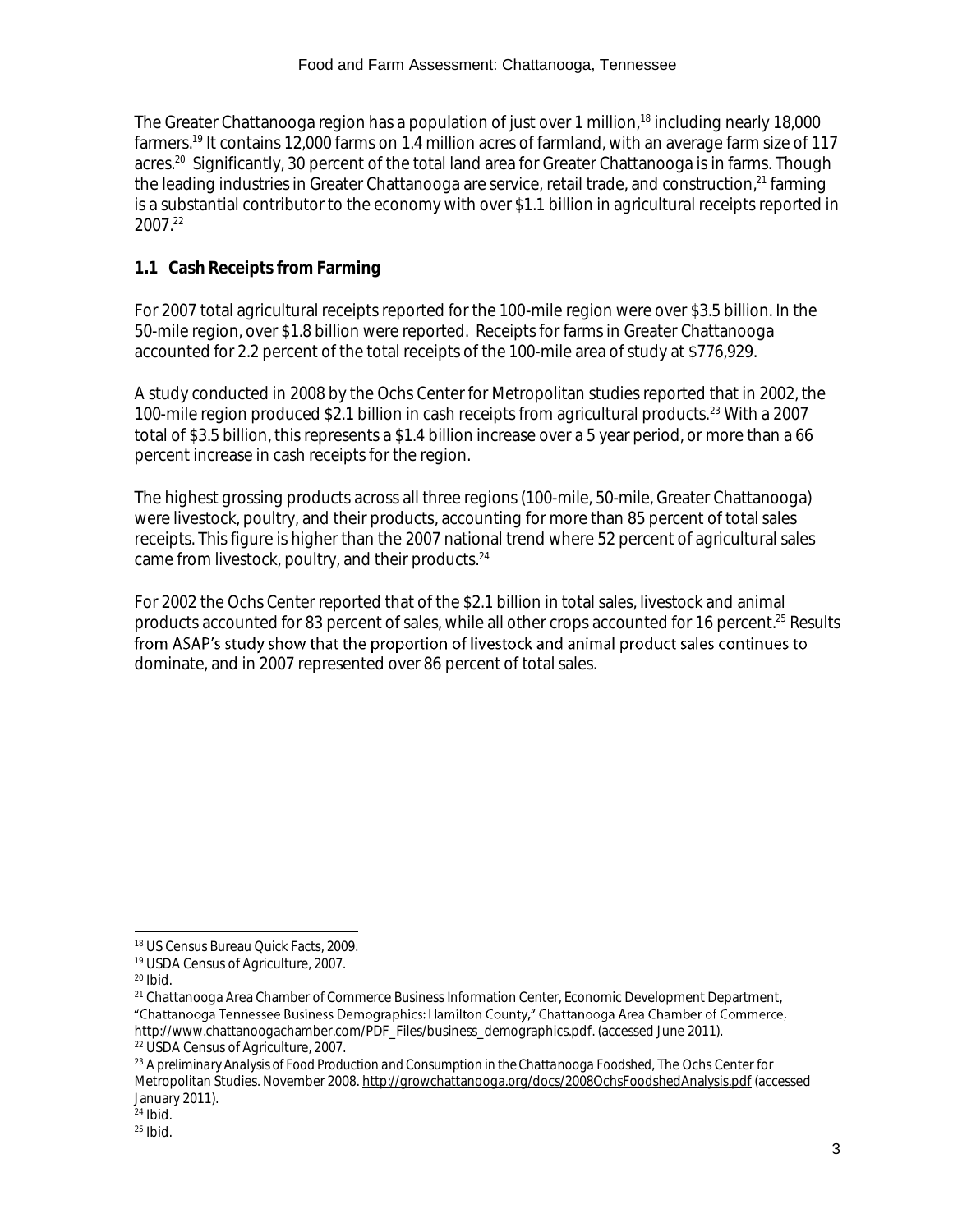The Greater Chattanooga region has a population of just over 1 million,[18] including nearly 18,000 farmers.[19] It contains 12,000 farms on 1.4 million acres of farmland, with an average farm size of 117 acres.[20] Significantly, 30 percent of the total land area for Greater Chattanooga is in farms. Though the leading industries in Greater Chattanooga are service, retail trade, and construction,[21] farming is a substantial contributor to the economy with over $1.1 billion in agricultural receipts reported in 2007.[22]

## 1.1 Cash Receipts from Farming

For 2007 total agricultural receipts reported for the 100-mile region were over $3.5 billion. In the 50-mile region, over $1.8 billion were reported. Receipts for farms in Greater Chattanooga accounted for 2.2 percent of the total receipts of the 100-mile area of study at $776,929.

A study conducted in 2008 by the Ochs Center for Metropolitan studies reported that in 2002, the 100-mile region produced $2.1 billion in cash receipts from agricultural products.[23] With a 2007 total of $3.5 billion, this represents a $1.4 billion increase over a 5 year period, or more than a 66 percent increase in cash receipts for the region.

The highest grossing products across all three regions (100-mile, 50-mile, Greater Chattanooga) were livestock, poultry, and their products, accounting for more than 85 percent of total sales receipts. This figure is higher than the 2007 national trend where 52 percent of agricultural sales came from livestock, poultry, and their products.[24]

For 2002 the Ochs Center reported that of the $2.1 billion in total sales, livestock and animal products accounted for 83 percent of sales, while all other crops accounted for 16 percent.[25] Results from ASAP's study show that the proportion of livestock and animal product sales continues to dominate, and in 2007 represented over 86 percent of total sales.

---

[18] US Census Bureau Quick Facts, 2009.

[19] USDA Census of Agriculture, 2007.

[20] Ibid.

[21] Chattanooga Area Chamber of Commerce Business Information Center, Economic Development Department, "Chattanooga Tennessee Business Demographics: Hamilton County," Chattanooga Area Chamber of Commerce, http://www.chattanoogachamber.com/PDF_Files/business_demographics.pdf. (accessed June 2011).

[22] USDA Census of Agriculture, 2007.

[23] *A preliminary Analysis of Food Production and Consumption in the Chattanooga Foodshed*, The Ochs Center for Metropolitan Studies. November 2008. http://growchattanooga.org/docs/2008OchsFoodshedAnalysis.pdf (accessed January 2011).

[24] Ibid.

[25] Ibid.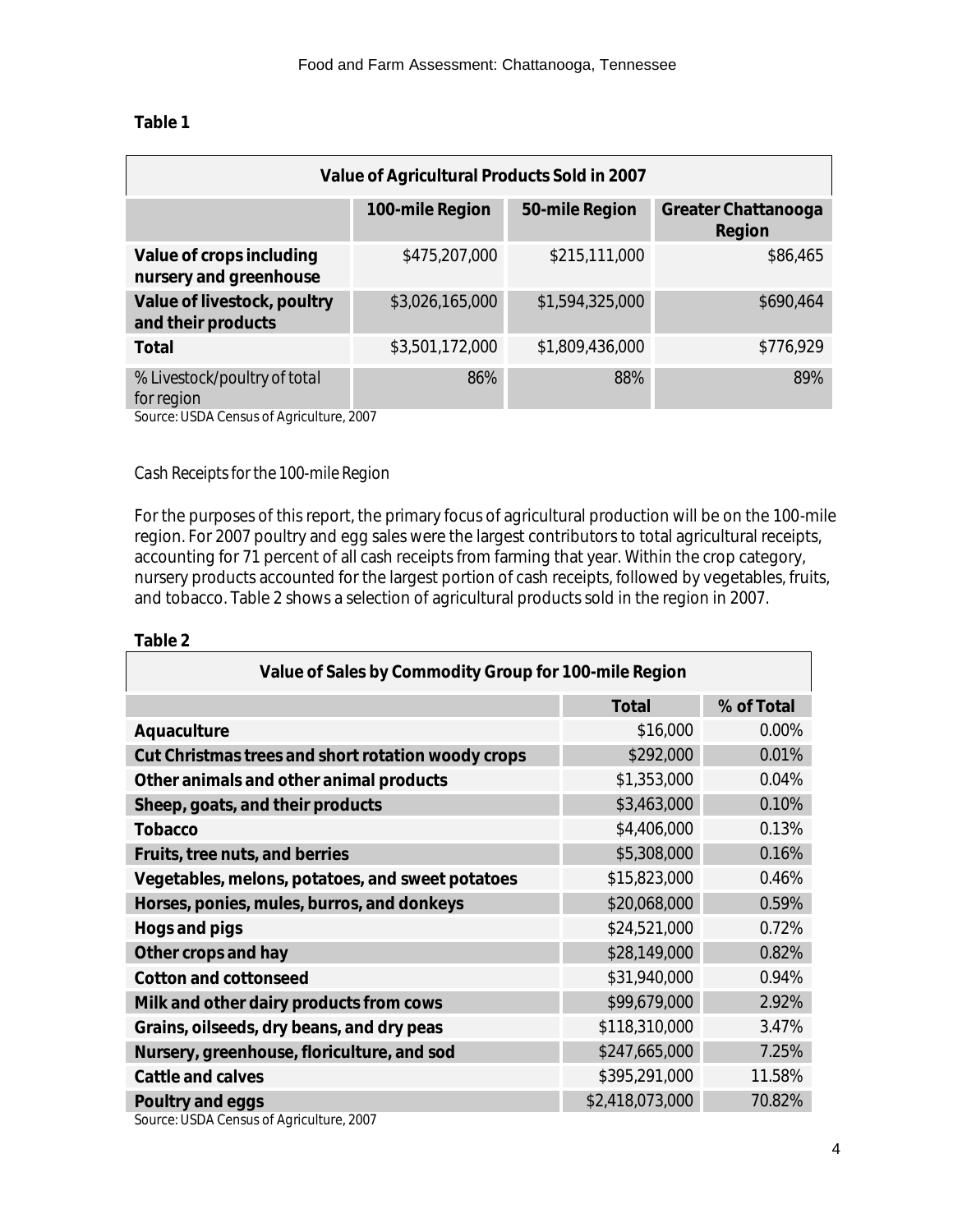**Table 1**

| Value of Agricultural Products Sold in 2007 | | | |
|---|---|---|---|
| | **100-mile Region** | **50-mile Region** | **Greater Chattanooga Region** |
| **Value of crops including nursery and greenhouse** | $475,207,000 | $215,111,000 | $86,465 |
| **Value of livestock, poultry and their products** | $3,026,165,000 | $1,594,325,000 | $690,464 |
| **Total** | $3,501,172,000 | $1,809,436,000 | $776,929 |
| % Livestock/poultry of total for region | 86% | 88% | 89% |

Source: USDA Census of Agriculture, 2007

*Cash Receipts for the 100-mile Region*

For the purposes of this report, the primary focus of agricultural production will be on the 100-mile region. For 2007 poultry and egg sales were the largest contributors to total agricultural receipts, accounting for 71 percent of all cash receipts from farming that year. Within the crop category, nursery products accounted for the largest portion of cash receipts, followed by vegetables, fruits, and tobacco. Table 2 shows a selection of agricultural products sold in the region in 2007.

**Table 2**

| Value of Sales by Commodity Group for 100-mile Region | | |
|---|---|---|
| | **Total** | **% of Total** |
| **Aquaculture** | $16,000 | 0.00% |
| **Cut Christmas trees and short rotation woody crops** | $292,000 | 0.01% |
| **Other animals and other animal products** | $1,353,000 | 0.04% |
| **Sheep, goats, and their products** | $3,463,000 | 0.10% |
| **Tobacco** | $4,406,000 | 0.13% |
| **Fruits, tree nuts, and berries** | $5,308,000 | 0.16% |
| **Vegetables, melons, potatoes, and sweet potatoes** | $15,823,000 | 0.46% |
| **Horses, ponies, mules, burros, and donkeys** | $20,068,000 | 0.59% |
| **Hogs and pigs** | $24,521,000 | 0.72% |
| **Other crops and hay** | $28,149,000 | 0.82% |
| **Cotton and cottonseed** | $31,940,000 | 0.94% |
| **Milk and other dairy products from cows** | $99,679,000 | 2.92% |
| **Grains, oilseeds, dry beans, and dry peas** | $118,310,000 | 3.47% |
| **Nursery, greenhouse, floriculture, and sod** | $247,665,000 | 7.25% |
| **Cattle and calves** | $395,291,000 | 11.58% |
| **Poultry and eggs** | $2,418,073,000 | 70.82% |

Source: USDA Census of Agriculture, 2007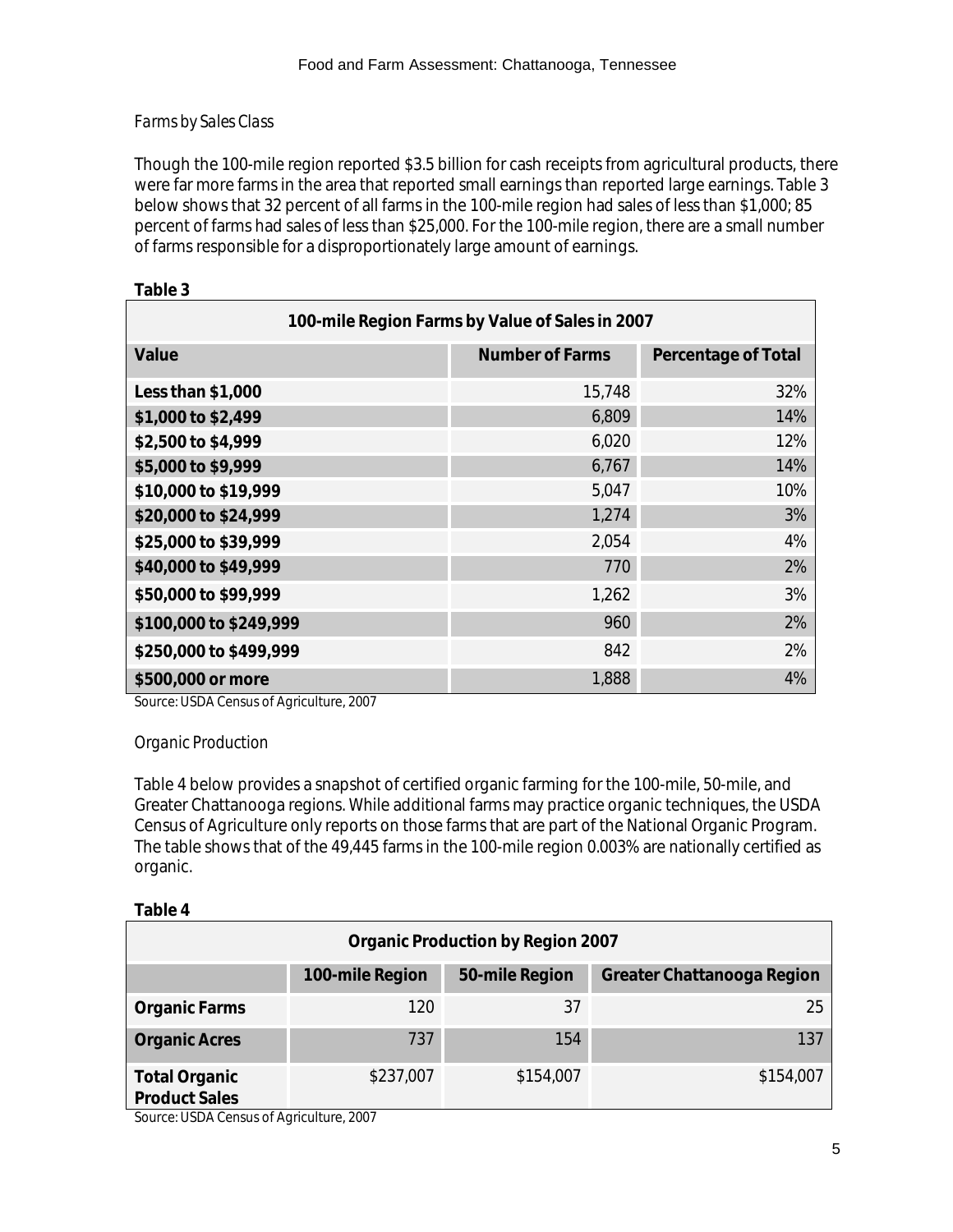### *Farms by Sales Class*

Though the 100-mile region reported $3.5 billion for cash receipts from agricultural products, there were far more farms in the area that reported small earnings than reported large earnings. Table 3 below shows that 32 percent of all farms in the 100-mile region had sales of less than $1,000; 85 percent of farms had sales of less than $25,000. For the 100-mile region, there are a small number of farms responsible for a disproportionately large amount of earnings.

**Table 3**

| 100-mile Region Farms by Value of Sales in 2007 | | |
|---|---|---|
| **Value** | **Number of Farms** | **Percentage of Total** |
| **Less than $1,000** | 15,748 | 32% |
| **$1,000 to $2,499** | 6,809 | 14% |
| **$2,500 to $4,999** | 6,020 | 12% |
| **$5,000 to $9,999** | 6,767 | 14% |
| **$10,000 to $19,999** | 5,047 | 10% |
| **$20,000 to $24,999** | 1,274 | 3% |
| **$25,000 to $39,999** | 2,054 | 4% |
| **$40,000 to $49,999** | 770 | 2% |
| **$50,000 to $99,999** | 1,262 | 3% |
| **$100,000 to $249,999** | 960 | 2% |
| **$250,000 to $499,999** | 842 | 2% |
| **$500,000 or more** | 1,888 | 4% |

Source: USDA Census of Agriculture, 2007

### *Organic Production*

Table 4 below provides a snapshot of certified organic farming for the 100-mile, 50-mile, and Greater Chattanooga regions. While additional farms may practice organic techniques, the USDA Census of Agriculture only reports on those farms that are part of the National Organic Program. The table shows that of the 49,445 farms in the 100-mile region 0.003% are nationally certified as organic.

**Table 4**

| Organic Production by Region 2007 | | | |
|---|---|---|---|
| | **100-mile Region** | **50-mile Region** | **Greater Chattanooga Region** |
| **Organic Farms** | 120 | 37 | 25 |
| **Organic Acres** | 737 | 154 | 137 |
| **Total Organic Product Sales** | $237,007 | $154,007 | $154,007 |

Source: USDA Census of Agriculture, 2007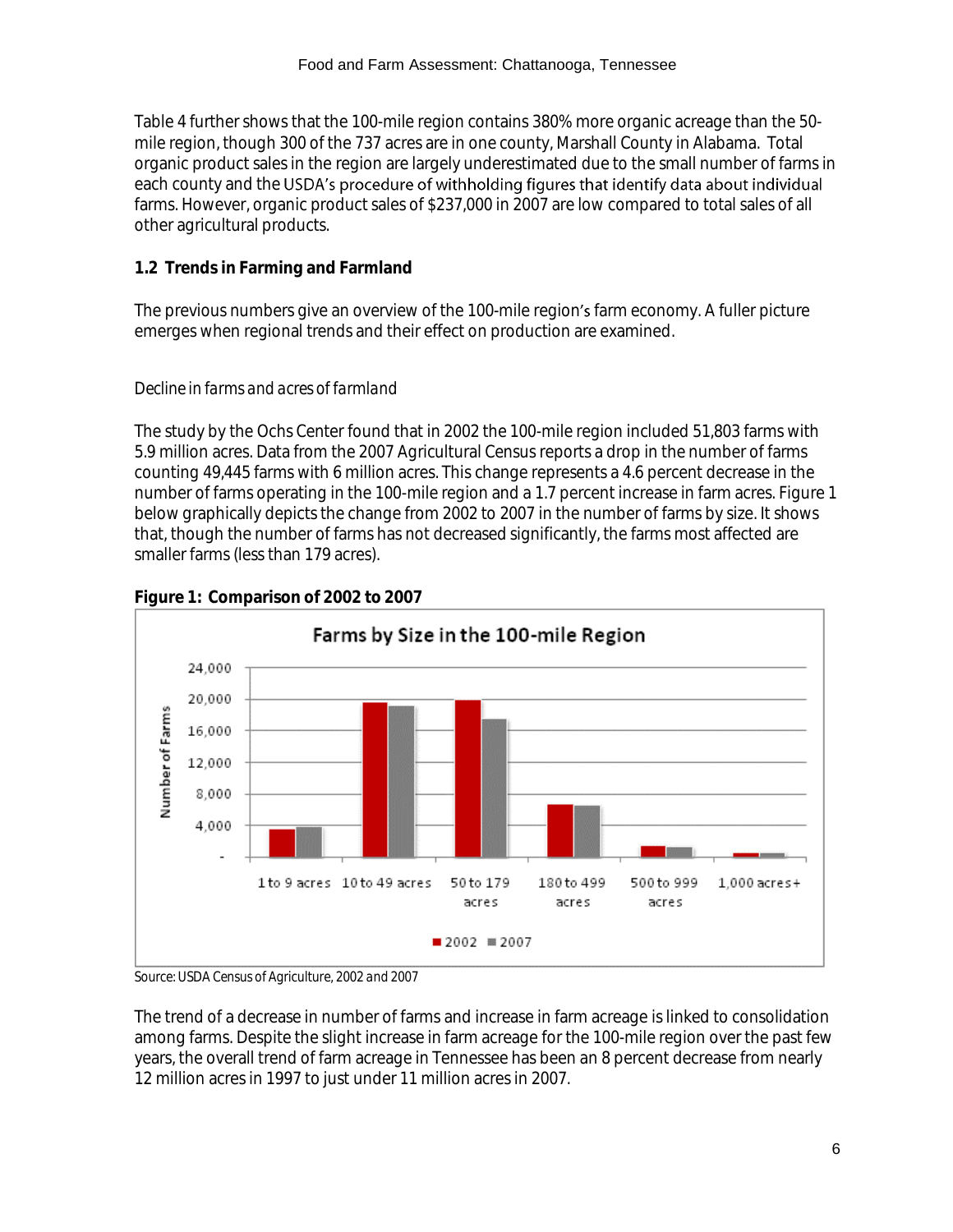Table 4 further shows that the 100-mile region contains 380% more organic acreage than the 50-mile region, though 300 of the 737 acres are in one county, Marshall County in Alabama. Total organic product sales in the region are largely underestimated due to the small number of farms in each county and the USDA's procedure of withholding figures that identify data about individual farms. However, organic product sales of $237,000 in 2007 are low compared to total sales of all other agricultural products.

## 1.2 Trends in Farming and Farmland

The previous numbers give an overview of the 100-mile region's farm economy. A fuller picture emerges when regional trends and their effect on production are examined.

*Decline in farms and acres of farmland*

The study by the Ochs Center found that in 2002 the 100-mile region included 51,803 farms with 5.9 million acres. Data from the 2007 Agricultural Census reports a drop in the number of farms counting 49,445 farms with 6 million acres. This change represents a 4.6 percent decrease in the number of farms operating in the 100-mile region and a 1.7 percent increase in farm acres. Figure 1 below graphically depicts the change from 2002 to 2007 in the number of farms by size. It shows that, though the number of farms has not decreased significantly, the farms most affected are smaller farms (less than 179 acres).

**Figure 1: Comparison of 2002 to 2007**

Source: USDA Census of Agriculture, 2002 and 2007

The trend of a decrease in number of farms and increase in farm acreage is linked to consolidation among farms. Despite the slight increase in farm acreage for the 100-mile region over the past few years, the overall trend of farm acreage in Tennessee has been an 8 percent decrease from nearly 12 million acres in 1997 to just under 11 million acres in 2007.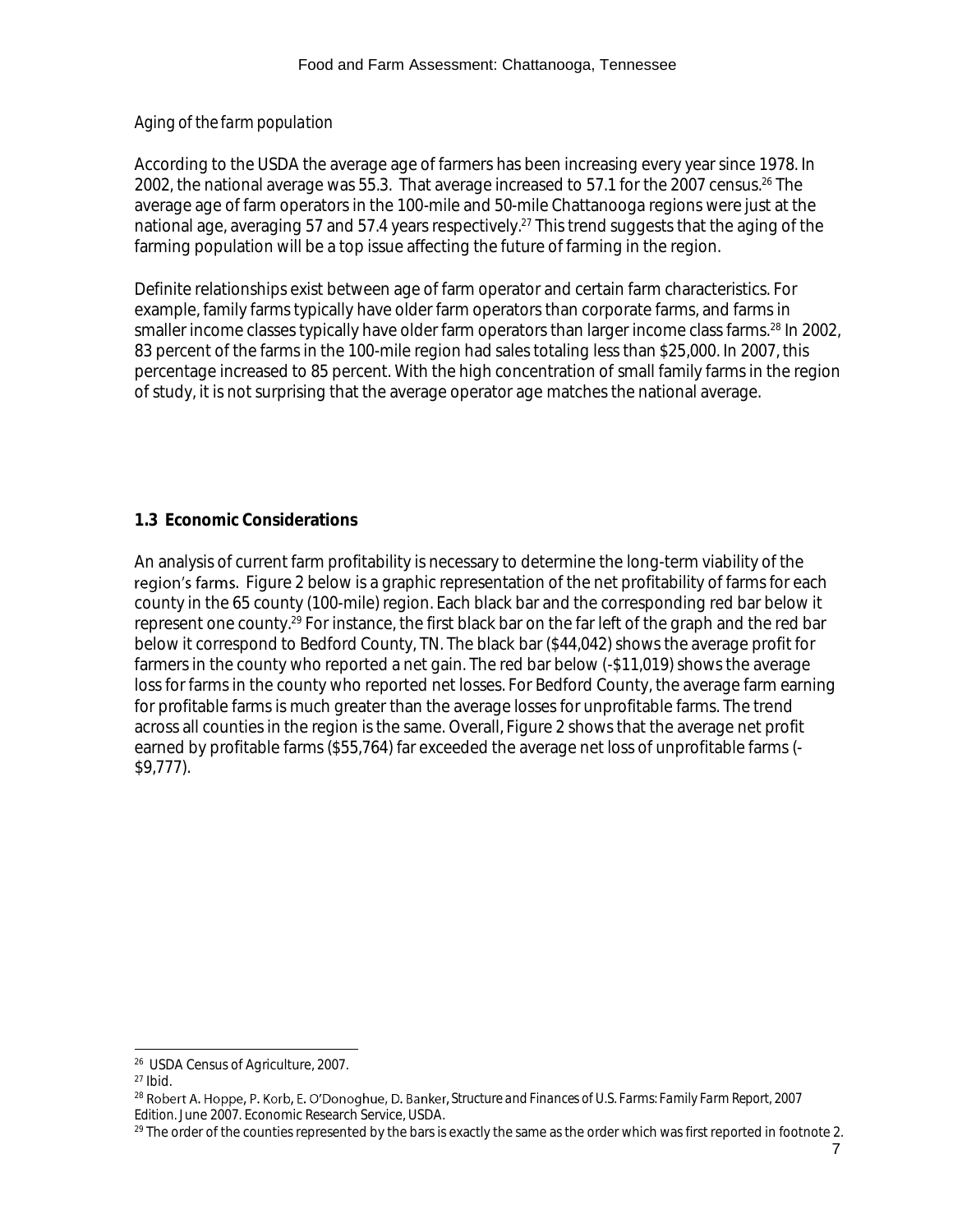*Aging of the farm population*

According to the USDA the average age of farmers has been increasing every year since 1978. In 2002, the national average was 55.3. That average increased to 57.1 for the 2007 census.[26] The average age of farm operators in the 100-mile and 50-mile Chattanooga regions were just at the national age, averaging 57 and 57.4 years respectively.[27] This trend suggests that the aging of the farming population will be a top issue affecting the future of farming in the region.

Definite relationships exist between age of farm operator and certain farm characteristics. For example, family farms typically have older farm operators than corporate farms, and farms in smaller income classes typically have older farm operators than larger income class farms.[28] In 2002, 83 percent of the farms in the 100-mile region had sales totaling less than $25,000. In 2007, this percentage increased to 85 percent. With the high concentration of small family farms in the region of study, it is not surprising that the average operator age matches the national average.

### 1.3 Economic Considerations

An analysis of current farm profitability is necessary to determine the long-term viability of the region's farms. Figure 2 below is a graphic representation of the net profitability of farms for each county in the 65 county (100-mile) region. Each black bar and the corresponding red bar below it represent one county.[29] For instance, the first black bar on the far left of the graph and the red bar below it correspond to Bedford County, TN. The black bar ($44,042) shows the average profit for farmers in the county who reported a net gain. The red bar below (-$11,019) shows the average loss for farms in the county who reported net losses. For Bedford County, the average farm earning for profitable farms is much greater than the average losses for unprofitable farms. The trend across all counties in the region is the same. Overall, Figure 2 shows that the average net profit earned by profitable farms ($55,764) far exceeded the average net loss of unprofitable farms (-$9,777).

---

[26] USDA Census of Agriculture, 2007.

[27] Ibid.

[28] Robert A. Hoppe, P. Korb, E. O'Donoghue, D. Banker, *Structure and Finances of U.S. Farms: Family Farm Report, 2007 Edition*. June 2007. Economic Research Service, USDA.

[29] The order of the counties represented by the bars is exactly the same as the order which was first reported in footnote 2.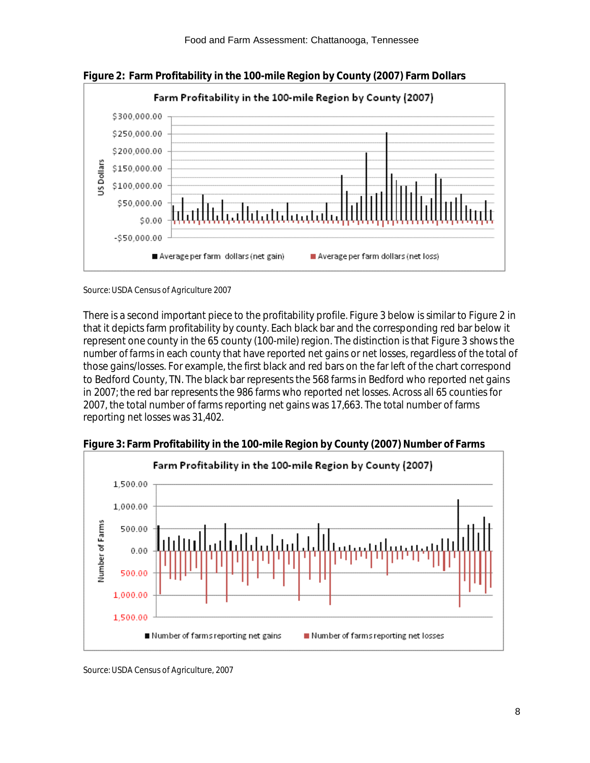**Figure 2: Farm Profitability in the 100-mile Region by County (2007) Farm Dollars**

Source: USDA Census of Agriculture 2007

There is a second important piece to the profitability profile. Figure 3 below is similar to Figure 2 in that it depicts farm profitability by county. Each black bar and the corresponding red bar below it represent one county in the 65 county (100-mile) region. The distinction is that Figure 3 shows the number of farms in each county that have reported net gains or net losses, regardless of the total of those gains/losses. For example, the first black and red bars on the far left of the chart correspond to Bedford County, TN. The black bar represents the 568 farms in Bedford who reported net gains in 2007; the red bar represents the 986 farms who reported net losses. Across all 65 counties for 2007, the total number of farms reporting net gains was 17,663. The total number of farms reporting net losses was 31,402.

**Figure 3: Farm Profitability in the 100-mile Region by County (2007) Number of Farms**

Source: USDA Census of Agriculture, 2007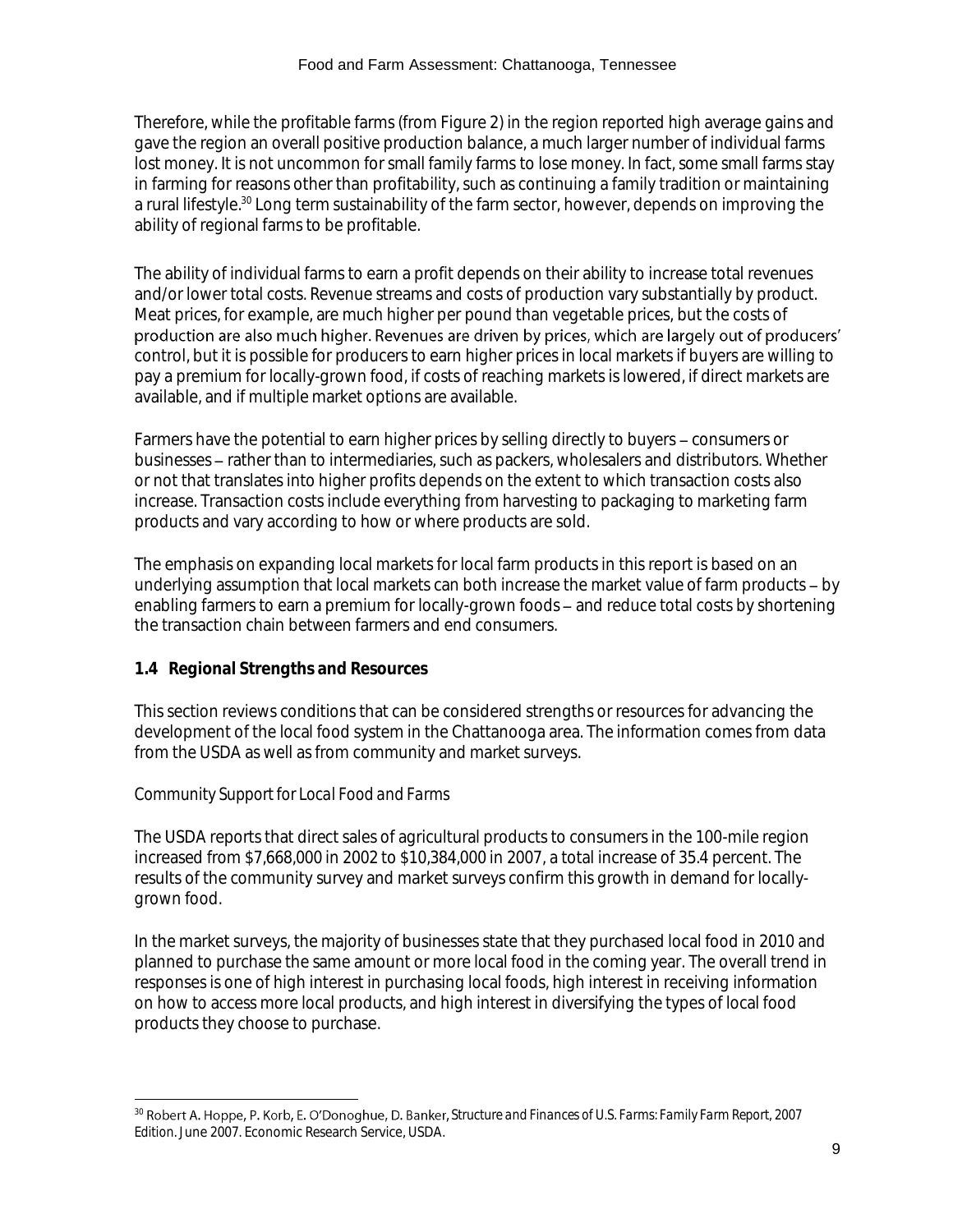Therefore, while the profitable farms (from Figure 2) in the region reported high average gains and gave the region an overall positive production balance, a much larger number of individual farms lost money. It is not uncommon for small family farms to lose money. In fact, some small farms stay in farming for reasons other than profitability, such as continuing a family tradition or maintaining a rural lifestyle.[30] Long term sustainability of the farm sector, however, depends on improving the ability of regional farms to be profitable.

The ability of individual farms to earn a profit depends on their ability to increase total revenues and/or lower total costs. Revenue streams and costs of production vary substantially by product. Meat prices, for example, are much higher per pound than vegetable prices, but the costs of production are also much higher. Revenues are driven by prices, which are largely out of producers' control, but it is possible for producers to earn higher prices in local markets if buyers are willing to pay a premium for locally-grown food, if costs of reaching markets is lowered, if direct markets are available, and if multiple market options are available.

Farmers have the potential to earn higher prices by selling directly to buyers – consumers or businesses – rather than to intermediaries, such as packers, wholesalers and distributors. Whether or not that translates into higher profits depends on the extent to which transaction costs also increase. Transaction costs include everything from harvesting to packaging to marketing farm products and vary according to how or where products are sold.

The emphasis on expanding local markets for local farm products in this report is based on an underlying assumption that local markets can both increase the market value of farm products – by enabling farmers to earn a premium for locally-grown foods – and reduce total costs by shortening the transaction chain between farmers and end consumers.

### 1.4 Regional Strengths and Resources

This section reviews conditions that can be considered strengths or resources for advancing the development of the local food system in the Chattanooga area. The information comes from data from the USDA as well as from community and market surveys.

*Community Support for Local Food and Farms*

The USDA reports that direct sales of agricultural products to consumers in the 100-mile region increased from $7,668,000 in 2002 to $10,384,000 in 2007, a total increase of 35.4 percent. The results of the community survey and market surveys confirm this growth in demand for locally-grown food.

In the market surveys, the majority of businesses state that they purchased local food in 2010 and planned to purchase the same amount or more local food in the coming year. The overall trend in responses is one of high interest in purchasing local foods, high interest in receiving information on how to access more local products, and high interest in diversifying the types of local food products they choose to purchase.

---

[30] Robert A. Hoppe, P. Korb, E. O'Donoghue, D. Banker, *Structure and Finances of U.S. Farms: Family Farm Report, 2007 Edition*. June 2007. Economic Research Service, USDA.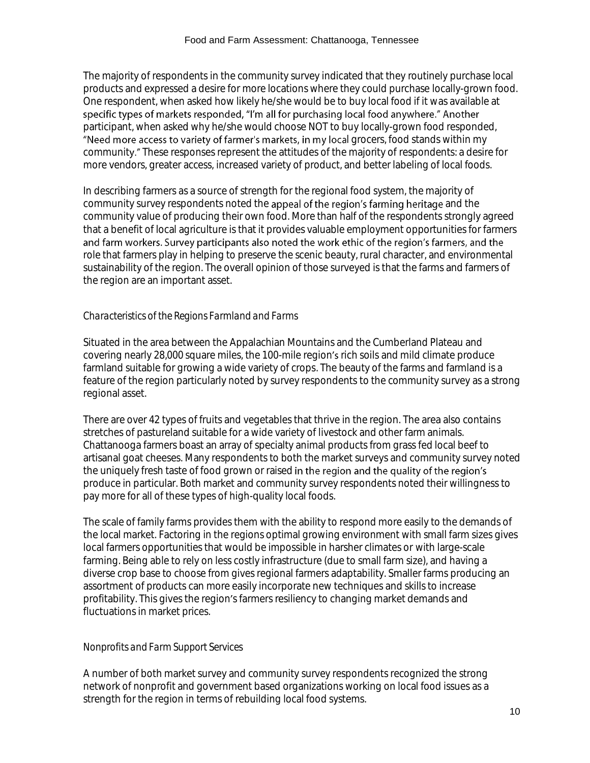The majority of respondents in the community survey indicated that they routinely purchase local products and expressed a desire for more locations where they could purchase locally-grown food. One respondent, when asked how likely he/she would be to buy local food if it was available at specific types of markets responded, "I'm all for purchasing local food anywhere." Another participant, when asked why he/she would choose NOT to buy locally-grown food responded, "Need more access to variety of farmer's markets, in my local grocers, food stands within my community." These responses represent the attitudes of the majority of respondents: a desire for more vendors, greater access, increased variety of product, and better labeling of local foods.

In describing farmers as a source of strength for the regional food system, the majority of community survey respondents noted the appeal of the region's farming heritage and the community value of producing their own food. More than half of the respondents strongly agreed that a benefit of local agriculture is that it provides valuable employment opportunities for farmers and farm workers. Survey participants also noted the work ethic of the region's farmers, and the role that farmers play in helping to preserve the scenic beauty, rural character, and environmental sustainability of the region. The overall opinion of those surveyed is that the farms and farmers of the region are an important asset.

### *Characteristics of the Regions Farmland and Farms*

Situated in the area between the Appalachian Mountains and the Cumberland Plateau and covering nearly 28,000 square miles, the 100-mile region's rich soils and mild climate produce farmland suitable for growing a wide variety of crops. The beauty of the farms and farmland is a feature of the region particularly noted by survey respondents to the community survey as a strong regional asset.

There are over 42 types of fruits and vegetables that thrive in the region. The area also contains stretches of pastureland suitable for a wide variety of livestock and other farm animals. Chattanooga farmers boast an array of specialty animal products from grass fed local beef to artisanal goat cheeses. Many respondents to both the market surveys and community survey noted the uniquely fresh taste of food grown or raised in the region and the quality of the region's produce in particular. Both market and community survey respondents noted their willingness to pay more for all of these types of high-quality local foods.

The scale of family farms provides them with the ability to respond more easily to the demands of the local market. Factoring in the regions optimal growing environment with small farm sizes gives local farmers opportunities that would be impossible in harsher climates or with large-scale farming. Being able to rely on less costly infrastructure (due to small farm size), and having a diverse crop base to choose from gives regional farmers adaptability. Smaller farms producing an assortment of products can more easily incorporate new techniques and skills to increase profitability. This gives the region's farmers resiliency to changing market demands and fluctuations in market prices.

### *Nonprofits and Farm Support Services*

A number of both market survey and community survey respondents recognized the strong network of nonprofit and government based organizations working on local food issues as a strength for the region in terms of rebuilding local food systems.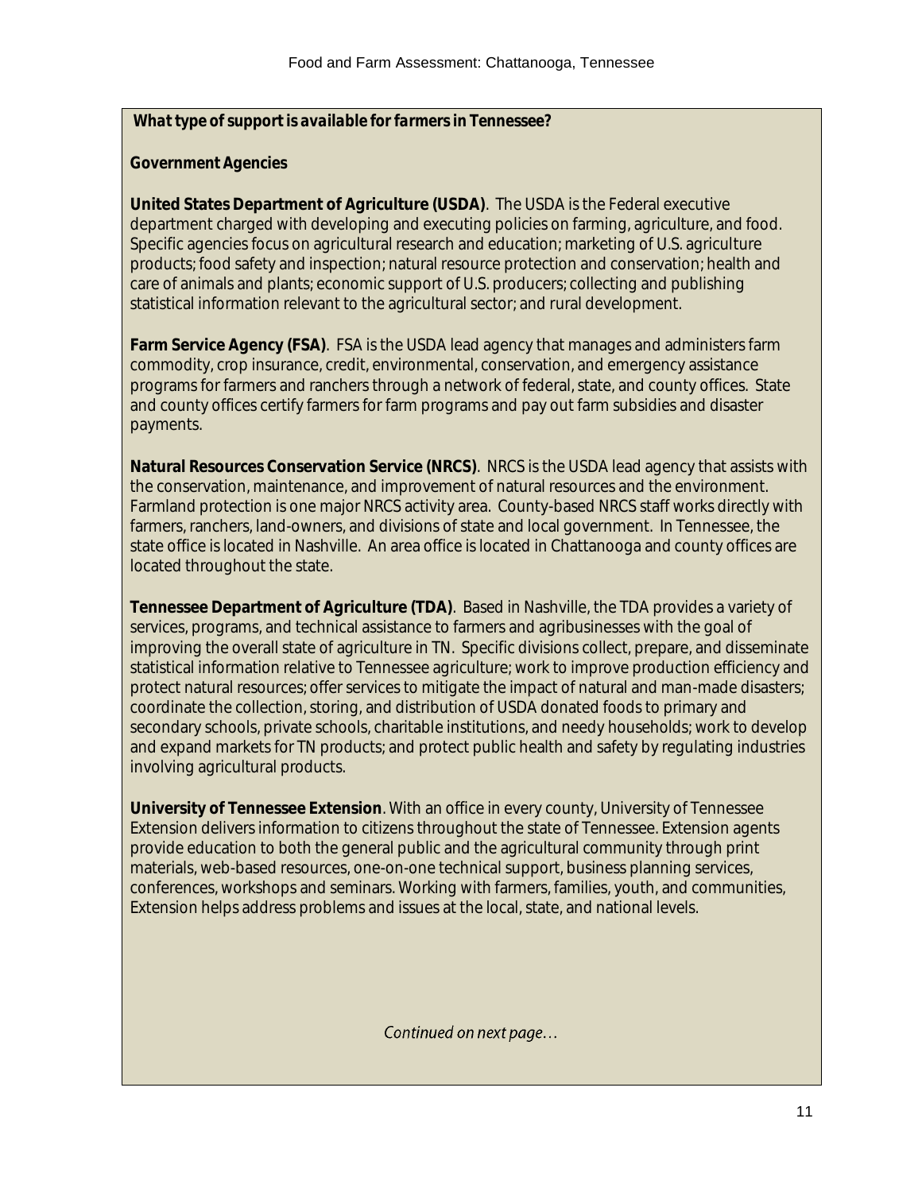***What type of support is available for farmers in Tennessee?***

**Government Agencies**

**United States Department of Agriculture (USDA)**. The USDA is the Federal executive department charged with developing and executing policies on farming, agriculture, and food. Specific agencies focus on agricultural research and education; marketing of U.S. agriculture products; food safety and inspection; natural resource protection and conservation; health and care of animals and plants; economic support of U.S. producers; collecting and publishing statistical information relevant to the agricultural sector; and rural development.

**Farm Service Agency (FSA)**. FSA is the USDA lead agency that manages and administers farm commodity, crop insurance, credit, environmental, conservation, and emergency assistance programs for farmers and ranchers through a network of federal, state, and county offices. State and county offices certify farmers for farm programs and pay out farm subsidies and disaster payments.

**Natural Resources Conservation Service (NRCS)**. NRCS is the USDA lead agency that assists with the conservation, maintenance, and improvement of natural resources and the environment. Farmland protection is one major NRCS activity area. County-based NRCS staff works directly with farmers, ranchers, land-owners, and divisions of state and local government. In Tennessee, the state office is located in Nashville. An area office is located in Chattanooga and county offices are located throughout the state.

**Tennessee Department of Agriculture (TDA)**. Based in Nashville, the TDA provides a variety of services, programs, and technical assistance to farmers and agribusinesses with the goal of improving the overall state of agriculture in TN. Specific divisions collect, prepare, and disseminate statistical information relative to Tennessee agriculture; work to improve production efficiency and protect natural resources; offer services to mitigate the impact of natural and man-made disasters; coordinate the collection, storing, and distribution of USDA donated foods to primary and secondary schools, private schools, charitable institutions, and needy households; work to develop and expand markets for TN products; and protect public health and safety by regulating industries involving agricultural products.

**University of Tennessee Extension**. With an office in every county, University of Tennessee Extension delivers information to citizens throughout the state of Tennessee. Extension agents provide education to both the general public and the agricultural community through print materials, web-based resources, one-on-one technical support, business planning services, conferences, workshops and seminars. Working with farmers, families, youth, and communities, Extension helps address problems and issues at the local, state, and national levels.

*Continued on next page…*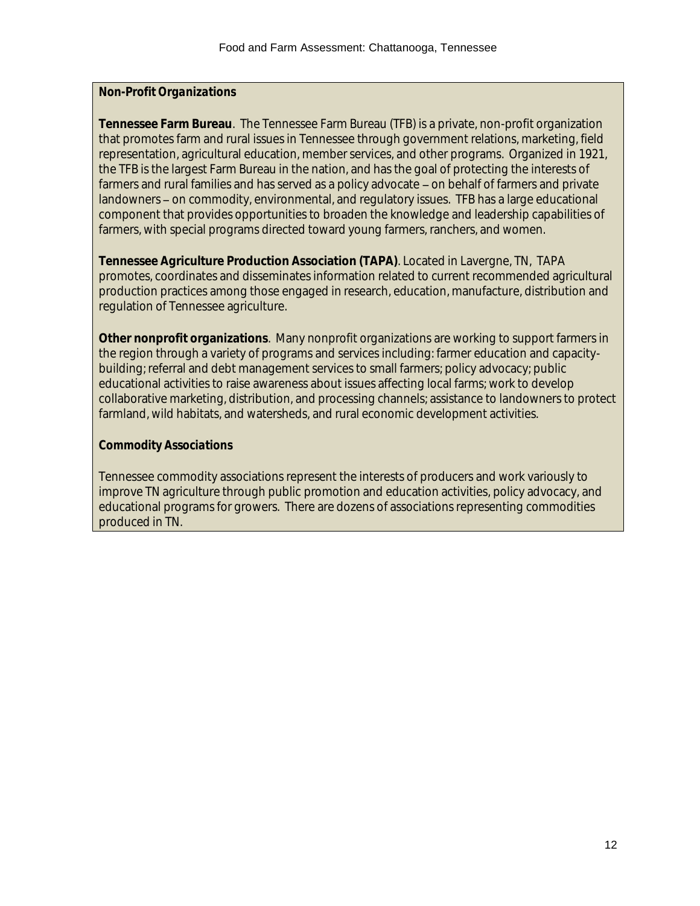***Non-Profit Organizations***

**Tennessee Farm Bureau**. The Tennessee Farm Bureau (TFB) is a private, non-profit organization that promotes farm and rural issues in Tennessee through government relations, marketing, field representation, agricultural education, member services, and other programs. Organized in 1921, the TFB is the largest Farm Bureau in the nation, and has the goal of protecting the interests of farmers and rural families and has served as a policy advocate – on behalf of farmers and private landowners – on commodity, environmental, and regulatory issues. TFB has a large educational component that provides opportunities to broaden the knowledge and leadership capabilities of farmers, with special programs directed toward young farmers, ranchers, and women.

**Tennessee Agriculture Production Association (TAPA)**. Located in Lavergne, TN, TAPA promotes, coordinates and disseminates information related to current recommended agricultural production practices among those engaged in research, education, manufacture, distribution and regulation of Tennessee agriculture.

**Other nonprofit organizations**. Many nonprofit organizations are working to support farmers in the region through a variety of programs and services including: farmer education and capacity-building; referral and debt management services to small farmers; policy advocacy; public educational activities to raise awareness about issues affecting local farms; work to develop collaborative marketing, distribution, and processing channels; assistance to landowners to protect farmland, wild habitats, and watersheds, and rural economic development activities.

***Commodity Associations***

Tennessee commodity associations represent the interests of producers and work variously to improve TN agriculture through public promotion and education activities, policy advocacy, and educational programs for growers. There are dozens of associations representing commodities produced in TN.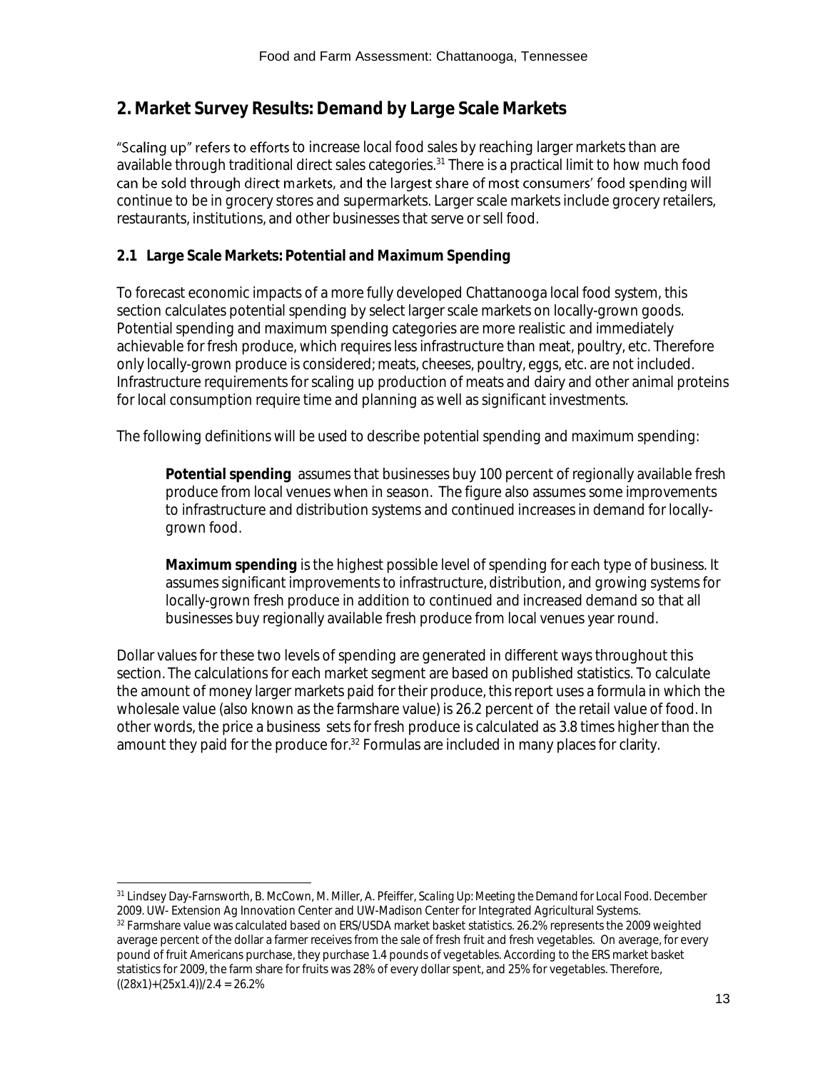## 2. Market Survey Results: Demand by Large Scale Markets

"Scaling up" refers to efforts to increase local food sales by reaching larger markets than are available through traditional direct sales categories.[31] There is a practical limit to how much food can be sold through direct markets, and the largest share of most consumers' food spending will continue to be in grocery stores and supermarkets. Larger scale markets include grocery retailers, restaurants, institutions, and other businesses that serve or sell food.

### 2.1 Large Scale Markets: Potential and Maximum Spending

To forecast economic impacts of a more fully developed Chattanooga local food system, this section calculates potential spending by select larger scale markets on locally-grown goods. Potential spending and maximum spending categories are more realistic and immediately achievable for fresh produce, which requires less infrastructure than meat, poultry, etc. Therefore only locally-grown produce is considered; meats, cheeses, poultry, eggs, etc. are not included. Infrastructure requirements for scaling up production of meats and dairy and other animal proteins for local consumption require time and planning as well as significant investments.

The following definitions will be used to describe potential spending and maximum spending:

> **Potential spending** assumes that businesses buy 100 percent of regionally available fresh produce from local venues when in season. The figure also assumes some improvements to infrastructure and distribution systems and continued increases in demand for locally-grown food.
>
> **Maximum spending** is the highest possible level of spending for each type of business. It assumes significant improvements to infrastructure, distribution, and growing systems for locally-grown fresh produce in addition to continued and increased demand so that all businesses buy regionally available fresh produce from local venues year round.

Dollar values for these two levels of spending are generated in different ways throughout this section. The calculations for each market segment are based on published statistics. To calculate the amount of money larger markets paid for their produce, this report uses a formula in which the wholesale value (also known as the farmshare value) is 26.2 percent of the retail value of food. In other words, the price a business sets for fresh produce is calculated as 3.8 times higher than the amount they paid for the produce for.[32] Formulas are included in many places for clarity.

---

[31] Lindsey Day-Farnsworth, B. McCown, M. Miller, A. Pfeiffer, *Scaling Up: Meeting the Demand for Local Food*. December 2009. UW- Extension Ag Innovation Center and UW-Madison Center for Integrated Agricultural Systems.

[32] Farmshare value was calculated based on ERS/USDA market basket statistics. 26.2% represents the 2009 weighted average percent of the dollar a farmer receives from the sale of fresh fruit and fresh vegetables. On average, for every pound of fruit Americans purchase, they purchase 1.4 pounds of vegetables. According to the ERS market basket statistics for 2009, the farm share for fruits was 28% of every dollar spent, and 25% for vegetables. Therefore, $((28 \times 1)+(25 \times 1.4))/2.4 = 26.2\%$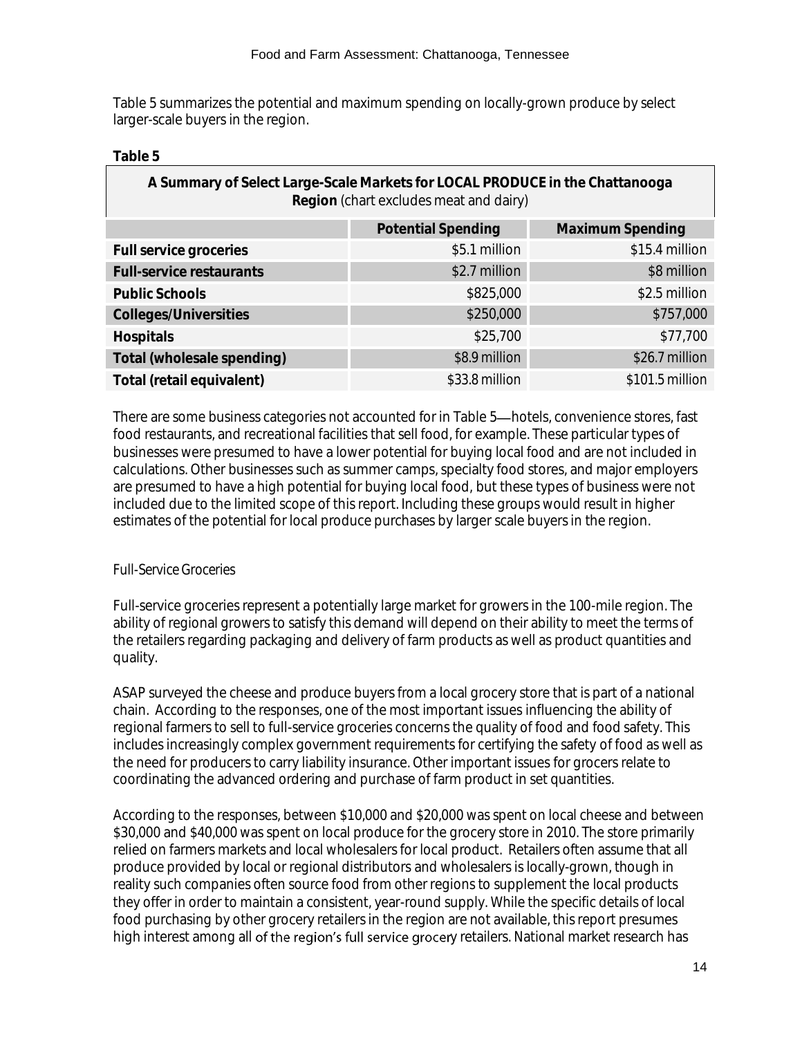Table 5 summarizes the potential and maximum spending on locally-grown produce by select larger-scale buyers in the region.

**Table 5**

| **A Summary of Select Large-Scale Markets for LOCAL PRODUCE in the Chattanooga Region** (chart excludes meat and dairy) | | |
|---|---|---|
| | **Potential Spending** | **Maximum Spending** |
| **Full service groceries** | $5.1 million | $15.4 million |
| **Full-service restaurants** | $2.7 million | $8 million |
| **Public Schools** | $825,000 | $2.5 million |
| **Colleges/Universities** | $250,000 | $757,000 |
| **Hospitals** | $25,700 | $77,700 |
| **Total (wholesale spending)** | $8.9 million | $26.7 million |
| **Total (retail equivalent)** | $33.8 million | $101.5 million |

There are some business categories not accounted for in Table 5—hotels, convenience stores, fast food restaurants, and recreational facilities that sell food, for example. These particular types of businesses were presumed to have a lower potential for buying local food and are not included in calculations. Other businesses such as summer camps, specialty food stores, and major employers are presumed to have a high potential for buying local food, but these types of business were not included due to the limited scope of this report. Including these groups would result in higher estimates of the potential for local produce purchases by larger scale buyers in the region.

### Full-Service Groceries

Full-service groceries represent a potentially large market for growers in the 100-mile region. The ability of regional growers to satisfy this demand will depend on their ability to meet the terms of the retailers regarding packaging and delivery of farm products as well as product quantities and quality.

ASAP surveyed the cheese and produce buyers from a local grocery store that is part of a national chain. According to the responses, one of the most important issues influencing the ability of regional farmers to sell to full-service groceries concerns the quality of food and food safety. This includes increasingly complex government requirements for certifying the safety of food as well as the need for producers to carry liability insurance. Other important issues for grocers relate to coordinating the advanced ordering and purchase of farm product in set quantities.

According to the responses, between $10,000 and $20,000 was spent on local cheese and between $30,000 and $40,000 was spent on local produce for the grocery store in 2010. The store primarily relied on farmers markets and local wholesalers for local product. Retailers often assume that all produce provided by local or regional distributors and wholesalers is locally-grown, though in reality such companies often source food from other regions to supplement the local products they offer in order to maintain a consistent, year-round supply. While the specific details of local food purchasing by other grocery retailers in the region are not available, this report presumes high interest among all of the region's full service grocery retailers. National market research has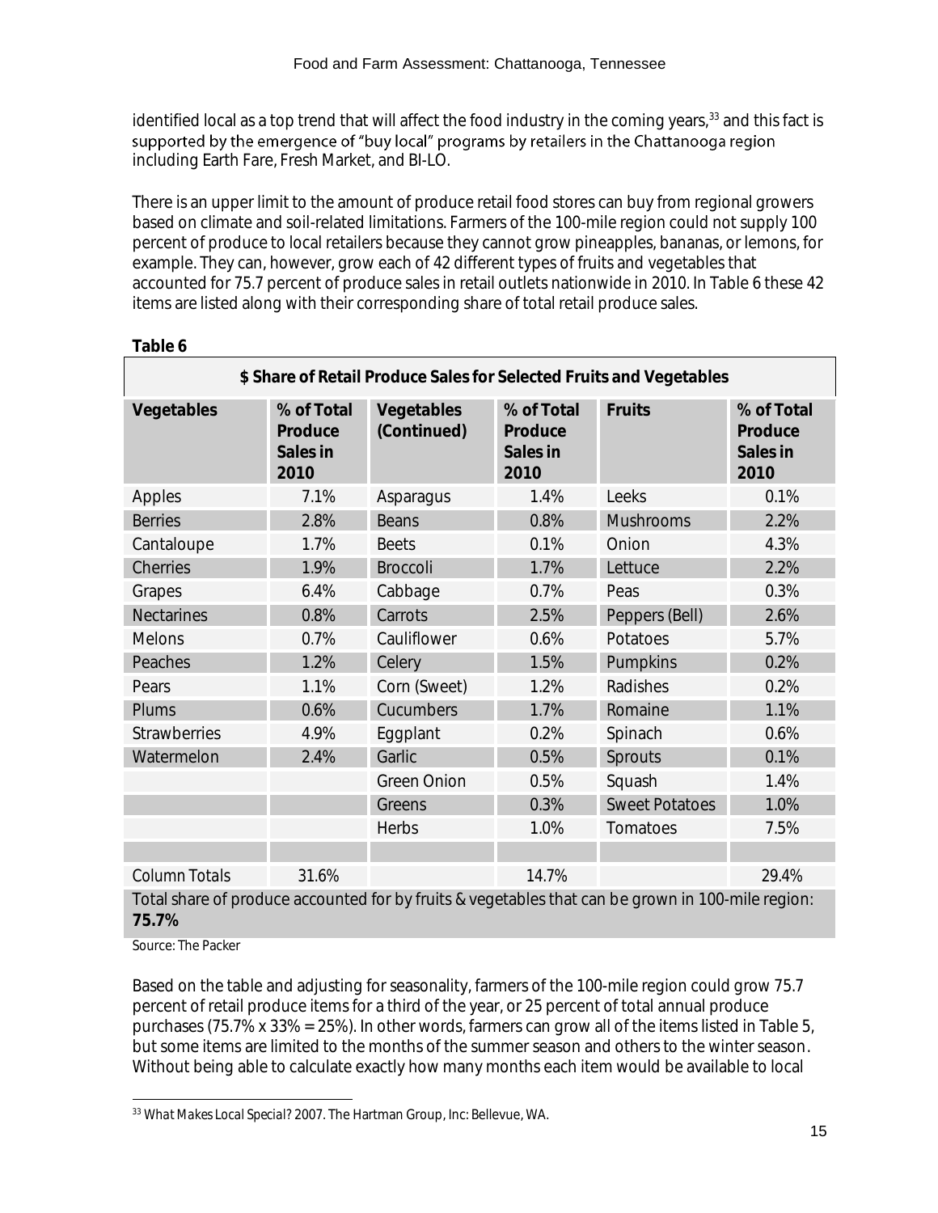identified local as a top trend that will affect the food industry in the coming years,[33] and this fact is supported by the emergence of "buy local" programs by retailers in the Chattanooga region including Earth Fare, Fresh Market, and BI-LO.

There is an upper limit to the amount of produce retail food stores can buy from regional growers based on climate and soil-related limitations. Farmers of the 100-mile region could not supply 100 percent of produce to local retailers because they cannot grow pineapples, bananas, or lemons, for example. They can, however, grow each of 42 different types of fruits and vegetables that accounted for 75.7 percent of produce sales in retail outlets nationwide in 2010. In Table 6 these 42 items are listed along with their corresponding share of total retail produce sales.

**Table 6**

| **$ Share of Retail Produce Sales for Selected Fruits and Vegetables** | | | | | |
|---|---|---|---|---|---|
| **Vegetables** | **% of Total Produce Sales in 2010** | **Vegetables (Continued)** | **% of Total Produce Sales in 2010** | **Fruits** | **% of Total Produce Sales in 2010** |
| Apples | 7.1% | Asparagus | 1.4% | Leeks | 0.1% |
| Berries | 2.8% | Beans | 0.8% | Mushrooms | 2.2% |
| Cantaloupe | 1.7% | Beets | 0.1% | Onion | 4.3% |
| Cherries | 1.9% | Broccoli | 1.7% | Lettuce | 2.2% |
| Grapes | 6.4% | Cabbage | 0.7% | Peas | 0.3% |
| Nectarines | 0.8% | Carrots | 2.5% | Peppers (Bell) | 2.6% |
| Melons | 0.7% | Cauliflower | 0.6% | Potatoes | 5.7% |
| Peaches | 1.2% | Celery | 1.5% | Pumpkins | 0.2% |
| Pears | 1.1% | Corn (Sweet) | 1.2% | Radishes | 0.2% |
| Plums | 0.6% | Cucumbers | 1.7% | Romaine | 1.1% |
| Strawberries | 4.9% | Eggplant | 0.2% | Spinach | 0.6% |
| Watermelon | 2.4% | Garlic | 0.5% | Sprouts | 0.1% |
| | | Green Onion | 0.5% | Squash | 1.4% |
| | | Greens | 0.3% | Sweet Potatoes | 1.0% |
| | | Herbs | 1.0% | Tomatoes | 7.5% |
| | | | | | |
| Column Totals | 31.6% | | 14.7% | | 29.4% |
| Total share of produce accounted for by fruits & vegetables that can be grown in 100-mile region: **75.7%** | | | | | |

Source: The Packer

Based on the table and adjusting for seasonality, farmers of the 100-mile region could grow 75.7 percent of retail produce items for a third of the year, or 25 percent of total annual produce purchases (75.7% x 33% = 25%). In other words, farmers can grow all of the items listed in Table 5, but some items are limited to the months of the summer season and others to the winter season. Without being able to calculate exactly how many months each item would be available to local

[33] *What Makes Local Special?* 2007. The Hartman Group, Inc: Bellevue, WA.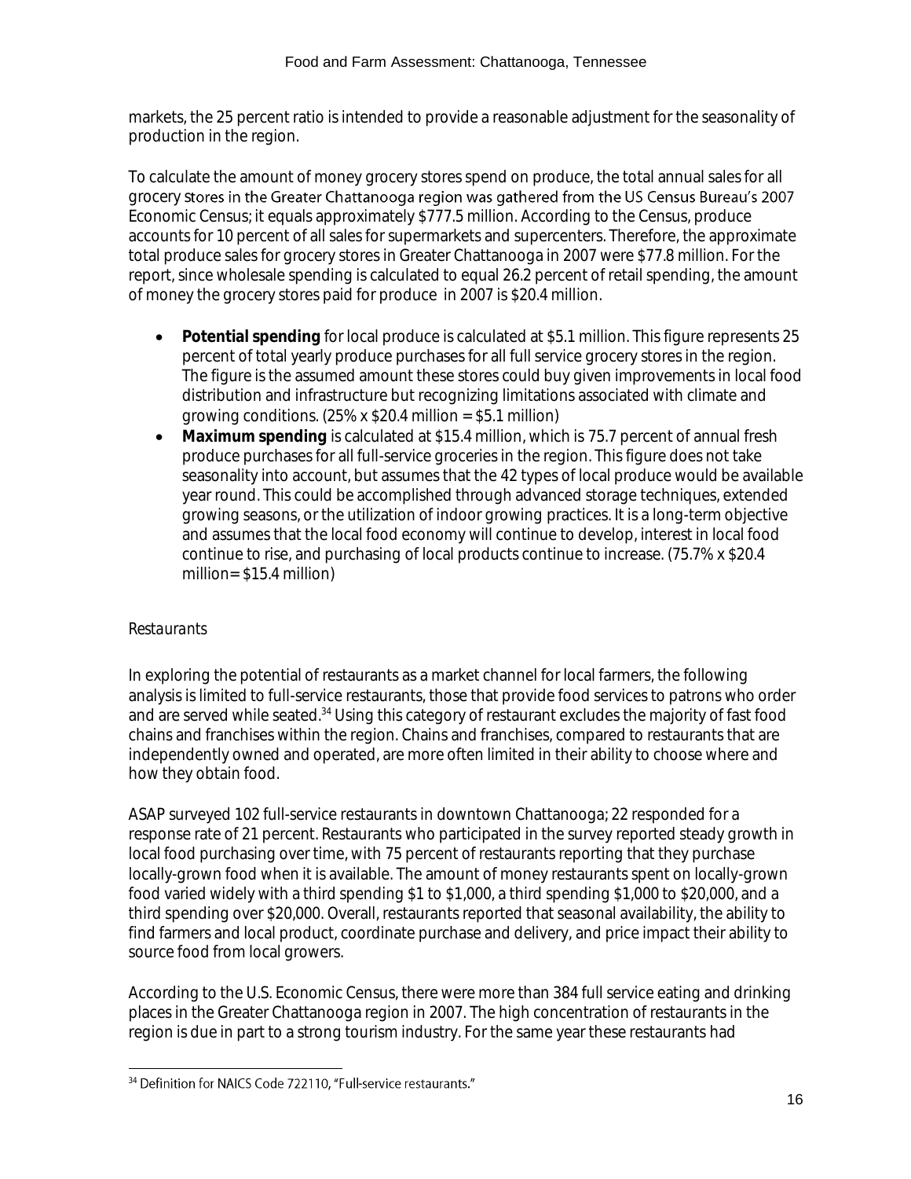markets, the 25 percent ratio is intended to provide a reasonable adjustment for the seasonality of production in the region.

To calculate the amount of money grocery stores spend on produce, the total annual sales for all grocery stores in the Greater Chattanooga region was gathered from the US Census Bureau's 2007 Economic Census; it equals approximately $777.5 million. According to the Census, produce accounts for 10 percent of all sales for supermarkets and supercenters. Therefore, the approximate total produce sales for grocery stores in Greater Chattanooga in 2007 were $77.8 million. For the report, since wholesale spending is calculated to equal 26.2 percent of retail spending, the amount of money the grocery stores paid for produce in 2007 is $20.4 million.

- **Potential spending** for local produce is calculated at $5.1 million. This figure represents 25 percent of total yearly produce purchases for all full service grocery stores in the region. The figure is the assumed amount these stores could buy given improvements in local food distribution and infrastructure but recognizing limitations associated with climate and growing conditions. (25% x $20.4 million = $5.1 million)
- **Maximum spending** is calculated at $15.4 million, which is 75.7 percent of annual fresh produce purchases for all full-service groceries in the region. This figure does not take seasonality into account, but assumes that the 42 types of local produce would be available year round. This could be accomplished through advanced storage techniques, extended growing seasons, or the utilization of indoor growing practices. It is a long-term objective and assumes that the local food economy will continue to develop, interest in local food continue to rise, and purchasing of local products continue to increase. (75.7% x $20.4 million= $15.4 million)

*Restaurants*

In exploring the potential of restaurants as a market channel for local farmers, the following analysis is limited to full-service restaurants, those that provide food services to patrons who order and are served while seated.[34] Using this category of restaurant excludes the majority of fast food chains and franchises within the region. Chains and franchises, compared to restaurants that are independently owned and operated, are more often limited in their ability to choose where and how they obtain food.

ASAP surveyed 102 full-service restaurants in downtown Chattanooga; 22 responded for a response rate of 21 percent. Restaurants who participated in the survey reported steady growth in local food purchasing over time, with 75 percent of restaurants reporting that they purchase locally-grown food when it is available. The amount of money restaurants spent on locally-grown food varied widely with a third spending $1 to $1,000, a third spending $1,000 to $20,000, and a third spending over $20,000. Overall, restaurants reported that seasonal availability, the ability to find farmers and local product, coordinate purchase and delivery, and price impact their ability to source food from local growers.

According to the U.S. Economic Census, there were more than 384 full service eating and drinking places in the Greater Chattanooga region in 2007. The high concentration of restaurants in the region is due in part to a strong tourism industry. For the same year these restaurants had

[34] Definition for NAICS Code 722110, "Full-service restaurants."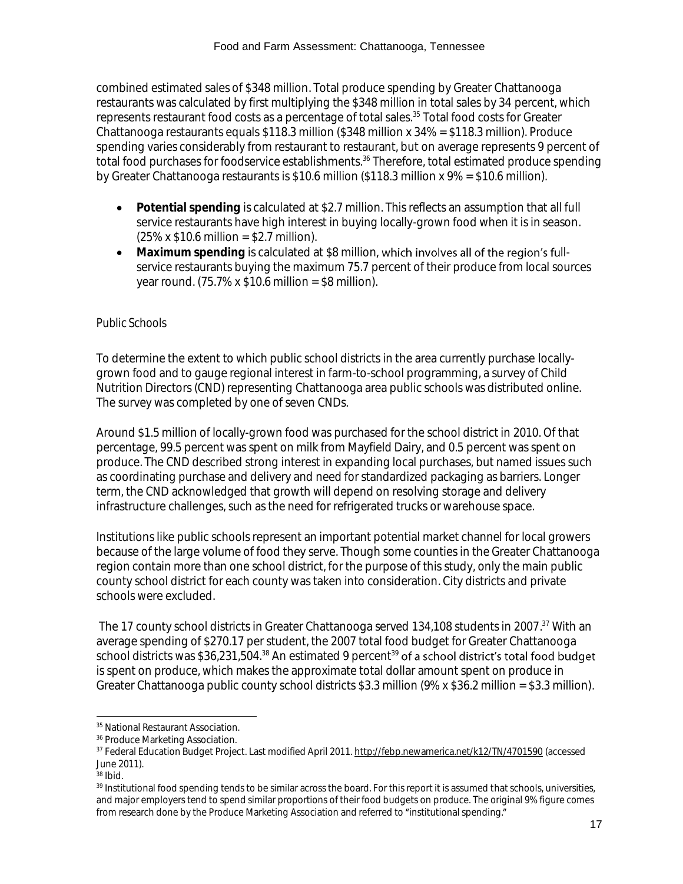combined estimated sales of $348 million. Total produce spending by Greater Chattanooga restaurants was calculated by first multiplying the $348 million in total sales by 34 percent, which represents restaurant food costs as a percentage of total sales.[35] Total food costs for Greater Chattanooga restaurants equals $118.3 million ($348 million x 34% = $118.3 million). Produce spending varies considerably from restaurant to restaurant, but on average represents 9 percent of total food purchases for foodservice establishments.[36] Therefore, total estimated produce spending by Greater Chattanooga restaurants is $10.6 million ($118.3 million x 9% = $10.6 million).

- **Potential spending** is calculated at $2.7 million. This reflects an assumption that all full service restaurants have high interest in buying locally-grown food when it is in season. (25% x $10.6 million = $2.7 million).
- **Maximum spending** is calculated at $8 million, which involves all of the region's full-service restaurants buying the maximum 75.7 percent of their produce from local sources year round. (75.7% x $10.6 million = $8 million).

Public Schools

To determine the extent to which public school districts in the area currently purchase locally-grown food and to gauge regional interest in farm-to-school programming, a survey of Child Nutrition Directors (CND) representing Chattanooga area public schools was distributed online. The survey was completed by one of seven CNDs.

Around $1.5 million of locally-grown food was purchased for the school district in 2010. Of that percentage, 99.5 percent was spent on milk from Mayfield Dairy, and 0.5 percent was spent on produce. The CND described strong interest in expanding local purchases, but named issues such as coordinating purchase and delivery and need for standardized packaging as barriers. Longer term, the CND acknowledged that growth will depend on resolving storage and delivery infrastructure challenges, such as the need for refrigerated trucks or warehouse space.

Institutions like public schools represent an important potential market channel for local growers because of the large volume of food they serve. Though some counties in the Greater Chattanooga region contain more than one school district, for the purpose of this study, only the main public county school district for each county was taken into consideration. City districts and private schools were excluded.

The 17 county school districts in Greater Chattanooga served 134,108 students in 2007.[37] With an average spending of $270.17 per student, the 2007 total food budget for Greater Chattanooga school districts was $36,231,504.[38] An estimated 9 percent[39] of a school district's total food budget is spent on produce, which makes the approximate total dollar amount spent on produce in Greater Chattanooga public county school districts $3.3 million (9% x $36.2 million = $3.3 million).

---

[35] National Restaurant Association.

[36] Produce Marketing Association.

[37] Federal Education Budget Project. Last modified April 2011. http://febp.newamerica.net/k12/TN/4701590 (accessed June 2011).

[38] Ibid.

[39] Institutional food spending tends to be similar across the board. For this report it is assumed that schools, universities, and major employers tend to spend similar proportions of their food budgets on produce. The original 9% figure comes from research done by the Produce Marketing Association and referred to "institutional spending."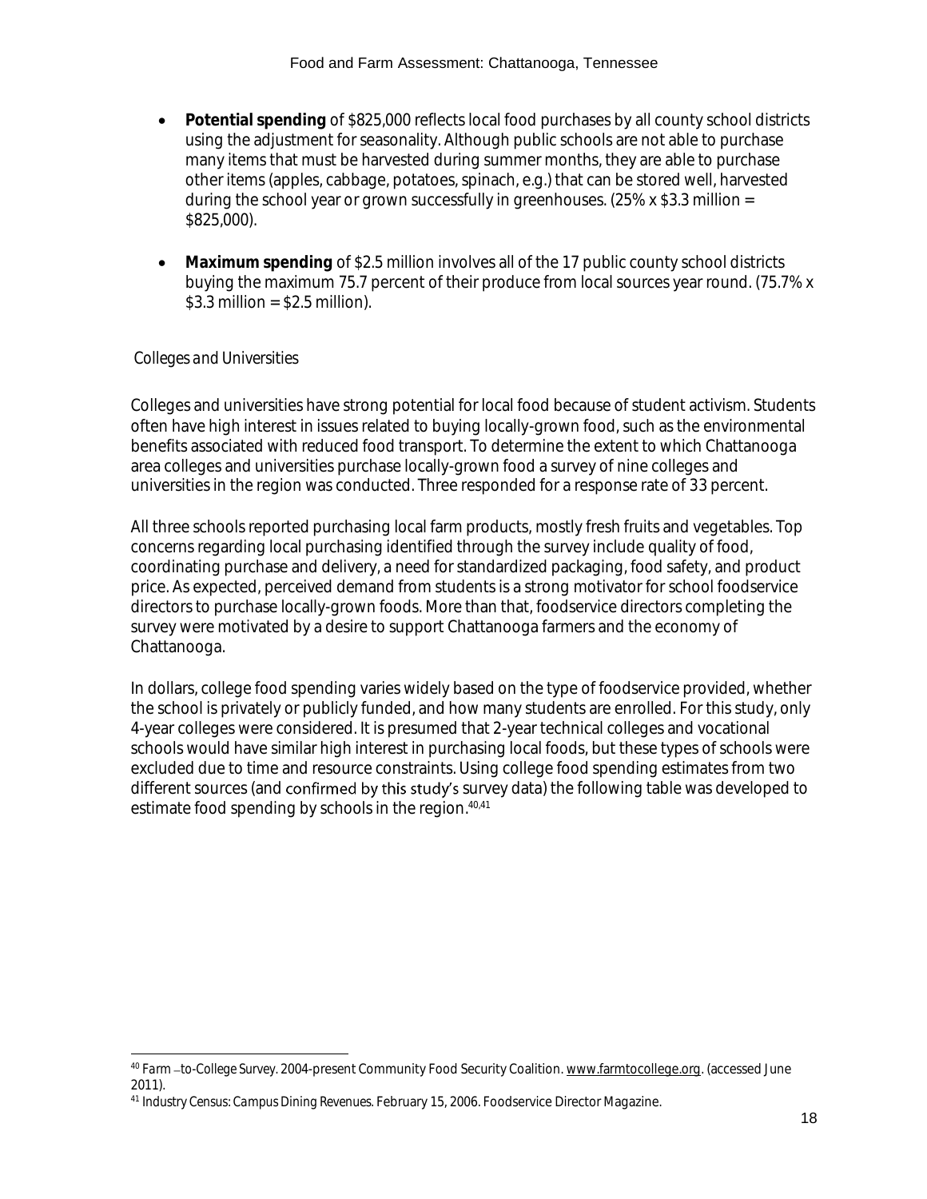- **Potential spending** of $825,000 reflects local food purchases by all county school districts using the adjustment for seasonality. Although public schools are not able to purchase many items that must be harvested during summer months, they are able to purchase other items (apples, cabbage, potatoes, spinach, e.g.) that can be stored well, harvested during the school year or grown successfully in greenhouses. (25% x $3.3 million = $825,000).

- **Maximum spending** of $2.5 million involves all of the 17 public county school districts buying the maximum 75.7 percent of their produce from local sources year round. (75.7% x $3.3 million = $2.5 million).

*Colleges and Universities*

Colleges and universities have strong potential for local food because of student activism. Students often have high interest in issues related to buying locally-grown food, such as the environmental benefits associated with reduced food transport. To determine the extent to which Chattanooga area colleges and universities purchase locally-grown food a survey of nine colleges and universities in the region was conducted. Three responded for a response rate of 33 percent.

All three schools reported purchasing local farm products, mostly fresh fruits and vegetables. Top concerns regarding local purchasing identified through the survey include quality of food, coordinating purchase and delivery, a need for standardized packaging, food safety, and product price. As expected, perceived demand from students is a strong motivator for school foodservice directors to purchase locally-grown foods. More than that, foodservice directors completing the survey were motivated by a desire to support Chattanooga farmers and the economy of Chattanooga.

In dollars, college food spending varies widely based on the type of foodservice provided, whether the school is privately or publicly funded, and how many students are enrolled. For this study, only 4-year colleges were considered. It is presumed that 2-year technical colleges and vocational schools would have similar high interest in purchasing local foods, but these types of schools were excluded due to time and resource constraints. Using college food spending estimates from two different sources (and confirmed by this study's survey data) the following table was developed to estimate food spending by schools in the region.[40,41]

[40] Farm –to-College Survey. 2004-present Community Food Security Coalition. www.farmtocollege.org. (accessed June 2011).

[41] Industry Census: Campus Dining Revenues. February 15, 2006. Foodservice Director Magazine.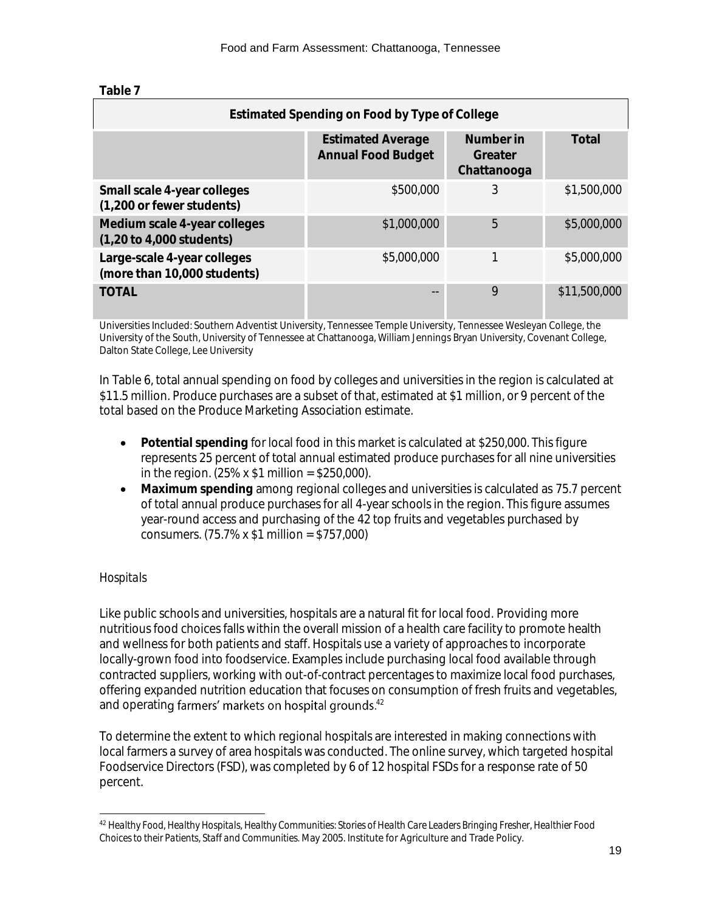**Table 7**

| Estimated Spending on Food by Type of College | | | |
|---|---|---|---|
| | **Estimated Average Annual Food Budget** | **Number in Greater Chattanooga** | **Total** |
| **Small scale 4-year colleges (1,200 or fewer students)** | $500,000 | 3 | $1,500,000 |
| **Medium scale 4-year colleges (1,20 to 4,000 students)** | $1,000,000 | 5 | $5,000,000 |
| **Large-scale 4-year colleges (more than 10,000 students)** | $5,000,000 | 1 | $5,000,000 |
| **TOTAL** | -- | 9 | $11,500,000 |

Universities Included: Southern Adventist University, Tennessee Temple University, Tennessee Wesleyan College, the University of the South, University of Tennessee at Chattanooga, William Jennings Bryan University, Covenant College, Dalton State College, Lee University

In Table 6, total annual spending on food by colleges and universities in the region is calculated at $11.5 million. Produce purchases are a subset of that, estimated at $1 million, or 9 percent of the total based on the Produce Marketing Association estimate.

- **Potential spending** for local food in this market is calculated at $250,000. This figure represents 25 percent of total annual estimated produce purchases for all nine universities in the region. (25% x $1 million = $250,000).
- **Maximum spending** among regional colleges and universities is calculated as 75.7 percent of total annual produce purchases for all 4-year schools in the region. This figure assumes year-round access and purchasing of the 42 top fruits and vegetables purchased by consumers. (75.7% x $1 million = $757,000)

*Hospitals*

Like public schools and universities, hospitals are a natural fit for local food. Providing more nutritious food choices falls within the overall mission of a health care facility to promote health and wellness for both patients and staff. Hospitals use a variety of approaches to incorporate locally-grown food into foodservice. Examples include purchasing local food available through contracted suppliers, working with out-of-contract percentages to maximize local food purchases, offering expanded nutrition education that focuses on consumption of fresh fruits and vegetables, and operating farmers' markets on hospital grounds.[42]

To determine the extent to which regional hospitals are interested in making connections with local farmers a survey of area hospitals was conducted. The online survey, which targeted hospital Foodservice Directors (FSD), was completed by 6 of 12 hospital FSDs for a response rate of 50 percent.

[42] *Healthy Food, Healthy Hospitals, Healthy Communities: Stories of Health Care Leaders Bringing Fresher, Healthier Food Choices to their Patients, Staff and Communities.* May 2005. Institute for Agriculture and Trade Policy.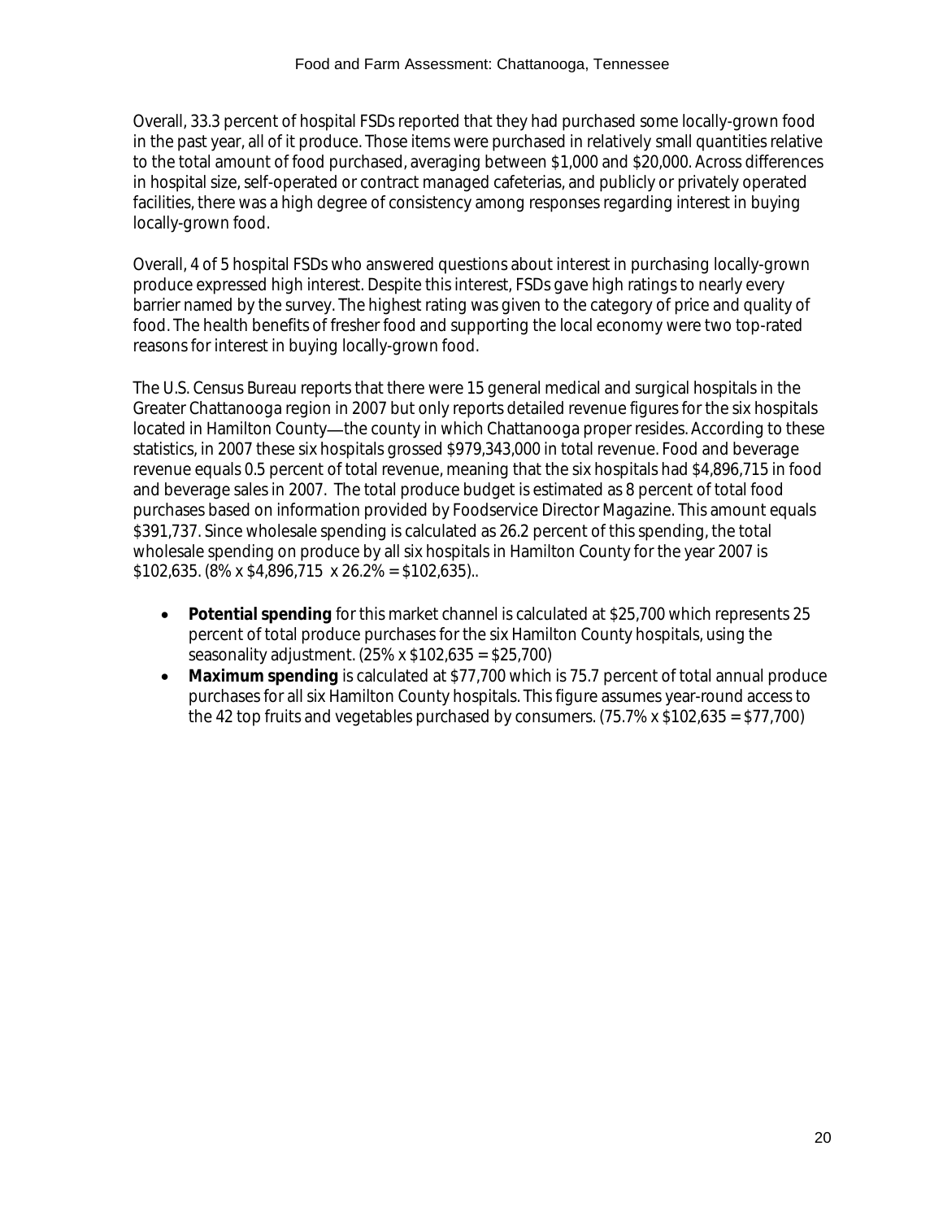Overall, 33.3 percent of hospital FSDs reported that they had purchased some locally-grown food in the past year, all of it produce. Those items were purchased in relatively small quantities relative to the total amount of food purchased, averaging between \$1,000 and \$20,000. Across differences in hospital size, self-operated or contract managed cafeterias, and publicly or privately operated facilities, there was a high degree of consistency among responses regarding interest in buying locally-grown food.

Overall, 4 of 5 hospital FSDs who answered questions about interest in purchasing locally-grown produce expressed high interest. Despite this interest, FSDs gave high ratings to nearly every barrier named by the survey. The highest rating was given to the category of price and quality of food. The health benefits of fresher food and supporting the local economy were two top-rated reasons for interest in buying locally-grown food.

The U.S. Census Bureau reports that there were 15 general medical and surgical hospitals in the Greater Chattanooga region in 2007 but only reports detailed revenue figures for the six hospitals located in Hamilton County—the county in which Chattanooga proper resides. According to these statistics, in 2007 these six hospitals grossed \$979,343,000 in total revenue. Food and beverage revenue equals 0.5 percent of total revenue, meaning that the six hospitals had \$4,896,715 in food and beverage sales in 2007. The total produce budget is estimated as 8 percent of total food purchases based on information provided by Foodservice Director Magazine. This amount equals \$391,737. Since wholesale spending is calculated as 26.2 percent of this spending, the total wholesale spending on produce by all six hospitals in Hamilton County for the year 2007 is \$102,635. (8% x \$4,896,715 x 26.2% = \$102,635)..

- **Potential spending** for this market channel is calculated at \$25,700 which represents 25 percent of total produce purchases for the six Hamilton County hospitals, using the seasonality adjustment. (25% x \$102,635 = \$25,700)
- **Maximum spending** is calculated at \$77,700 which is 75.7 percent of total annual produce purchases for all six Hamilton County hospitals. This figure assumes year-round access to the 42 top fruits and vegetables purchased by consumers. (75.7% x \$102,635 = \$77,700)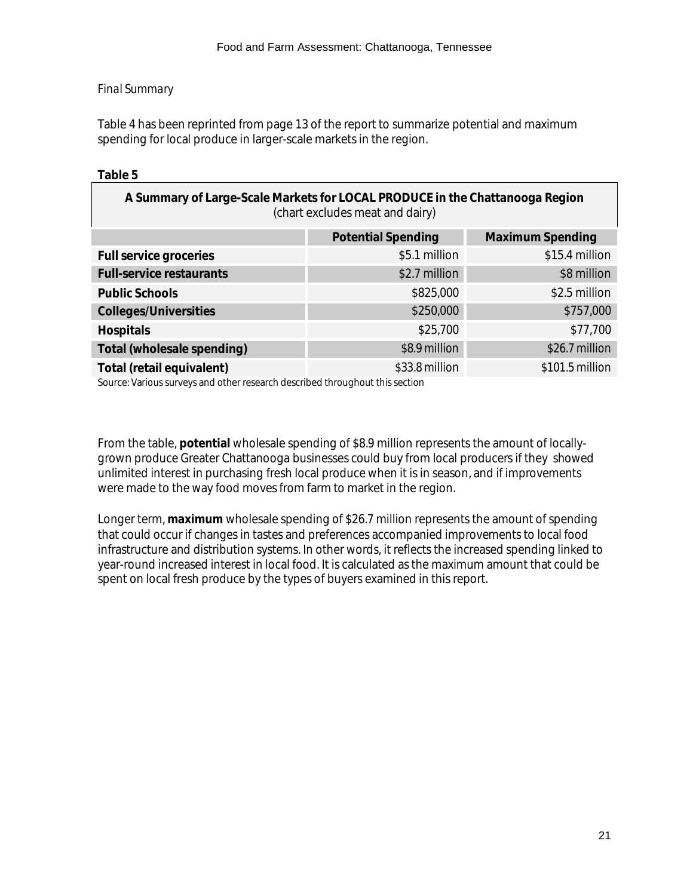*Final Summary*

Table 4 has been reprinted from page 13 of the report to summarize potential and maximum spending for local produce in larger-scale markets in the region.

**Table 5**

| **A Summary of Large-Scale Markets for LOCAL PRODUCE in the Chattanooga Region** (chart excludes meat and dairy) | | |
|---|---|---|
| | **Potential Spending** | **Maximum Spending** |
| **Full service groceries** | $5.1 million | $15.4 million |
| **Full-service restaurants** | $2.7 million | $8 million |
| **Public Schools** | $825,000 | $2.5 million |
| **Colleges/Universities** | $250,000 | $757,000 |
| **Hospitals** | $25,700 | $77,700 |
| **Total (wholesale spending)** | $8.9 million | $26.7 million |
| **Total (retail equivalent)** | $33.8 million | $101.5 million |

Source: Various surveys and other research described throughout this section

From the table, **potential** wholesale spending of $8.9 million represents the amount of locally-grown produce Greater Chattanooga businesses could buy from local producers if they showed unlimited interest in purchasing fresh local produce when it is in season, and if improvements were made to the way food moves from farm to market in the region.

Longer term, **maximum** wholesale spending of $26.7 million represents the amount of spending that could occur if changes in tastes and preferences accompanied improvements to local food infrastructure and distribution systems. In other words, it reflects the increased spending linked to year-round increased interest in local food. It is calculated as the maximum amount that could be spent on local fresh produce by the types of buyers examined in this report.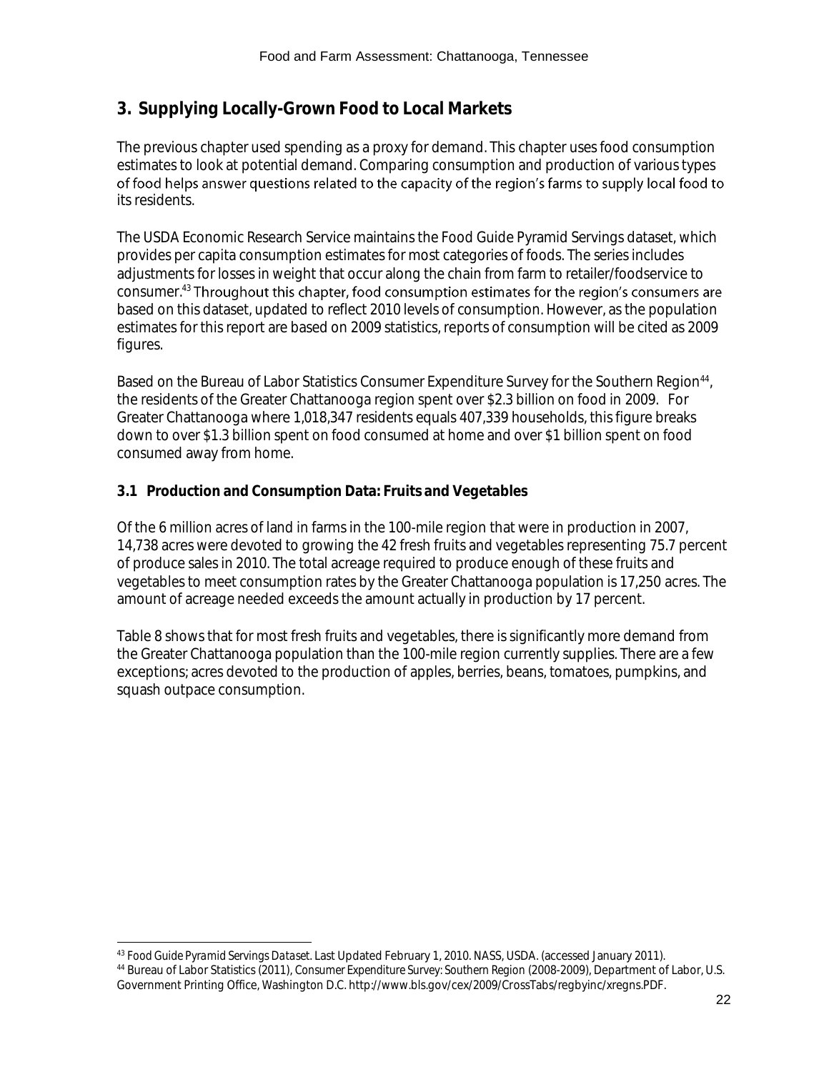## 3. Supplying Locally-Grown Food to Local Markets

The previous chapter used spending as a proxy for demand. This chapter uses food consumption estimates to look at potential demand. Comparing consumption and production of various types of food helps answer questions related to the capacity of the region's farms to supply local food to its residents.

The USDA Economic Research Service maintains the Food Guide Pyramid Servings dataset, which provides per capita consumption estimates for most categories of foods. The series includes adjustments for losses in weight that occur along the chain from farm to retailer/foodservice to consumer.[43] Throughout this chapter, food consumption estimates for the region's consumers are based on this dataset, updated to reflect 2010 levels of consumption. However, as the population estimates for this report are based on 2009 statistics, reports of consumption will be cited as 2009 figures.

Based on the Bureau of Labor Statistics Consumer Expenditure Survey for the Southern Region[44], the residents of the Greater Chattanooga region spent over $2.3 billion on food in 2009. For Greater Chattanooga where 1,018,347 residents equals 407,339 households, this figure breaks down to over $1.3 billion spent on food consumed at home and over $1 billion spent on food consumed away from home.

### 3.1 Production and Consumption Data: Fruits and Vegetables

Of the 6 million acres of land in farms in the 100-mile region that were in production in 2007, 14,738 acres were devoted to growing the 42 fresh fruits and vegetables representing 75.7 percent of produce sales in 2010. The total acreage required to produce enough of these fruits and vegetables to meet consumption rates by the Greater Chattanooga population is 17,250 acres. The amount of acreage needed exceeds the amount actually in production by 17 percent.

Table 8 shows that for most fresh fruits and vegetables, there is significantly more demand from the Greater Chattanooga population than the 100-mile region currently supplies. There are a few exceptions; acres devoted to the production of apples, berries, beans, tomatoes, pumpkins, and squash outpace consumption.

---

[43] *Food Guide Pyramid Servings Dataset*. Last Updated February 1, 2010. NASS, USDA. (accessed January 2011).

[44] Bureau of Labor Statistics (2011), Consumer Expenditure Survey: Southern Region (2008-2009), Department of Labor, U.S. Government Printing Office, Washington D.C. http://www.bls.gov/cex/2009/CrossTabs/regbyinc/xregns.PDF.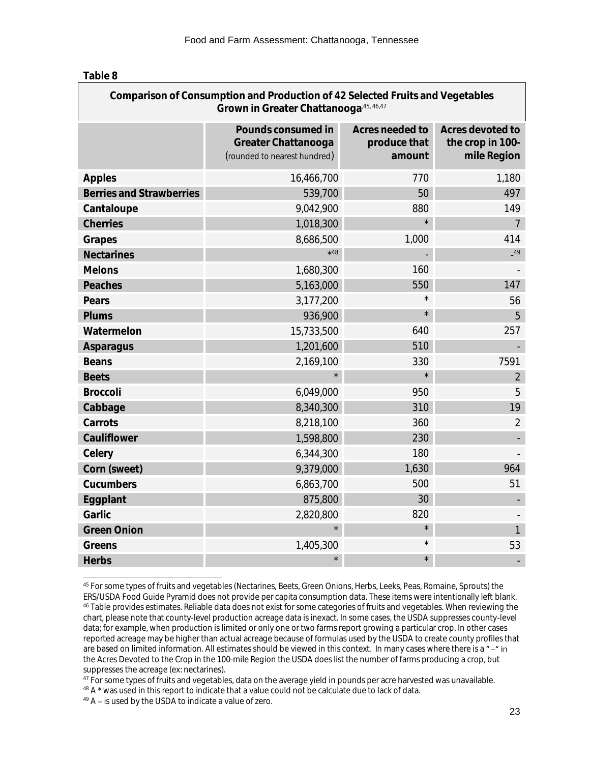**Table 8**

| Comparison of Consumption and Production of 42 Selected Fruits and Vegetables Grown in Greater Chattanooga[45, 46,47] | | | |
|---|---|---|---|
| | Pounds consumed in Greater Chattanooga (rounded to nearest hundred) | Acres needed to produce that amount | Acres devoted to the crop in 100-mile Region |
| **Apples** | 16,466,700 | 770 | 1,180 |
| **Berries and Strawberries** | 539,700 | 50 | 497 |
| **Cantaloupe** | 9,042,900 | 880 | 149 |
| **Cherries** | 1,018,300 | * | 7 |
| **Grapes** | 8,686,500 | 1,000 | 414 |
| **Nectarines** | *[48] | - | -[49] |
| **Melons** | 1,680,300 | 160 | - |
| **Peaches** | 5,163,000 | 550 | 147 |
| **Pears** | 3,177,200 | * | 56 |
| **Plums** | 936,900 | * | 5 |
| **Watermelon** | 15,733,500 | 640 | 257 |
| **Asparagus** | 1,201,600 | 510 | - |
| **Beans** | 2,169,100 | 330 | 7591 |
| **Beets** | * | * | 2 |
| **Broccoli** | 6,049,000 | 950 | 5 |
| **Cabbage** | 8,340,300 | 310 | 19 |
| **Carrots** | 8,218,100 | 360 | 2 |
| **Cauliflower** | 1,598,800 | 230 | - |
| **Celery** | 6,344,300 | 180 | - |
| **Corn (sweet)** | 9,379,000 | 1,630 | 964 |
| **Cucumbers** | 6,863,700 | 500 | 51 |
| **Eggplant** | 875,800 | 30 | - |
| **Garlic** | 2,820,800 | 820 | - |
| **Green Onion** | * | * | 1 |
| **Greens** | 1,405,300 | * | 53 |
| **Herbs** | * | * | - |

[45] For some types of fruits and vegetables (Nectarines, Beets, Green Onions, Herbs, Leeks, Peas, Romaine, Sprouts) the ERS/USDA Food Guide Pyramid does not provide per capita consumption data. These items were intentionally left blank.

[46] Table provides estimates. Reliable data does not exist for some categories of fruits and vegetables. When reviewing the chart, please note that county-level production acreage data is inexact. In some cases, the USDA suppresses county-level data; for example, when production is limited or only one or two farms report growing a particular crop. In other cases reported acreage may be higher than actual acreage because of formulas used by the USDA to create county profiles that are based on limited information. All estimates should be viewed in this context. In many cases where there is a "–" in the Acres Devoted to the Crop in the 100-mile Region the USDA does list the number of farms producing a crop, but suppresses the acreage (ex: nectarines).

[47] For some types of fruits and vegetables, data on the average yield in pounds per acre harvested was unavailable.

[48] A * was used in this report to indicate that a value could not be calculate due to lack of data.

[49] A – is used by the USDA to indicate a value of zero.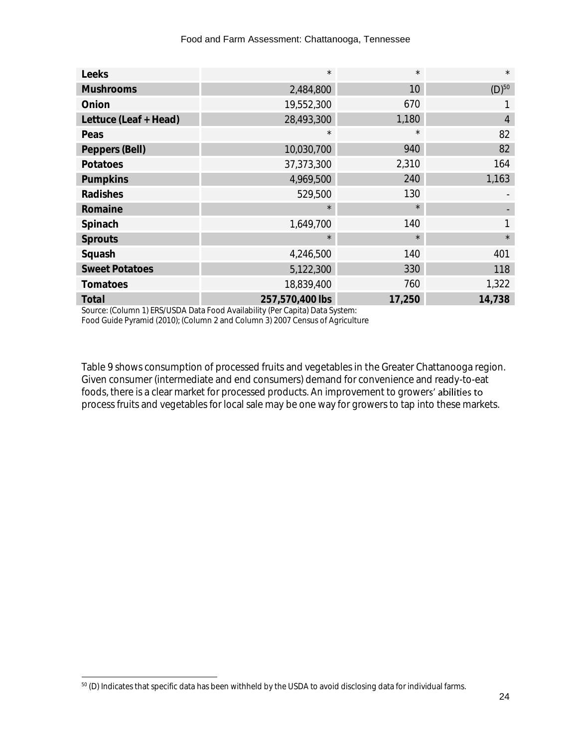| Leeks | * | * | * |
| --- | --- | --- | --- |
| **Mushrooms** | 2,484,800 | 10 | (D)[50] |
| **Onion** | 19,552,300 | 670 | 1 |
| **Lettuce (Leaf + Head)** | 28,493,300 | 1,180 | 4 |
| **Peas** | * | * | 82 |
| **Peppers (Bell)** | 10,030,700 | 940 | 82 |
| **Potatoes** | 37,373,300 | 2,310 | 164 |
| **Pumpkins** | 4,969,500 | 240 | 1,163 |
| **Radishes** | 529,500 | 130 | - |
| **Romaine** | * | * | - |
| **Spinach** | 1,649,700 | 140 | 1 |
| **Sprouts** | * | * | * |
| **Squash** | 4,246,500 | 140 | 401 |
| **Sweet Potatoes** | 5,122,300 | 330 | 118 |
| **Tomatoes** | 18,839,400 | 760 | 1,322 |
| **Total** | **257,570,400 lbs** | **17,250** | **14,738** |

Source: (Column 1) ERS/USDA Data Food Availability (Per Capita) Data System: Food Guide Pyramid (2010); (Column 2 and Column 3) 2007 Census of Agriculture

Table 9 shows consumption of processed fruits and vegetables in the Greater Chattanooga region. Given consumer (intermediate and end consumers) demand for convenience and ready-to-eat foods, there is a clear market for processed products. An improvement to growers' abilities to process fruits and vegetables for local sale may be one way for growers to tap into these markets.

[50] (D) Indicates that specific data has been withheld by the USDA to avoid disclosing data for individual farms.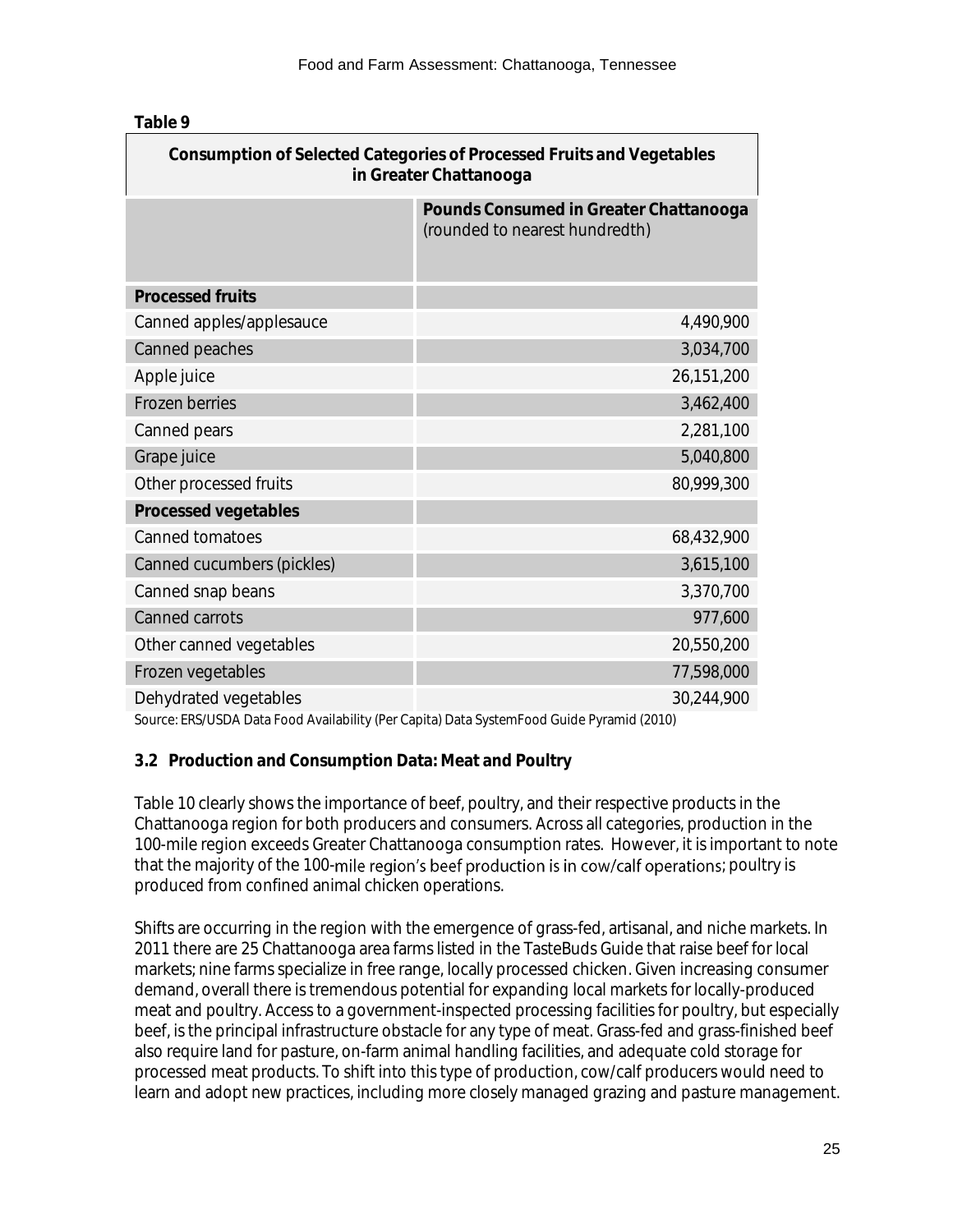**Table 9**

| Consumption of Selected Categories of Processed Fruits and Vegetables in Greater Chattanooga | |
|---|---|
| | **Pounds Consumed in Greater Chattanooga** (rounded to nearest hundredth) |
| **Processed fruits** | |
| Canned apples/applesauce | 4,490,900 |
| Canned peaches | 3,034,700 |
| Apple juice | 26,151,200 |
| Frozen berries | 3,462,400 |
| Canned pears | 2,281,100 |
| Grape juice | 5,040,800 |
| Other processed fruits | 80,999,300 |
| **Processed vegetables** | |
| Canned tomatoes | 68,432,900 |
| Canned cucumbers (pickles) | 3,615,100 |
| Canned snap beans | 3,370,700 |
| Canned carrots | 977,600 |
| Other canned vegetables | 20,550,200 |
| Frozen vegetables | 77,598,000 |
| Dehydrated vegetables | 30,244,900 |

Source: ERS/USDA Data Food Availability (Per Capita) Data SystemFood Guide Pyramid (2010)

### 3.2 Production and Consumption Data: Meat and Poultry

Table 10 clearly shows the importance of beef, poultry, and their respective products in the Chattanooga region for both producers and consumers. Across all categories, production in the 100-mile region exceeds Greater Chattanooga consumption rates. However, it is important to note that the majority of the 100-mile region's beef production is in cow/calf operations; poultry is produced from confined animal chicken operations.

Shifts are occurring in the region with the emergence of grass-fed, artisanal, and niche markets. In 2011 there are 25 Chattanooga area farms listed in the TasteBuds Guide that raise beef for local markets; nine farms specialize in free range, locally processed chicken. Given increasing consumer demand, overall there is tremendous potential for expanding local markets for locally-produced meat and poultry. Access to a government-inspected processing facilities for poultry, but especially beef, is the principal infrastructure obstacle for any type of meat. Grass-fed and grass-finished beef also require land for pasture, on-farm animal handling facilities, and adequate cold storage for processed meat products. To shift into this type of production, cow/calf producers would need to learn and adopt new practices, including more closely managed grazing and pasture management.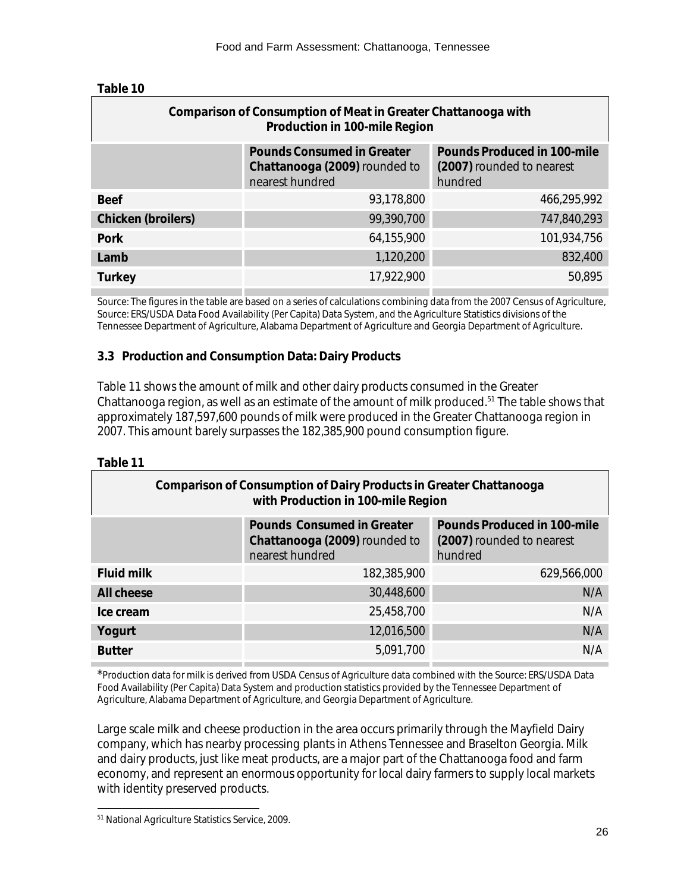**Table 10**

| Comparison of Consumption of Meat in Greater Chattanooga with Production in 100-mile Region | | |
|---|---|---|
| | **Pounds Consumed in Greater Chattanooga (2009)** rounded to nearest hundred | **Pounds Produced in 100-mile (2007)** rounded to nearest hundred |
| **Beef** | 93,178,800 | 466,295,992 |
| **Chicken (broilers)** | 99,390,700 | 747,840,293 |
| **Pork** | 64,155,900 | 101,934,756 |
| **Lamb** | 1,120,200 | 832,400 |
| **Turkey** | 17,922,900 | 50,895 |

Source: The figures in the table are based on a series of calculations combining data from the 2007 Census of Agriculture, Source: ERS/USDA Data Food Availability (Per Capita) Data System, and the Agriculture Statistics divisions of the Tennessee Department of Agriculture, Alabama Department of Agriculture and Georgia Department of Agriculture.

### 3.3 Production and Consumption Data: Dairy Products

Table 11 shows the amount of milk and other dairy products consumed in the Greater Chattanooga region, as well as an estimate of the amount of milk produced.[51] The table shows that approximately 187,597,600 pounds of milk were produced in the Greater Chattanooga region in 2007. This amount barely surpasses the 182,385,900 pound consumption figure.

**Table 11**

| Comparison of Consumption of Dairy Products in Greater Chattanooga with Production in 100-mile Region | | |
|---|---|---|
| | **Pounds Consumed in Greater Chattanooga (2009)** rounded to nearest hundred | **Pounds Produced in 100-mile (2007)** rounded to nearest hundred |
| **Fluid milk** | 182,385,900 | 629,566,000 |
| **All cheese** | 30,448,600 | N/A |
| **Ice cream** | 25,458,700 | N/A |
| **Yogurt** | 12,016,500 | N/A |
| **Butter** | 5,091,700 | N/A |

*Production data for milk is derived from USDA Census of Agriculture data combined with the Source: ERS/USDA Data Food Availability (Per Capita) Data System and production statistics provided by the Tennessee Department of Agriculture, Alabama Department of Agriculture, and Georgia Department of Agriculture.

Large scale milk and cheese production in the area occurs primarily through the Mayfield Dairy company, which has nearby processing plants in Athens Tennessee and Braselton Georgia. Milk and dairy products, just like meat products, are a major part of the Chattanooga food and farm economy, and represent an enormous opportunity for local dairy farmers to supply local markets with identity preserved products.

[51] National Agriculture Statistics Service, 2009.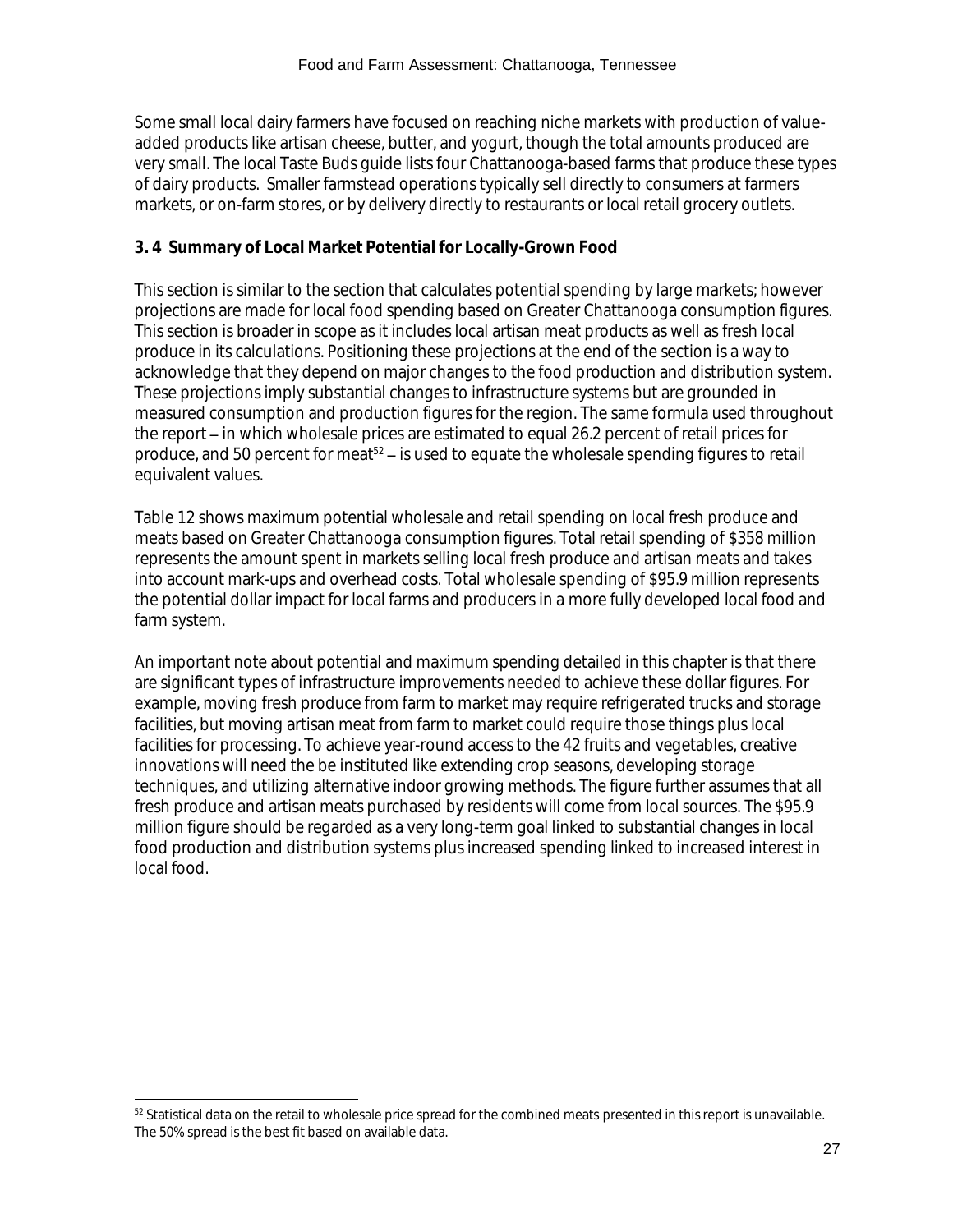Some small local dairy farmers have focused on reaching niche markets with production of value-added products like artisan cheese, butter, and yogurt, though the total amounts produced are very small. The local Taste Buds guide lists four Chattanooga-based farms that produce these types of dairy products. Smaller farmstead operations typically sell directly to consumers at farmers markets, or on-farm stores, or by delivery directly to restaurants or local retail grocery outlets.

### 3. 4 Summary of Local Market Potential for Locally-Grown Food

This section is similar to the section that calculates potential spending by large markets; however projections are made for local food spending based on Greater Chattanooga consumption figures. This section is broader in scope as it includes local artisan meat products as well as fresh local produce in its calculations. Positioning these projections at the end of the section is a way to acknowledge that they depend on major changes to the food production and distribution system. These projections imply substantial changes to infrastructure systems but are grounded in measured consumption and production figures for the region. The same formula used throughout the report – in which wholesale prices are estimated to equal 26.2 percent of retail prices for produce, and 50 percent for meat[52] – is used to equate the wholesale spending figures to retail equivalent values.

Table 12 shows maximum potential wholesale and retail spending on local fresh produce and meats based on Greater Chattanooga consumption figures. Total retail spending of $358 million represents the amount spent in markets selling local fresh produce and artisan meats and takes into account mark-ups and overhead costs. Total wholesale spending of $95.9 million represents the potential dollar impact for local farms and producers in a more fully developed local food and farm system.

An important note about potential and maximum spending detailed in this chapter is that there are significant types of infrastructure improvements needed to achieve these dollar figures. For example, moving fresh produce from farm to market may require refrigerated trucks and storage facilities, but moving artisan meat from farm to market could require those things plus local facilities for processing. To achieve year-round access to the 42 fruits and vegetables, creative innovations will need the be instituted like extending crop seasons, developing storage techniques, and utilizing alternative indoor growing methods. The figure further assumes that all fresh produce and artisan meats purchased by residents will come from local sources. The $95.9 million figure should be regarded as a very long-term goal linked to substantial changes in local food production and distribution systems plus increased spending linked to increased interest in local food.

---

[52] Statistical data on the retail to wholesale price spread for the combined meats presented in this report is unavailable. The 50% spread is the best fit based on available data.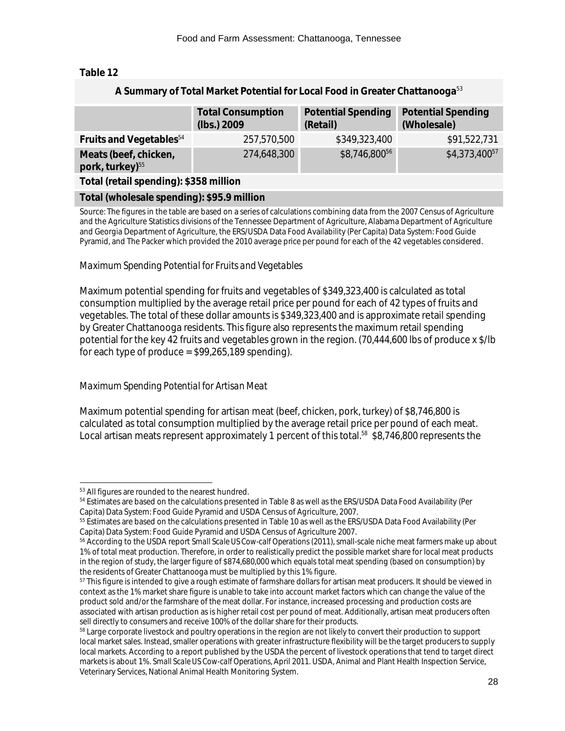**Table 12**

| A Summary of Total Market Potential for Local Food in Greater Chattanooga[53] | | | |
| --- | --- | --- | --- |
| | **Total Consumption (lbs.) 2009** | **Potential Spending (Retail)** | **Potential Spending (Wholesale)** |
| **Fruits and Vegetables**[54] | 257,570,500 | $349,323,400 | $91,522,731 |
| **Meats (beef, chicken, pork, turkey)**[55] | 274,648,300 | $8,746,800[56] | $4,373,400[57] |
| **Total (retail spending): $358 million** | | | |
| **Total (wholesale spending): $95.9 million** | | | |

Source: The figures in the table are based on a series of calculations combining data from the 2007 Census of Agriculture and the Agriculture Statistics divisions of the Tennessee Department of Agriculture, Alabama Department of Agriculture and Georgia Department of Agriculture, the ERS/USDA Data Food Availability (Per Capita) Data System: Food Guide Pyramid, and The Packer which provided the 2010 average price per pound for each of the 42 vegetables considered.

*Maximum Spending Potential for Fruits and Vegetables*

Maximum potential spending for fruits and vegetables of $349,323,400 is calculated as total consumption multiplied by the average retail price per pound for each of 42 types of fruits and vegetables. The total of these dollar amounts is $349,323,400 and is approximate retail spending by Greater Chattanooga residents. This figure also represents the maximum retail spending potential for the key 42 fruits and vegetables grown in the region. (70,444,600 lbs of produce x $/lb for each type of produce = $99,265,189 spending).

*Maximum Spending Potential for Artisan Meat*

Maximum potential spending for artisan meat (beef, chicken, pork, turkey) of $8,746,800 is calculated as total consumption multiplied by the average retail price per pound of each meat. Local artisan meats represent approximately 1 percent of this total.[58] $8,746,800 represents the

[53] All figures are rounded to the nearest hundred.

[54] Estimates are based on the calculations presented in Table 8 as well as the ERS/USDA Data Food Availability (Per Capita) Data System: Food Guide Pyramid and USDA Census of Agriculture, 2007.

[55] Estimates are based on the calculations presented in Table 10 as well as the ERS/USDA Data Food Availability (Per Capita) Data System: Food Guide Pyramid and USDA Census of Agriculture 2007.

[56] According to the USDA report *Small Scale US Cow-calf Operations* (2011), small-scale niche meat farmers make up about 1% of total meat production. Therefore, in order to realistically predict the possible market share for local meat products in the region of study, the larger figure of $874,680,000 which equals total meat spending (based on consumption) by the residents of Greater Chattanooga must be multiplied by this 1% figure.

[57] This figure is intended to give a rough estimate of farmshare dollars for artisan meat producers. It should be viewed in context as the 1% market share figure is unable to take into account market factors which can change the value of the product sold and/or the farmshare of the meat dollar. For instance, increased processing and production costs are associated with artisan production as is higher retail cost per pound of meat. Additionally, artisan meat producers often sell directly to consumers and receive 100% of the dollar share for their products.

[58] Large corporate livestock and poultry operations in the region are not likely to convert their production to support local market sales. Instead, smaller operations with greater infrastructure flexibility will be the target producers to supply local markets. According to a report published by the USDA the percent of livestock operations that tend to target direct markets is about 1%. *Small Scale US Cow-calf Operations*, April 2011. USDA, Animal and Plant Health Inspection Service, Veterinary Services, National Animal Health Monitoring System.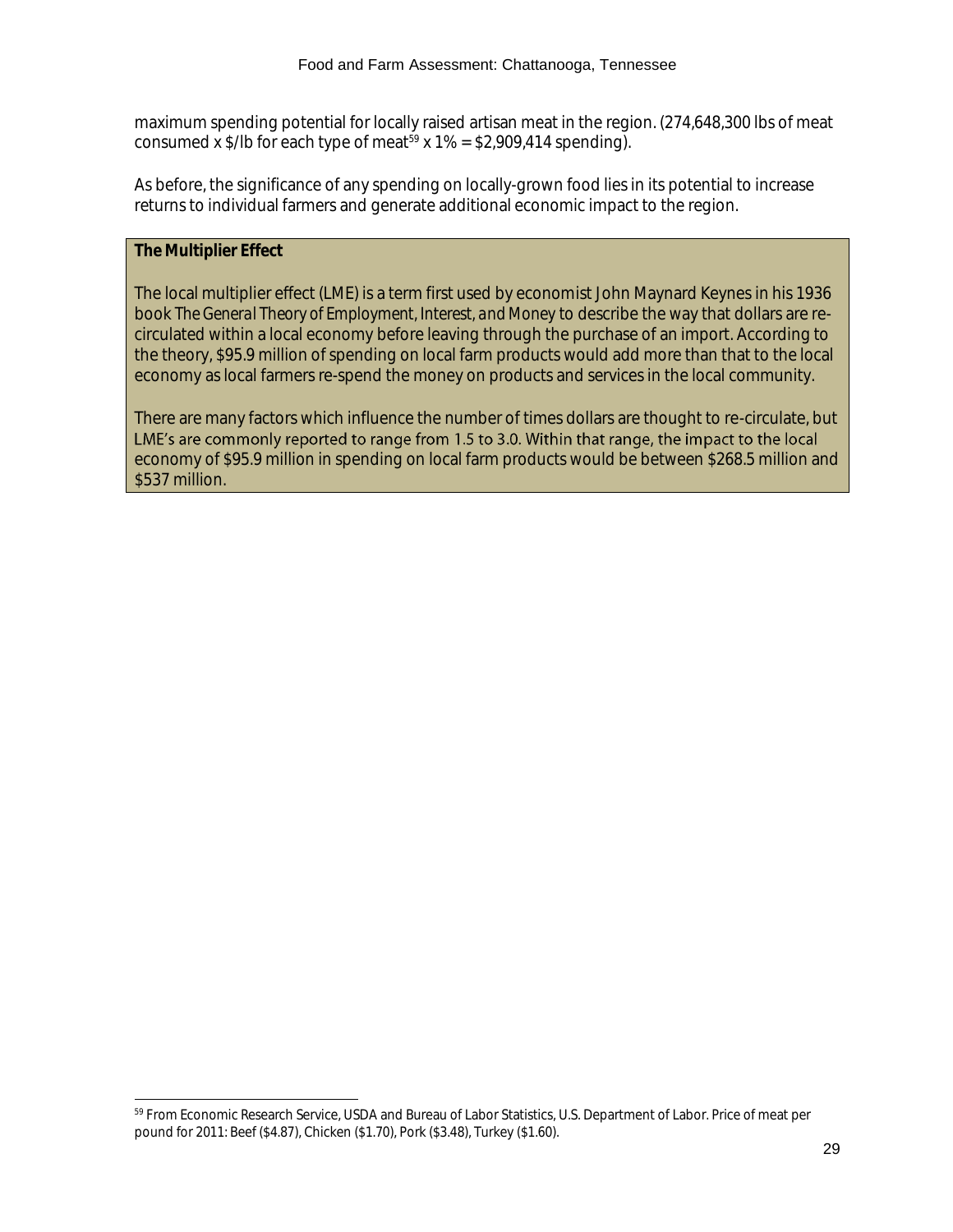maximum spending potential for locally raised artisan meat in the region. (274,648,300 lbs of meat consumed x $/lb for each type of meat[59] x 1% = $2,909,414 spending).

As before, the significance of any spending on locally-grown food lies in its potential to increase returns to individual farmers and generate additional economic impact to the region.

**The Multiplier Effect**

The local multiplier effect (LME) is a term first used by economist John Maynard Keynes in his 1936 book *The General Theory of Employment, Interest, and Money* to describe the way that dollars are re-circulated within a local economy before leaving through the purchase of an import. According to the theory, $95.9 million of spending on local farm products would add more than that to the local economy as local farmers re-spend the money on products and services in the local community.

There are many factors which influence the number of times dollars are thought to re-circulate, but LME's are commonly reported to range from 1.5 to 3.0. Within that range, the impact to the local economy of $95.9 million in spending on local farm products would be between $268.5 million and $537 million.

---

[59] From Economic Research Service, USDA and Bureau of Labor Statistics, U.S. Department of Labor. Price of meat per pound for 2011: Beef ($4.87), Chicken ($1.70), Pork ($3.48), Turkey ($1.60).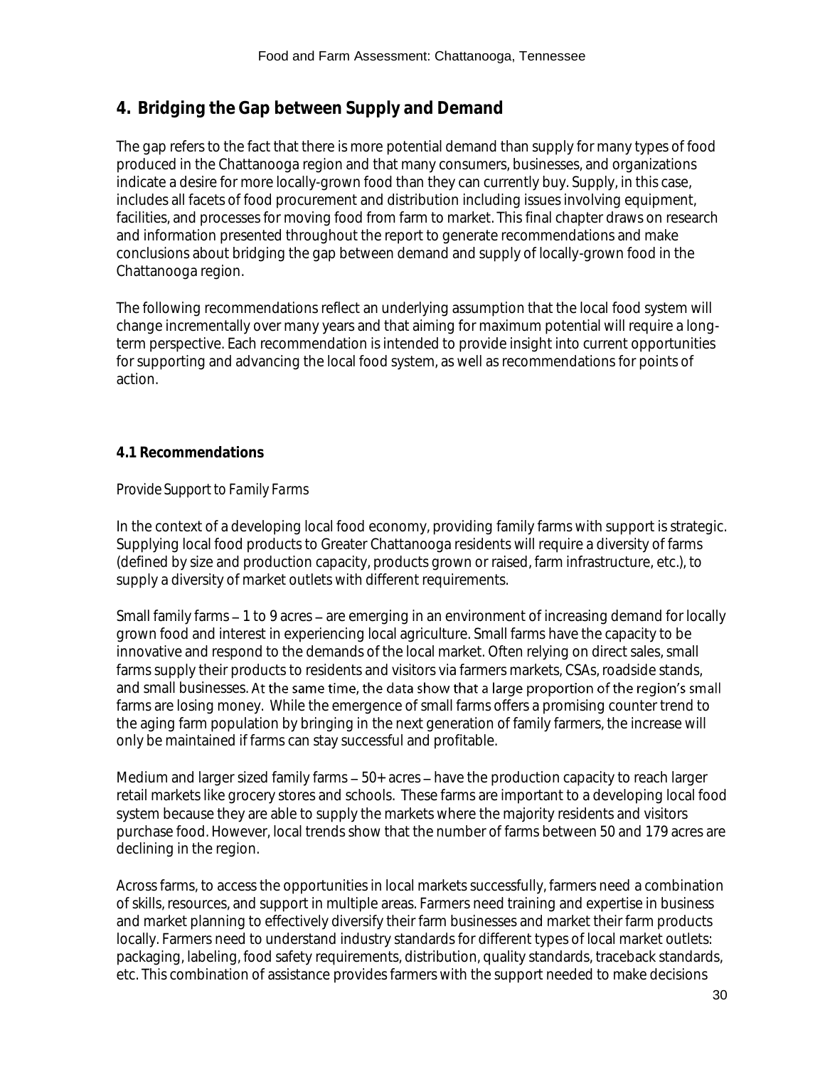## 4. Bridging the Gap between Supply and Demand

The gap refers to the fact that there is more potential demand than supply for many types of food produced in the Chattanooga region and that many consumers, businesses, and organizations indicate a desire for more locally-grown food than they can currently buy. Supply, in this case, includes all facets of food procurement and distribution including issues involving equipment, facilities, and processes for moving food from farm to market. This final chapter draws on research and information presented throughout the report to generate recommendations and make conclusions about bridging the gap between demand and supply of locally-grown food in the Chattanooga region.

The following recommendations reflect an underlying assumption that the local food system will change incrementally over many years and that aiming for maximum potential will require a long-term perspective. Each recommendation is intended to provide insight into current opportunities for supporting and advancing the local food system, as well as recommendations for points of action.

### 4.1 Recommendations

*Provide Support to Family Farms*

In the context of a developing local food economy, providing family farms with support is strategic. Supplying local food products to Greater Chattanooga residents will require a diversity of farms (defined by size and production capacity, products grown or raised, farm infrastructure, etc.), to supply a diversity of market outlets with different requirements.

Small family farms – 1 to 9 acres – are emerging in an environment of increasing demand for locally grown food and interest in experiencing local agriculture. Small farms have the capacity to be innovative and respond to the demands of the local market. Often relying on direct sales, small farms supply their products to residents and visitors via farmers markets, CSAs, roadside stands, and small businesses. At the same time, the data show that a large proportion of the region's small farms are losing money. While the emergence of small farms offers a promising counter trend to the aging farm population by bringing in the next generation of family farmers, the increase will only be maintained if farms can stay successful and profitable.

Medium and larger sized family farms – 50+ acres – have the production capacity to reach larger retail markets like grocery stores and schools. These farms are important to a developing local food system because they are able to supply the markets where the majority residents and visitors purchase food. However, local trends show that the number of farms between 50 and 179 acres are declining in the region.

Across farms, to access the opportunities in local markets successfully, farmers need a combination of skills, resources, and support in multiple areas. Farmers need training and expertise in business and market planning to effectively diversify their farm businesses and market their farm products locally. Farmers need to understand industry standards for different types of local market outlets: packaging, labeling, food safety requirements, distribution, quality standards, traceback standards, etc. This combination of assistance provides farmers with the support needed to make decisions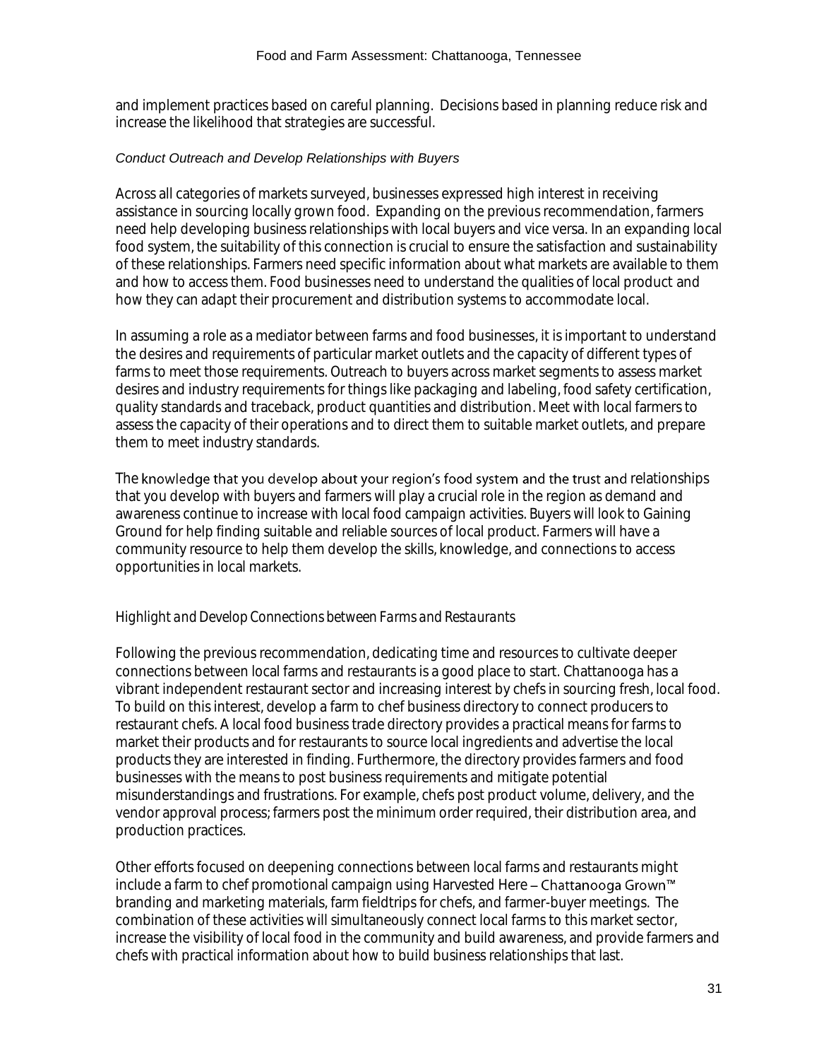and implement practices based on careful planning. Decisions based in planning reduce risk and increase the likelihood that strategies are successful.

### *Conduct Outreach and Develop Relationships with Buyers*

Across all categories of markets surveyed, businesses expressed high interest in receiving assistance in sourcing locally grown food. Expanding on the previous recommendation, farmers need help developing business relationships with local buyers and vice versa. In an expanding local food system, the suitability of this connection is crucial to ensure the satisfaction and sustainability of these relationships. Farmers need specific information about what markets are available to them and how to access them. Food businesses need to understand the qualities of local product and how they can adapt their procurement and distribution systems to accommodate local.

In assuming a role as a mediator between farms and food businesses, it is important to understand the desires and requirements of particular market outlets and the capacity of different types of farms to meet those requirements. Outreach to buyers across market segments to assess market desires and industry requirements for things like packaging and labeling, food safety certification, quality standards and traceback, product quantities and distribution. Meet with local farmers to assess the capacity of their operations and to direct them to suitable market outlets, and prepare them to meet industry standards.

The knowledge that you develop about your region's food system and the trust and relationships that you develop with buyers and farmers will play a crucial role in the region as demand and awareness continue to increase with local food campaign activities. Buyers will look to Gaining Ground for help finding suitable and reliable sources of local product. Farmers will have a community resource to help them develop the skills, knowledge, and connections to access opportunities in local markets.

### *Highlight and Develop Connections between Farms and Restaurants*

Following the previous recommendation, dedicating time and resources to cultivate deeper connections between local farms and restaurants is a good place to start. Chattanooga has a vibrant independent restaurant sector and increasing interest by chefs in sourcing fresh, local food. To build on this interest, develop a farm to chef business directory to connect producers to restaurant chefs. A local food business trade directory provides a practical means for farms to market their products and for restaurants to source local ingredients and advertise the local products they are interested in finding. Furthermore, the directory provides farmers and food businesses with the means to post business requirements and mitigate potential misunderstandings and frustrations. For example, chefs post product volume, delivery, and the vendor approval process; farmers post the minimum order required, their distribution area, and production practices.

Other efforts focused on deepening connections between local farms and restaurants might include a farm to chef promotional campaign using Harvested Here – Chattanooga Grown™ branding and marketing materials, farm fieldtrips for chefs, and farmer-buyer meetings. The combination of these activities will simultaneously connect local farms to this market sector, increase the visibility of local food in the community and build awareness, and provide farmers and chefs with practical information about how to build business relationships that last.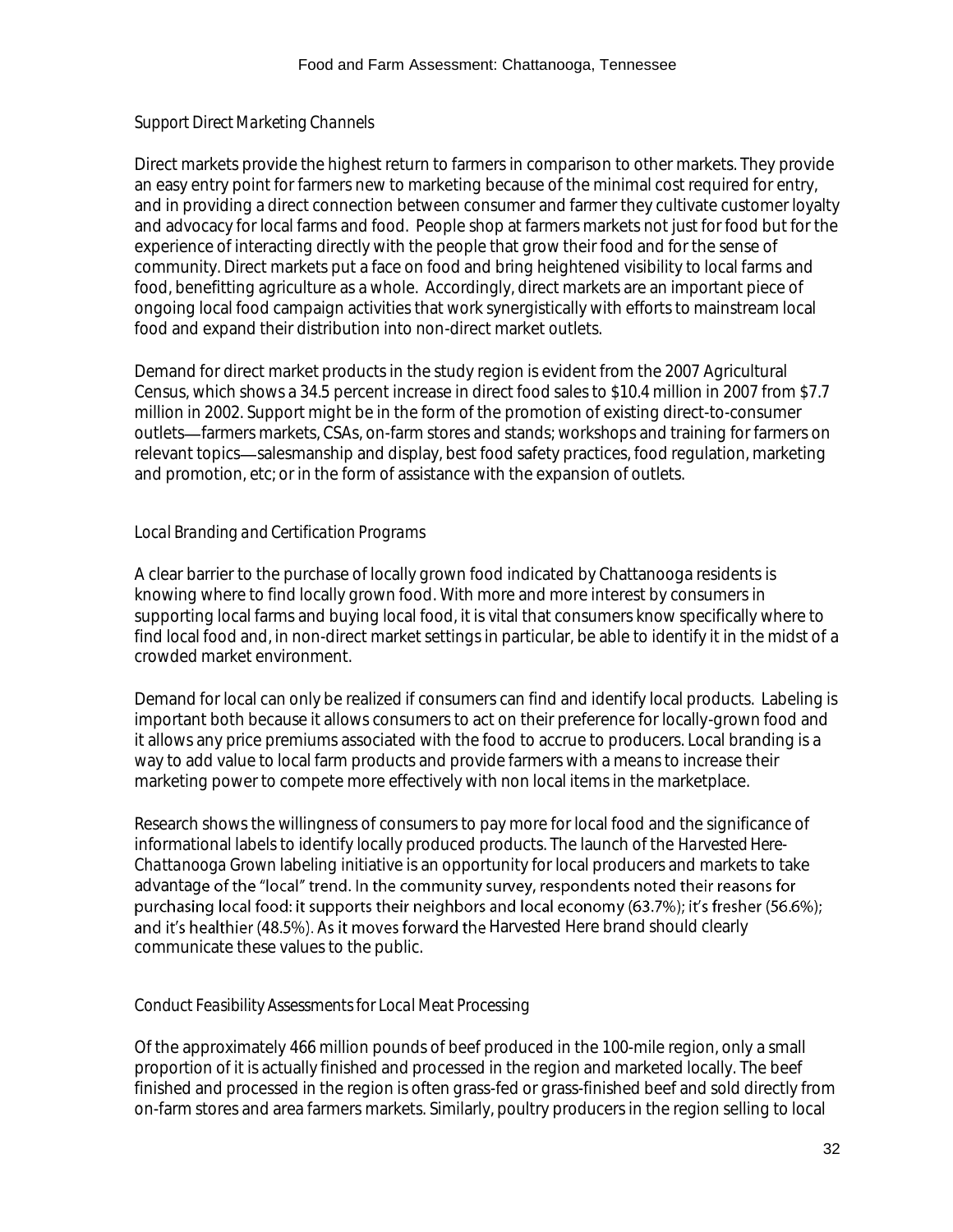### *Support Direct Marketing Channels*

Direct markets provide the highest return to farmers in comparison to other markets. They provide an easy entry point for farmers new to marketing because of the minimal cost required for entry, and in providing a direct connection between consumer and farmer they cultivate customer loyalty and advocacy for local farms and food. People shop at farmers markets not just for food but for the experience of interacting directly with the people that grow their food and for the sense of community. Direct markets put a face on food and bring heightened visibility to local farms and food, benefitting agriculture as a whole. Accordingly, direct markets are an important piece of ongoing local food campaign activities that work synergistically with efforts to mainstream local food and expand their distribution into non-direct market outlets.

Demand for direct market products in the study region is evident from the 2007 Agricultural Census, which shows a 34.5 percent increase in direct food sales to $10.4 million in 2007 from $7.7 million in 2002. Support might be in the form of the promotion of existing direct-to-consumer outlets—farmers markets, CSAs, on-farm stores and stands; workshops and training for farmers on relevant topics—salesmanship and display, best food safety practices, food regulation, marketing and promotion, etc; or in the form of assistance with the expansion of outlets.

### *Local Branding and Certification Programs*

A clear barrier to the purchase of locally grown food indicated by Chattanooga residents is knowing where to find locally grown food. With more and more interest by consumers in supporting local farms and buying local food, it is vital that consumers know specifically where to find local food and, in non-direct market settings in particular, be able to identify it in the midst of a crowded market environment.

Demand for local can only be realized if consumers can find and identify local products. Labeling is important both because it allows consumers to act on their preference for locally-grown food and it allows any price premiums associated with the food to accrue to producers. Local branding is a way to add value to local farm products and provide farmers with a means to increase their marketing power to compete more effectively with non local items in the marketplace.

Research shows the willingness of consumers to pay more for local food and the significance of informational labels to identify locally produced products. The launch of the *Harvested Here-Chattanooga Grown* labeling initiative is an opportunity for local producers and markets to take advantage of the "local" trend. In the community survey, respondents noted their reasons for purchasing local food: it supports their neighbors and local economy (63.7%); it's fresher (56.6%); and it's healthier (48.5%). As it moves forward the Harvested Here brand should clearly communicate these values to the public.

### *Conduct Feasibility Assessments for Local Meat Processing*

Of the approximately 466 million pounds of beef produced in the 100-mile region, only a small proportion of it is actually finished and processed in the region and marketed locally. The beef finished and processed in the region is often grass-fed or grass-finished beef and sold directly from on-farm stores and area farmers markets. Similarly, poultry producers in the region selling to local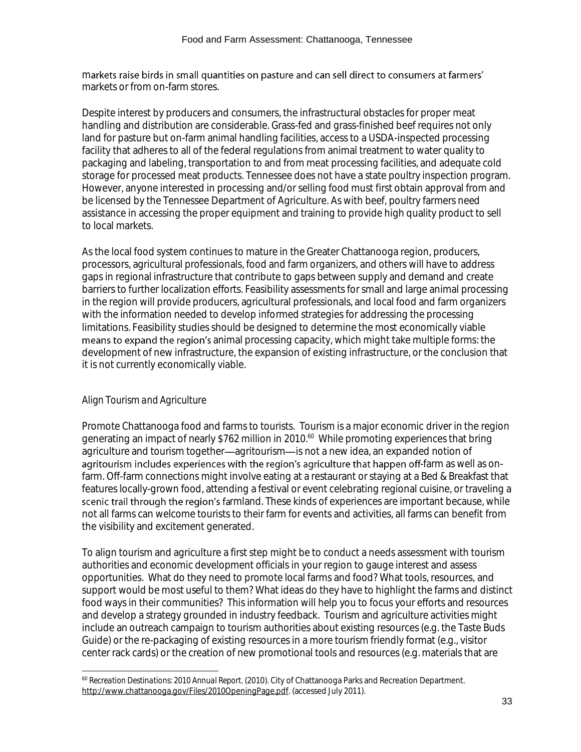markets raise birds in small quantities on pasture and can sell direct to consumers at farmers' markets or from on-farm stores.

Despite interest by producers and consumers, the infrastructural obstacles for proper meat handling and distribution are considerable. Grass-fed and grass-finished beef requires not only land for pasture but on-farm animal handling facilities, access to a USDA-inspected processing facility that adheres to all of the federal regulations from animal treatment to water quality to packaging and labeling, transportation to and from meat processing facilities, and adequate cold storage for processed meat products. Tennessee does not have a state poultry inspection program. However, anyone interested in processing and/or selling food must first obtain approval from and be licensed by the Tennessee Department of Agriculture. As with beef, poultry farmers need assistance in accessing the proper equipment and training to provide high quality product to sell to local markets.

As the local food system continues to mature in the Greater Chattanooga region, producers, processors, agricultural professionals, food and farm organizers, and others will have to address gaps in regional infrastructure that contribute to gaps between supply and demand and create barriers to further localization efforts. Feasibility assessments for small and large animal processing in the region will provide producers, agricultural professionals, and local food and farm organizers with the information needed to develop informed strategies for addressing the processing limitations. Feasibility studies should be designed to determine the most economically viable means to expand the region's animal processing capacity, which might take multiple forms: the development of new infrastructure, the expansion of existing infrastructure, or the conclusion that it is not currently economically viable.

*Align Tourism and Agriculture*

Promote Chattanooga food and farms to tourists. Tourism is a major economic driver in the region generating an impact of nearly $762 million in 2010.[60] While promoting experiences that bring agriculture and tourism together—agritourism—is not a new idea, an expanded notion of agritourism includes experiences with the region's agriculture that happen off-farm as well as on-farm. Off-farm connections might involve eating at a restaurant or staying at a Bed & Breakfast that features locally-grown food, attending a festival or event celebrating regional cuisine, or traveling a scenic trail through the region's farmland. These kinds of experiences are important because, while not all farms can welcome tourists to their farm for events and activities, all farms can benefit from the visibility and excitement generated.

To align tourism and agriculture a first step might be to conduct a needs assessment with tourism authorities and economic development officials in your region to gauge interest and assess opportunities. What do they need to promote local farms and food? What tools, resources, and support would be most useful to them? What ideas do they have to highlight the farms and distinct food ways in their communities? This information will help you to focus your efforts and resources and develop a strategy grounded in industry feedback. Tourism and agriculture activities might include an outreach campaign to tourism authorities about existing resources (e.g. the Taste Buds Guide) or the re-packaging of existing resources in a more tourism friendly format (e.g., visitor center rack cards) or the creation of new promotional tools and resources (e.g. materials that are

[60] *Recreation Destinations: 2010 Annual Report*. (2010). City of Chattanooga Parks and Recreation Department. http://www.chattanooga.gov/Files/2010OpeningPage.pdf. (accessed July 2011).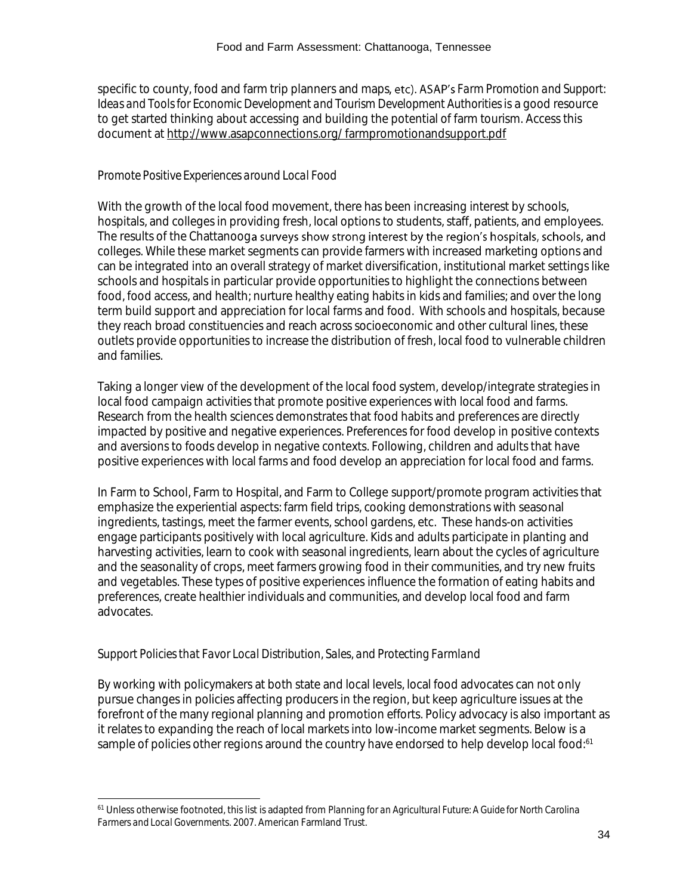specific to county, food and farm trip planners and maps, etc). ASAP's *Farm Promotion and Support: Ideas and Tools for Economic Development and Tourism Development Authorities* is a good resource to get started thinking about accessing and building the potential of farm tourism. Access this document at http://www.asapconnections.org/ farmpromotionandsupport.pdf

*Promote Positive Experiences around Local Food*

With the growth of the local food movement, there has been increasing interest by schools, hospitals, and colleges in providing fresh, local options to students, staff, patients, and employees. The results of the Chattanooga surveys show strong interest by the region's hospitals, schools, and colleges. While these market segments can provide farmers with increased marketing options and can be integrated into an overall strategy of market diversification, institutional market settings like schools and hospitals in particular provide opportunities to highlight the connections between food, food access, and health; nurture healthy eating habits in kids and families; and over the long term build support and appreciation for local farms and food. With schools and hospitals, because they reach broad constituencies and reach across socioeconomic and other cultural lines, these outlets provide opportunities to increase the distribution of fresh, local food to vulnerable children and families.

Taking a longer view of the development of the local food system, develop/integrate strategies in local food campaign activities that promote positive experiences with local food and farms. Research from the health sciences demonstrates that food habits and preferences are directly impacted by positive and negative experiences. Preferences for food develop in positive contexts and aversions to foods develop in negative contexts. Following, children and adults that have positive experiences with local farms and food develop an appreciation for local food and farms.

In Farm to School, Farm to Hospital, and Farm to College support/promote program activities that emphasize the experiential aspects: farm field trips, cooking demonstrations with seasonal ingredients, tastings, meet the farmer events, school gardens, etc. These hands-on activities engage participants positively with local agriculture. Kids and adults participate in planting and harvesting activities, learn to cook with seasonal ingredients, learn about the cycles of agriculture and the seasonality of crops, meet farmers growing food in their communities, and try new fruits and vegetables. These types of positive experiences influence the formation of eating habits and preferences, create healthier individuals and communities, and develop local food and farm advocates.

*Support Policies that Favor Local Distribution, Sales, and Protecting Farmland*

By working with policymakers at both state and local levels, local food advocates can not only pursue changes in policies affecting producers in the region, but keep agriculture issues at the forefront of the many regional planning and promotion efforts. Policy advocacy is also important as it relates to expanding the reach of local markets into low-income market segments. Below is a sample of policies other regions around the country have endorsed to help develop local food:[61]

[61] Unless otherwise footnoted, this list is adapted from *Planning for an Agricultural Future: A Guide for North Carolina Farmers and Local Governments*. 2007. American Farmland Trust.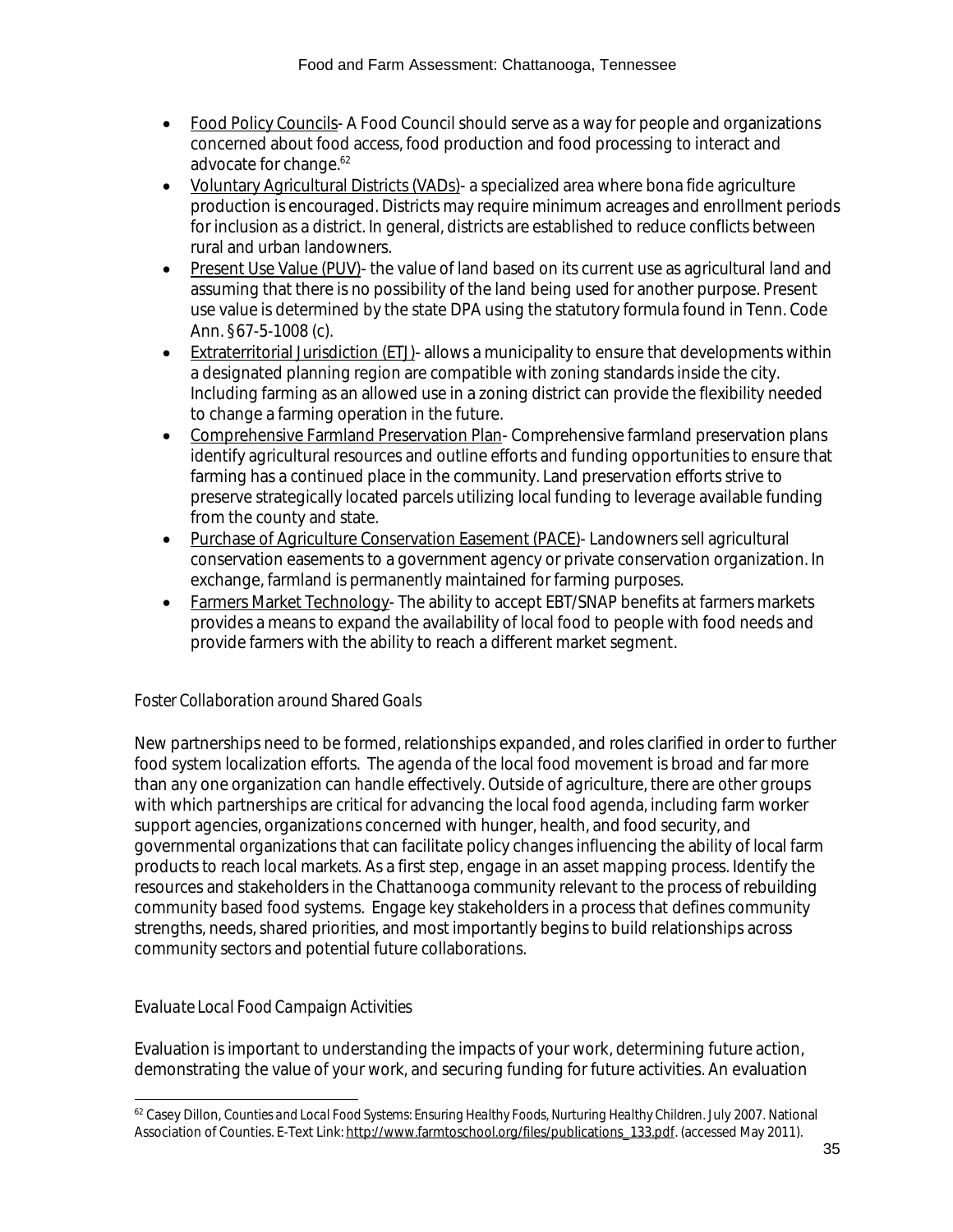- Food Policy Councils- A Food Council should serve as a way for people and organizations concerned about food access, food production and food processing to interact and advocate for change.[62]
- Voluntary Agricultural Districts (VADs)- a specialized area where bona fide agriculture production is encouraged. Districts may require minimum acreages and enrollment periods for inclusion as a district. In general, districts are established to reduce conflicts between rural and urban landowners.
- Present Use Value (PUV)- the value of land based on its current use as agricultural land and assuming that there is no possibility of the land being used for another purpose. Present use value is determined by the state DPA using the statutory formula found in Tenn. Code Ann. §67-5-1008 (c).
- Extraterritorial Jurisdiction (ETJ)- allows a municipality to ensure that developments within a designated planning region are compatible with zoning standards inside the city. Including farming as an allowed use in a zoning district can provide the flexibility needed to change a farming operation in the future.
- Comprehensive Farmland Preservation Plan- Comprehensive farmland preservation plans identify agricultural resources and outline efforts and funding opportunities to ensure that farming has a continued place in the community. Land preservation efforts strive to preserve strategically located parcels utilizing local funding to leverage available funding from the county and state.
- Purchase of Agriculture Conservation Easement (PACE)- Landowners sell agricultural conservation easements to a government agency or private conservation organization. In exchange, farmland is permanently maintained for farming purposes.
- Farmers Market Technology- The ability to accept EBT/SNAP benefits at farmers markets provides a means to expand the availability of local food to people with food needs and provide farmers with the ability to reach a different market segment.

*Foster Collaboration around Shared Goals*

New partnerships need to be formed, relationships expanded, and roles clarified in order to further food system localization efforts. The agenda of the local food movement is broad and far more than any one organization can handle effectively. Outside of agriculture, there are other groups with which partnerships are critical for advancing the local food agenda, including farm worker support agencies, organizations concerned with hunger, health, and food security, and governmental organizations that can facilitate policy changes influencing the ability of local farm products to reach local markets. As a first step, engage in an asset mapping process. Identify the resources and stakeholders in the Chattanooga community relevant to the process of rebuilding community based food systems. Engage key stakeholders in a process that defines community strengths, needs, shared priorities, and most importantly begins to build relationships across community sectors and potential future collaborations.

*Evaluate Local Food Campaign Activities*

Evaluation is important to understanding the impacts of your work, determining future action, demonstrating the value of your work, and securing funding for future activities. An evaluation

[62] Casey Dillon, *Counties and Local Food Systems: Ensuring Healthy Foods, Nurturing Healthy Children*. July 2007. National Association of Counties. E-Text Link: http://www.farmtoschool.org/files/publications_133.pdf. (accessed May 2011).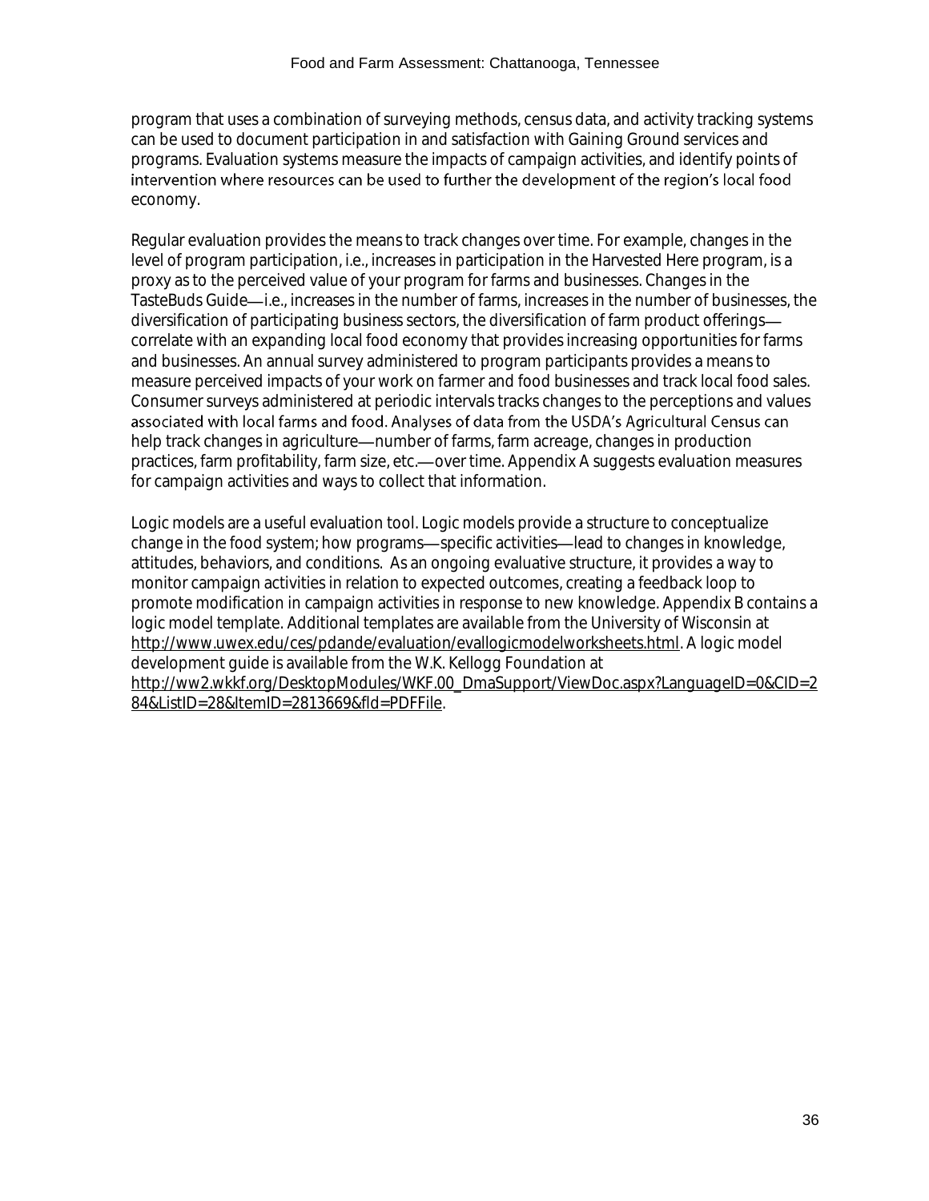program that uses a combination of surveying methods, census data, and activity tracking systems can be used to document participation in and satisfaction with Gaining Ground services and programs. Evaluation systems measure the impacts of campaign activities, and identify points of intervention where resources can be used to further the development of the region's local food economy.

Regular evaluation provides the means to track changes over time. For example, changes in the level of program participation, i.e., increases in participation in the Harvested Here program, is a proxy as to the perceived value of your program for farms and businesses. Changes in the TasteBuds Guide—i.e., increases in the number of farms, increases in the number of businesses, the diversification of participating business sectors, the diversification of farm product offerings—correlate with an expanding local food economy that provides increasing opportunities for farms and businesses. An annual survey administered to program participants provides a means to measure perceived impacts of your work on farmer and food businesses and track local food sales. Consumer surveys administered at periodic intervals tracks changes to the perceptions and values associated with local farms and food. Analyses of data from the USDA's Agricultural Census can help track changes in agriculture—number of farms, farm acreage, changes in production practices, farm profitability, farm size, etc.—over time. Appendix A suggests evaluation measures for campaign activities and ways to collect that information.

Logic models are a useful evaluation tool. Logic models provide a structure to conceptualize change in the food system; how programs—specific activities—lead to changes in knowledge, attitudes, behaviors, and conditions. As an ongoing evaluative structure, it provides a way to monitor campaign activities in relation to expected outcomes, creating a feedback loop to promote modification in campaign activities in response to new knowledge. Appendix B contains a logic model template. Additional templates are available from the University of Wisconsin at http://www.uwex.edu/ces/pdande/evaluation/evallogicmodelworksheets.html. A logic model development guide is available from the W.K. Kellogg Foundation at http://ww2.wkkf.org/DesktopModules/WKF.00_DmaSupport/ViewDoc.aspx?LanguageID=0&CID=284&ListID=28&ItemID=2813669&fld=PDFFile.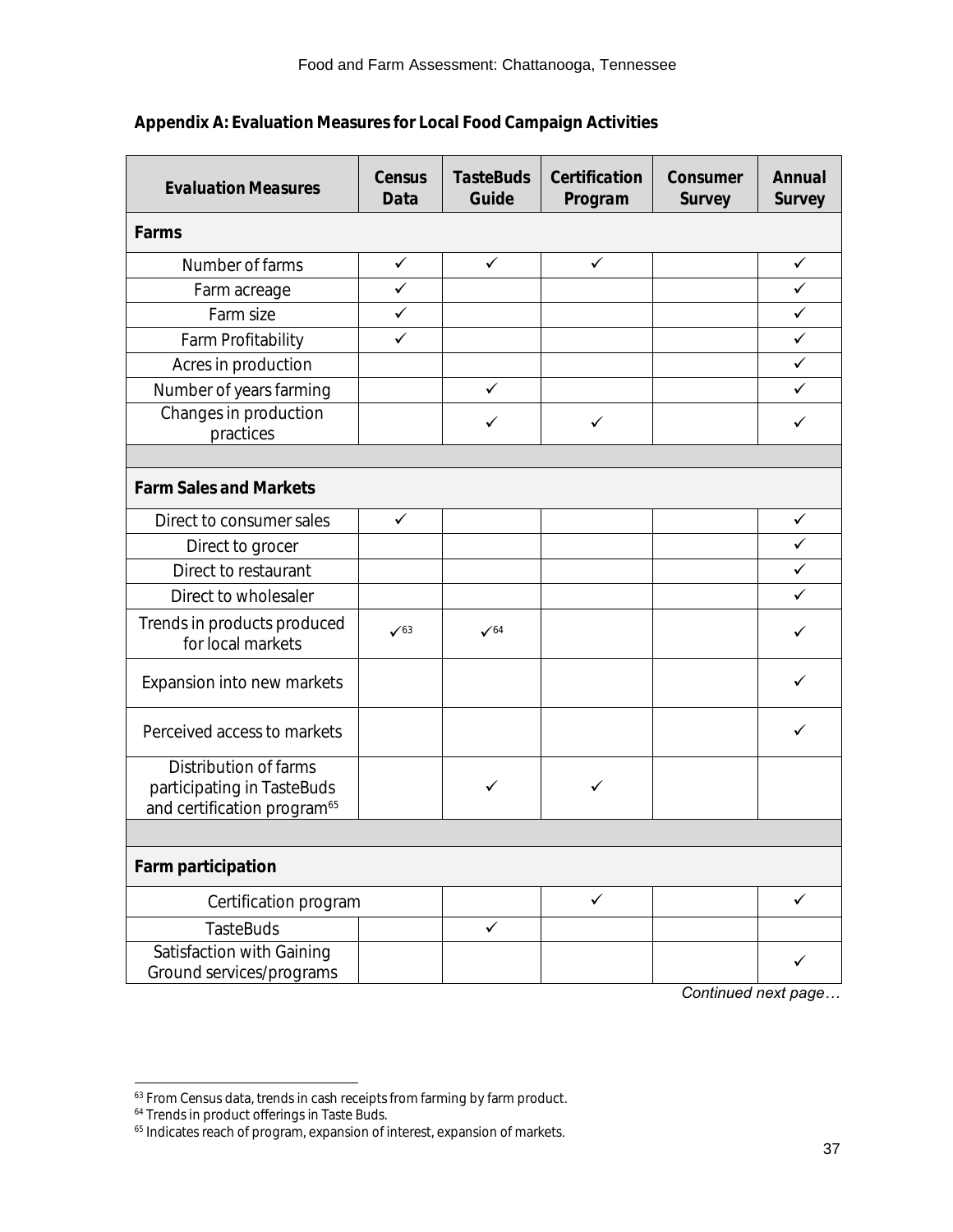## Appendix A: Evaluation Measures for Local Food Campaign Activities

| Evaluation Measures | Census Data | TasteBuds Guide | Certification Program | Consumer Survey | Annual Survey |
|---|---|---|---|---|---|
| **Farms** | | | | | |
| Number of farms | ✓ | ✓ | ✓ | | ✓ |
| Farm acreage | ✓ | | | | ✓ |
| Farm size | ✓ | | | | ✓ |
| Farm Profitability | ✓ | | | | ✓ |
| Acres in production | | | | | ✓ |
| Number of years farming | | ✓ | | | ✓ |
| Changes in production practices | | ✓ | ✓ | | ✓ |
| | | | | | |
| **Farm Sales and Markets** | | | | | |
| Direct to consumer sales | ✓ | | | | ✓ |
| Direct to grocer | | | | | ✓ |
| Direct to restaurant | | | | | ✓ |
| Direct to wholesaler | | | | | ✓ |
| Trends in products produced for local markets | ✓[63] | ✓[64] | | | ✓ |
| Expansion into new markets | | | | | ✓ |
| Perceived access to markets | | | | | ✓ |
| Distribution of farms participating in TasteBuds and certification program[65] | | ✓ | ✓ | | |
| | | | | | |
| **Farm participation** | | | | | |
| Certification program | | | ✓ | | ✓ |
| TasteBuds | | ✓ | | | |
| Satisfaction with Gaining Ground services/programs | | | | | ✓ |

*Continued next page…*

[63] From Census data, trends in cash receipts from farming by farm product.
[64] Trends in product offerings in Taste Buds.
[65] Indicates reach of program, expansion of interest, expansion of markets.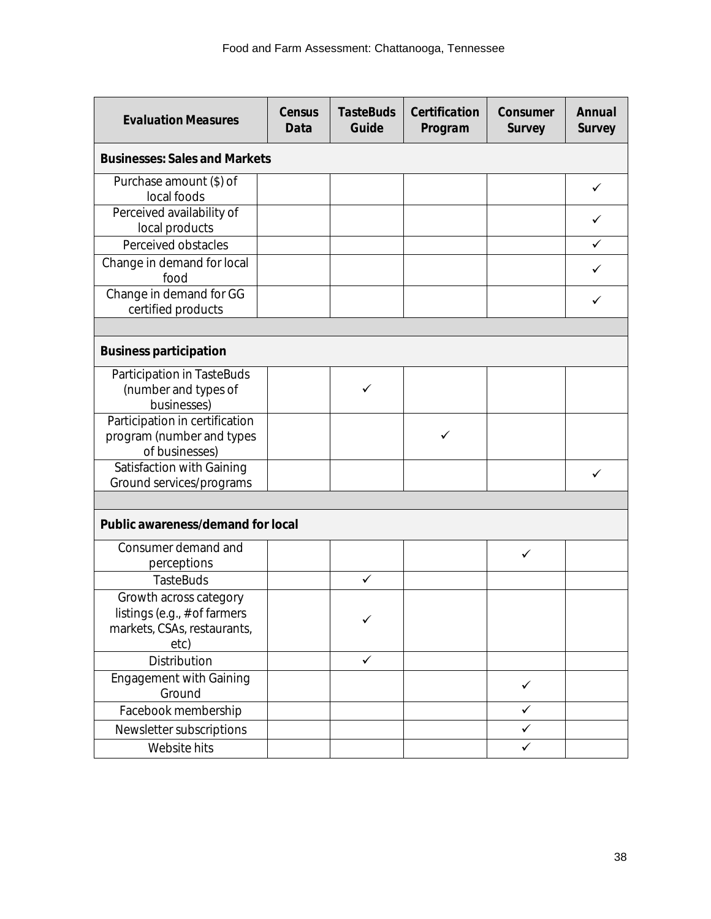| Evaluation Measures | Census Data | TasteBuds Guide | Certification Program | Consumer Survey | Annual Survey |
|---|---|---|---|---|---|
| **Businesses: Sales and Markets** | | | | | |
| Purchase amount ($) of local foods | | | | | ✓ |
| Perceived availability of local products | | | | | ✓ |
| Perceived obstacles | | | | | ✓ |
| Change in demand for local food | | | | | ✓ |
| Change in demand for GG certified products | | | | | ✓ |
| | | | | | |
| **Business participation** | | | | | |
| Participation in TasteBuds (number and types of businesses) | | ✓ | | | |
| Participation in certification program (number and types of businesses) | | | ✓ | | |
| Satisfaction with Gaining Ground services/programs | | | | | ✓ |
| | | | | | |
| **Public awareness/demand for local** | | | | | |
| Consumer demand and perceptions | | | | ✓ | |
| TasteBuds | | ✓ | | | |
| Growth across category listings (e.g., # of farmers markets, CSAs, restaurants, etc) | | ✓ | | | |
| Distribution | | ✓ | | | |
| Engagement with Gaining Ground | | | | ✓ | |
| Facebook membership | | | | ✓ | |
| Newsletter subscriptions | | | | ✓ | |
| Website hits | | | | ✓ | |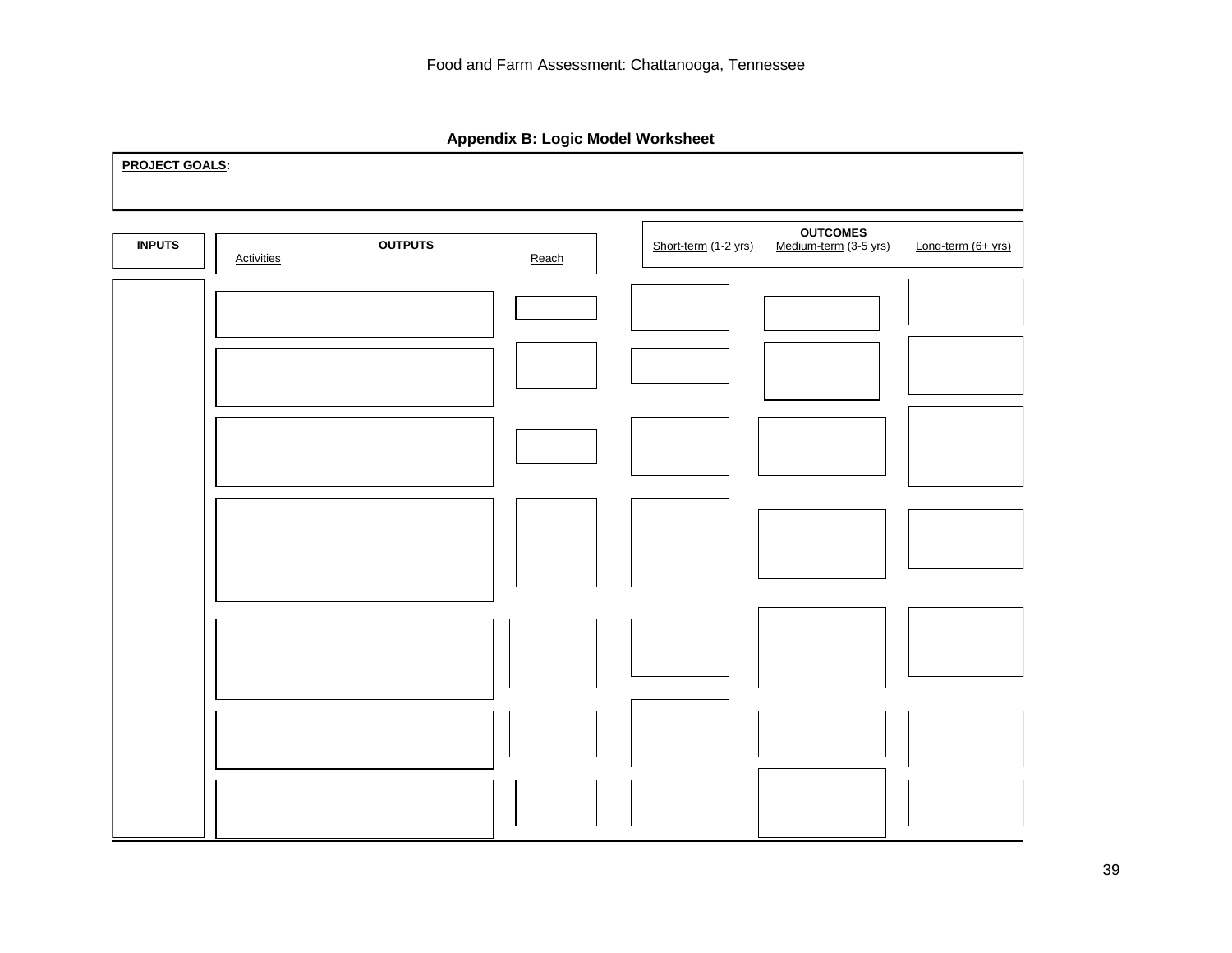## Appendix B: Logic Model Worksheet

**PROJECT GOALS:**

| INPUTS | OUTPUTS | | OUTCOMES | | |
|---|---|---|---|---|---|
| | Activities | Reach | Short-term (1-2 yrs) | Medium-term (3-5 yrs) | Long-term (6+ yrs) |
| | | | | | |
| | | | | | |
| | | | | | |
| | | | | | |
| | | | | | |
| | | | | | |
| | | | | | |